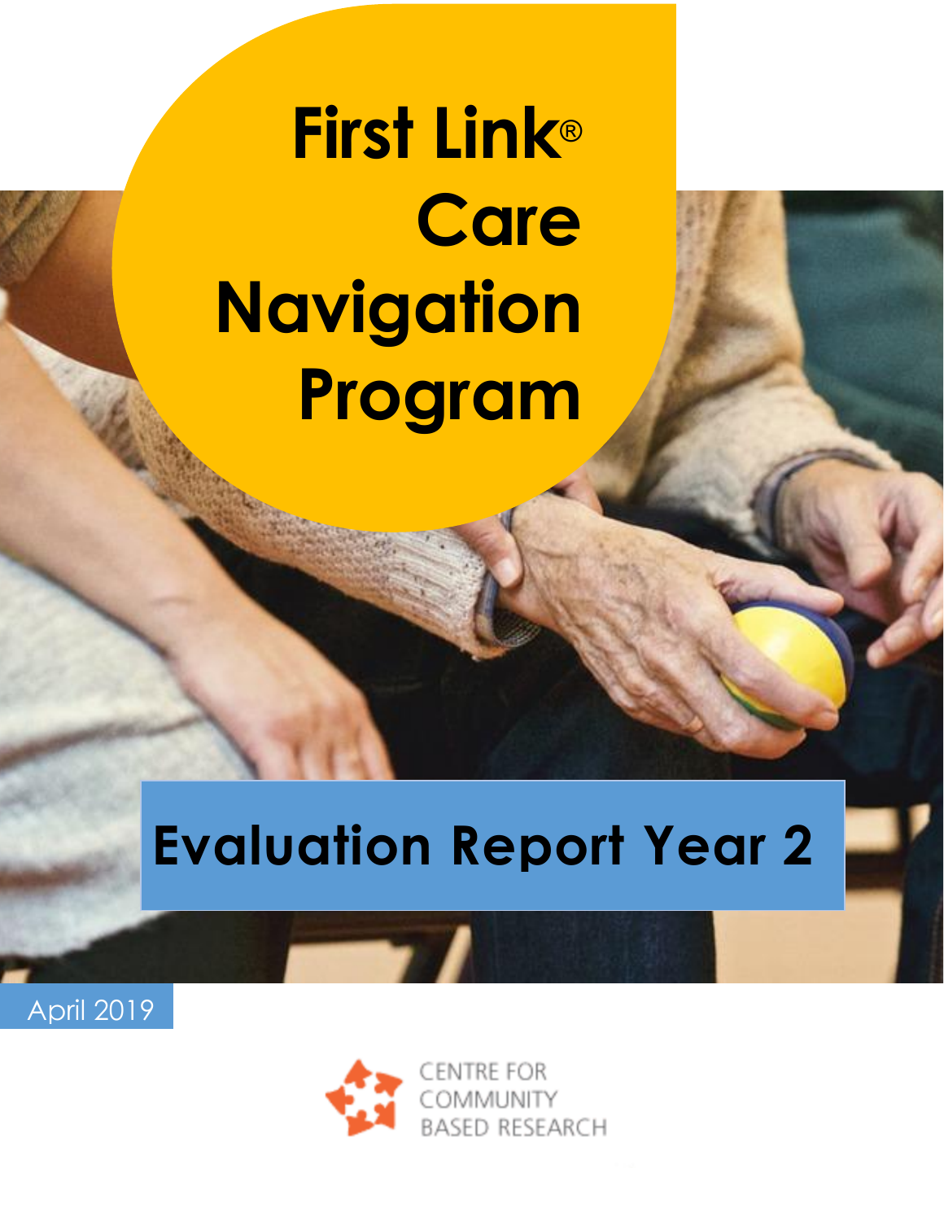# First Link® Care Navigation Program

## Evaluation Report Year 2

April 2019

CENTRE FOR COMMUNITY BASED RESEARCH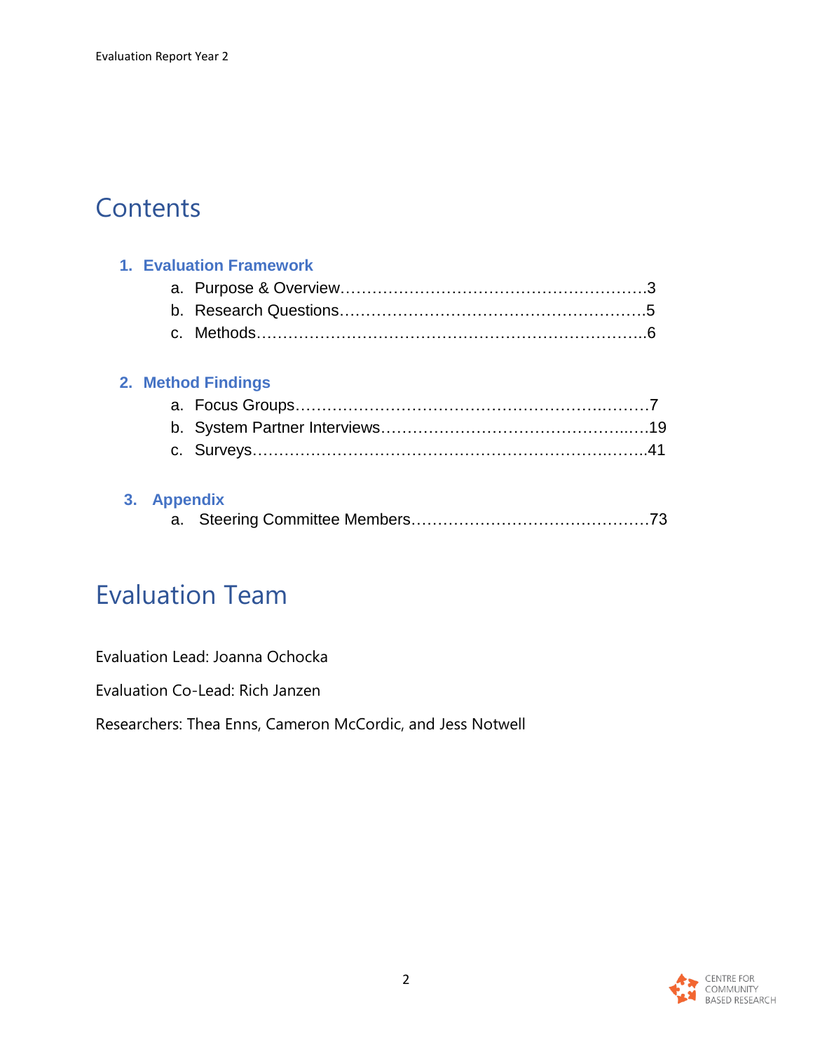# Contents

1. **Evaluation Framework**
   a. Purpose & Overview……………………………………………………3
   b. Research Questions……………………………………………………5
   c. Methods……………………………………………………………………6

2. **Method Findings**
   a. Focus Groups……………………………………………………………7
   b. System Partner Interviews…………………………………………19
   c. Surveys……………………………………………………………………41

3. **Appendix**
   a. Steering Committee Members………………………………………73

# Evaluation Team

Evaluation Lead: Joanna Ochocka

Evaluation Co-Lead: Rich Janzen

Researchers: Thea Enns, Cameron McCordic, and Jess Notwell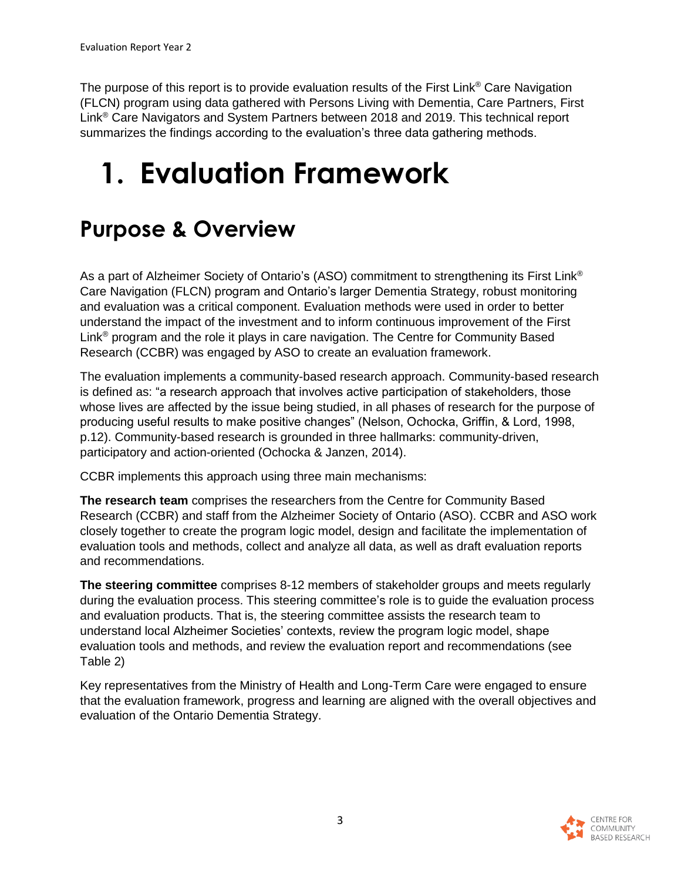The purpose of this report is to provide evaluation results of the First Link® Care Navigation (FLCN) program using data gathered with Persons Living with Dementia, Care Partners, First Link® Care Navigators and System Partners between 2018 and 2019. This technical report summarizes the findings according to the evaluation's three data gathering methods.

# 1. Evaluation Framework

## Purpose & Overview

As a part of Alzheimer Society of Ontario's (ASO) commitment to strengthening its First Link® Care Navigation (FLCN) program and Ontario's larger Dementia Strategy, robust monitoring and evaluation was a critical component. Evaluation methods were used in order to better understand the impact of the investment and to inform continuous improvement of the First Link® program and the role it plays in care navigation. The Centre for Community Based Research (CCBR) was engaged by ASO to create an evaluation framework.

The evaluation implements a community-based research approach. Community-based research is defined as: "a research approach that involves active participation of stakeholders, those whose lives are affected by the issue being studied, in all phases of research for the purpose of producing useful results to make positive changes" (Nelson, Ochocka, Griffin, & Lord, 1998, p.12). Community-based research is grounded in three hallmarks: community-driven, participatory and action-oriented (Ochocka & Janzen, 2014).

CCBR implements this approach using three main mechanisms:

**The research team** comprises the researchers from the Centre for Community Based Research (CCBR) and staff from the Alzheimer Society of Ontario (ASO). CCBR and ASO work closely together to create the program logic model, design and facilitate the implementation of evaluation tools and methods, collect and analyze all data, as well as draft evaluation reports and recommendations.

**The steering committee** comprises 8-12 members of stakeholder groups and meets regularly during the evaluation process. This steering committee's role is to guide the evaluation process and evaluation products. That is, the steering committee assists the research team to understand local Alzheimer Societies' contexts, review the program logic model, shape evaluation tools and methods, and review the evaluation report and recommendations (see Table 2)

Key representatives from the Ministry of Health and Long-Term Care were engaged to ensure that the evaluation framework, progress and learning are aligned with the overall objectives and evaluation of the Ontario Dementia Strategy.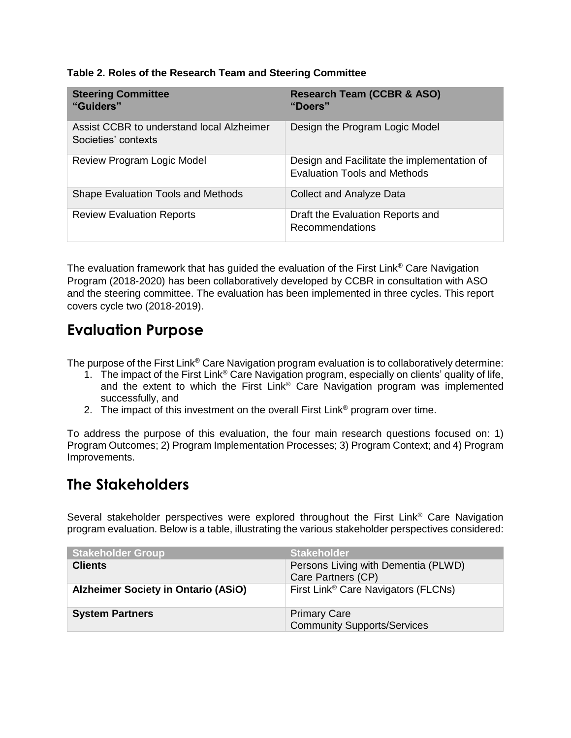**Table 2. Roles of the Research Team and Steering Committee**

| Steering Committee "Guiders" | Research Team (CCBR & ASO) "Doers" |
|---|---|
| Assist CCBR to understand local Alzheimer Societies' contexts | Design the Program Logic Model |
| Review Program Logic Model | Design and Facilitate the implementation of Evaluation Tools and Methods |
| Shape Evaluation Tools and Methods | Collect and Analyze Data |
| Review Evaluation Reports | Draft the Evaluation Reports and Recommendations |

The evaluation framework that has guided the evaluation of the First Link® Care Navigation Program (2018-2020) has been collaboratively developed by CCBR in consultation with ASO and the steering committee. The evaluation has been implemented in three cycles. This report covers cycle two (2018-2019).

# Evaluation Purpose

The purpose of the First Link® Care Navigation program evaluation is to collaboratively determine:

1. The impact of the First Link® Care Navigation program, especially on clients' quality of life, and the extent to which the First Link® Care Navigation program was implemented successfully, and
2. The impact of this investment on the overall First Link® program over time.

To address the purpose of this evaluation, the four main research questions focused on: 1) Program Outcomes; 2) Program Implementation Processes; 3) Program Context; and 4) Program Improvements.

# The Stakeholders

Several stakeholder perspectives were explored throughout the First Link® Care Navigation program evaluation. Below is a table, illustrating the various stakeholder perspectives considered:

| Stakeholder Group | Stakeholder |
|---|---|
| **Clients** | Persons Living with Dementia (PLWD)<br>Care Partners (CP) |
| **Alzheimer Society in Ontario (ASiO)** | First Link® Care Navigators (FLCNs) |
| **System Partners** | Primary Care<br>Community Supports/Services |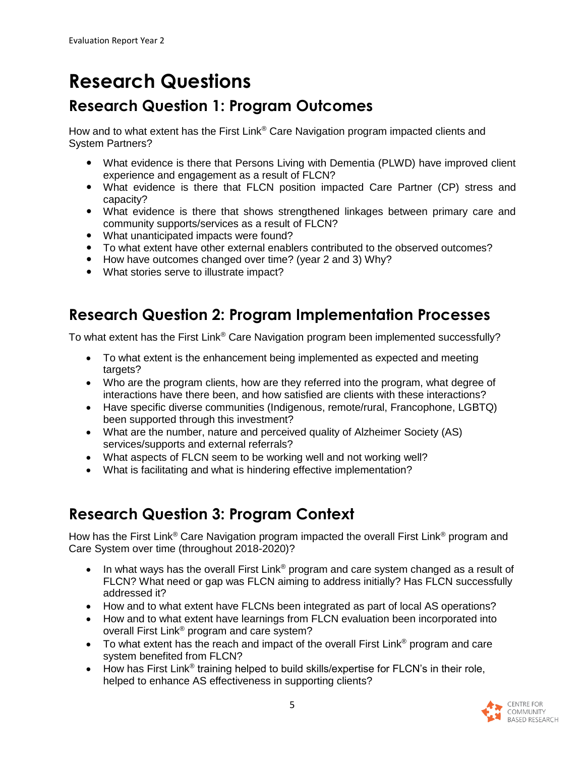# Research Questions

## Research Question 1: Program Outcomes

How and to what extent has the First Link® Care Navigation program impacted clients and System Partners?

- What evidence is there that Persons Living with Dementia (PLWD) have improved client experience and engagement as a result of FLCN?
- What evidence is there that FLCN position impacted Care Partner (CP) stress and capacity?
- What evidence is there that shows strengthened linkages between primary care and community supports/services as a result of FLCN?
- What unanticipated impacts were found?
- To what extent have other external enablers contributed to the observed outcomes?
- How have outcomes changed over time? (year 2 and 3) Why?
- What stories serve to illustrate impact?

## Research Question 2: Program Implementation Processes

To what extent has the First Link® Care Navigation program been implemented successfully?

- To what extent is the enhancement being implemented as expected and meeting targets?
- Who are the program clients, how are they referred into the program, what degree of interactions have there been, and how satisfied are clients with these interactions?
- Have specific diverse communities (Indigenous, remote/rural, Francophone, LGBTQ) been supported through this investment?
- What are the number, nature and perceived quality of Alzheimer Society (AS) services/supports and external referrals?
- What aspects of FLCN seem to be working well and not working well?
- What is facilitating and what is hindering effective implementation?

## Research Question 3: Program Context

How has the First Link® Care Navigation program impacted the overall First Link® program and Care System over time (throughout 2018-2020)?

- In what ways has the overall First Link® program and care system changed as a result of FLCN? What need or gap was FLCN aiming to address initially? Has FLCN successfully addressed it?
- How and to what extent have FLCNs been integrated as part of local AS operations?
- How and to what extent have learnings from FLCN evaluation been incorporated into overall First Link® program and care system?
- To what extent has the reach and impact of the overall First Link® program and care system benefited from FLCN?
- How has First Link® training helped to build skills/expertise for FLCN's in their role, helped to enhance AS effectiveness in supporting clients?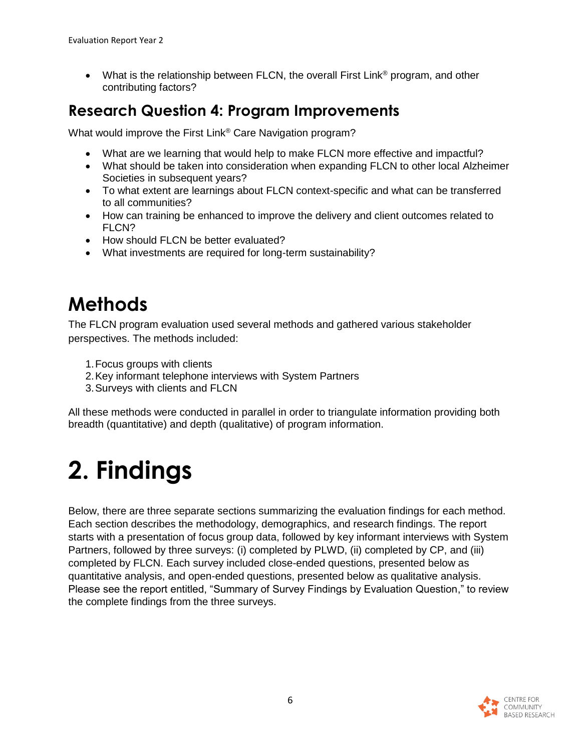- What is the relationship between FLCN, the overall First Link® program, and other contributing factors?

## Research Question 4: Program Improvements

What would improve the First Link® Care Navigation program?

- What are we learning that would help to make FLCN more effective and impactful?
- What should be taken into consideration when expanding FLCN to other local Alzheimer Societies in subsequent years?
- To what extent are learnings about FLCN context-specific and what can be transferred to all communities?
- How can training be enhanced to improve the delivery and client outcomes related to FLCN?
- How should FLCN be better evaluated?
- What investments are required for long-term sustainability?

# Methods

The FLCN program evaluation used several methods and gathered various stakeholder perspectives. The methods included:

1. Focus groups with clients
2. Key informant telephone interviews with System Partners
3. Surveys with clients and FLCN

All these methods were conducted in parallel in order to triangulate information providing both breadth (quantitative) and depth (qualitative) of program information.

# 2. Findings

Below, there are three separate sections summarizing the evaluation findings for each method. Each section describes the methodology, demographics, and research findings. The report starts with a presentation of focus group data, followed by key informant interviews with System Partners, followed by three surveys: (i) completed by PLWD, (ii) completed by CP, and (iii) completed by FLCN. Each survey included close-ended questions, presented below as quantitative analysis, and open-ended questions, presented below as qualitative analysis. Please see the report entitled, "Summary of Survey Findings by Evaluation Question," to review the complete findings from the three surveys.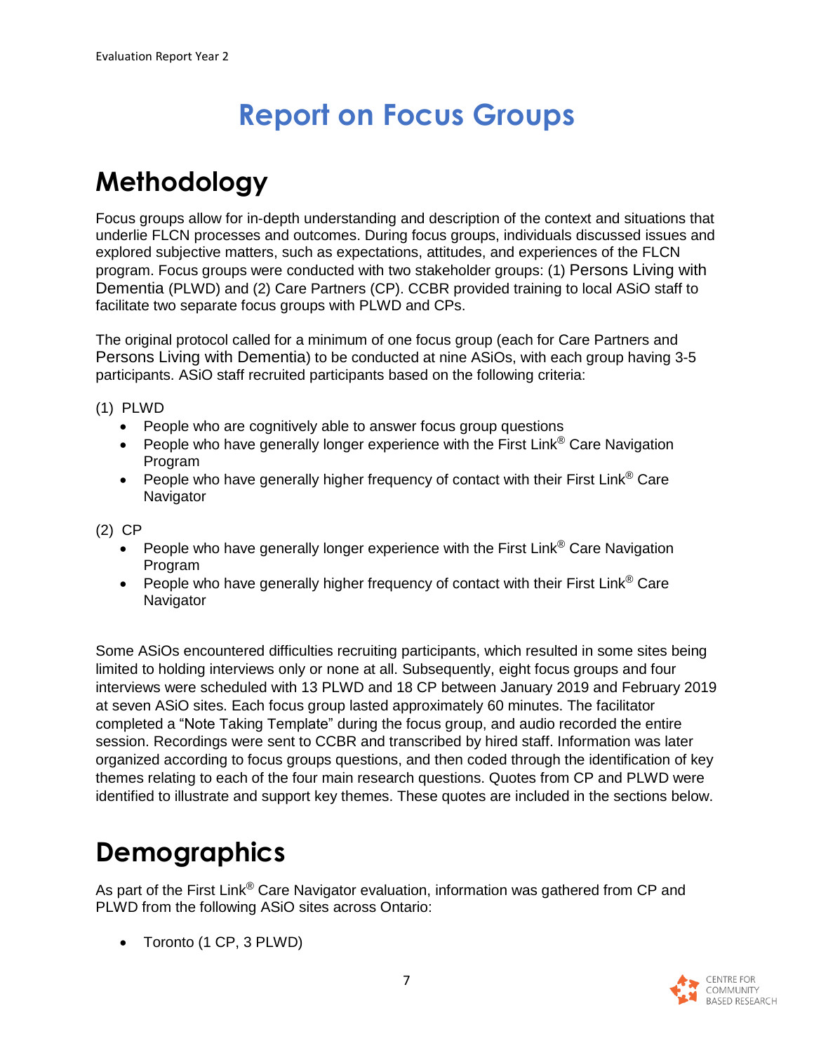# Report on Focus Groups

## Methodology

Focus groups allow for in-depth understanding and description of the context and situations that underlie FLCN processes and outcomes. During focus groups, individuals discussed issues and explored subjective matters, such as expectations, attitudes, and experiences of the FLCN program. Focus groups were conducted with two stakeholder groups: (1) Persons Living with Dementia (PLWD) and (2) Care Partners (CP). CCBR provided training to local ASiO staff to facilitate two separate focus groups with PLWD and CPs.

The original protocol called for a minimum of one focus group (each for Care Partners and Persons Living with Dementia) to be conducted at nine ASiOs, with each group having 3-5 participants. ASiO staff recruited participants based on the following criteria:

(1) PLWD

- People who are cognitively able to answer focus group questions
- People who have generally longer experience with the First Link® Care Navigation Program
- People who have generally higher frequency of contact with their First Link® Care Navigator

(2) CP

- People who have generally longer experience with the First Link® Care Navigation Program
- People who have generally higher frequency of contact with their First Link® Care Navigator

Some ASiOs encountered difficulties recruiting participants, which resulted in some sites being limited to holding interviews only or none at all. Subsequently, eight focus groups and four interviews were scheduled with 13 PLWD and 18 CP between January 2019 and February 2019 at seven ASiO sites. Each focus group lasted approximately 60 minutes. The facilitator completed a "Note Taking Template" during the focus group, and audio recorded the entire session. Recordings were sent to CCBR and transcribed by hired staff. Information was later organized according to focus groups questions, and then coded through the identification of key themes relating to each of the four main research questions. Quotes from CP and PLWD were identified to illustrate and support key themes. These quotes are included in the sections below.

## Demographics

As part of the First Link® Care Navigator evaluation, information was gathered from CP and PLWD from the following ASiO sites across Ontario:

- Toronto (1 CP, 3 PLWD)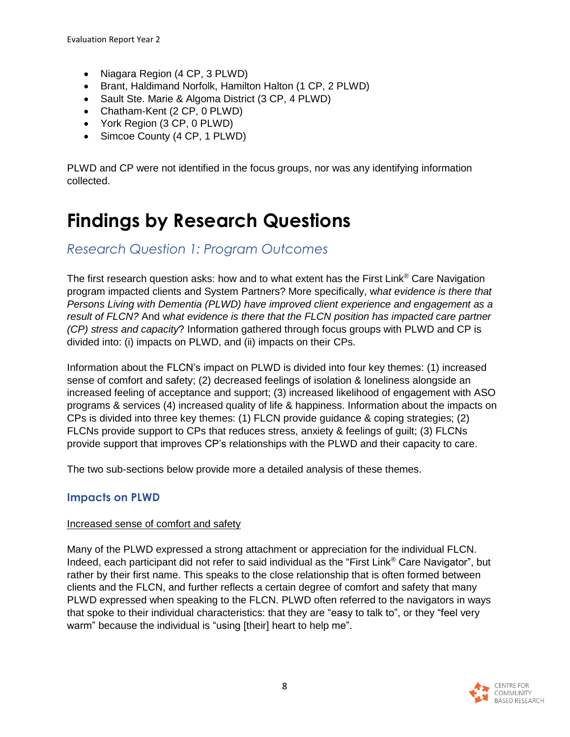- Niagara Region (4 CP, 3 PLWD)
- Brant, Haldimand Norfolk, Hamilton Halton (1 CP, 2 PLWD)
- Sault Ste. Marie & Algoma District (3 CP, 4 PLWD)
- Chatham-Kent (2 CP, 0 PLWD)
- York Region (3 CP, 0 PLWD)
- Simcoe County (4 CP, 1 PLWD)

PLWD and CP were not identified in the focus groups, nor was any identifying information collected.

# Findings by Research Questions

## *Research Question 1: Program Outcomes*

The first research question asks: how and to what extent has the First Link® Care Navigation program impacted clients and System Partners? More specifically, w*hat evidence is there that Persons Living with Dementia (PLWD) have improved client experience and engagement as a result of FLCN?* And w*hat evidence is there that the FLCN position has impacted care partner (CP) stress and capacity*? Information gathered through focus groups with PLWD and CP is divided into: (i) impacts on PLWD, and (ii) impacts on their CPs.

Information about the FLCN's impact on PLWD is divided into four key themes: (1) increased sense of comfort and safety; (2) decreased feelings of isolation & loneliness alongside an increased feeling of acceptance and support; (3) increased likelihood of engagement with ASO programs & services (4) increased quality of life & happiness. Information about the impacts on CPs is divided into three key themes: (1) FLCN provide guidance & coping strategies; (2) FLCNs provide support to CPs that reduces stress, anxiety & feelings of guilt; (3) FLCNs provide support that improves CP's relationships with the PLWD and their capacity to care.

The two sub-sections below provide more a detailed analysis of these themes.

### Impacts on PLWD

Increased sense of comfort and safety

Many of the PLWD expressed a strong attachment or appreciation for the individual FLCN. Indeed, each participant did not refer to said individual as the "First Link® Care Navigator", but rather by their first name. This speaks to the close relationship that is often formed between clients and the FLCN, and further reflects a certain degree of comfort and safety that many PLWD expressed when speaking to the FLCN. PLWD often referred to the navigators in ways that spoke to their individual characteristics: that they are "easy to talk to", or they "feel very warm" because the individual is "using [their] heart to help me".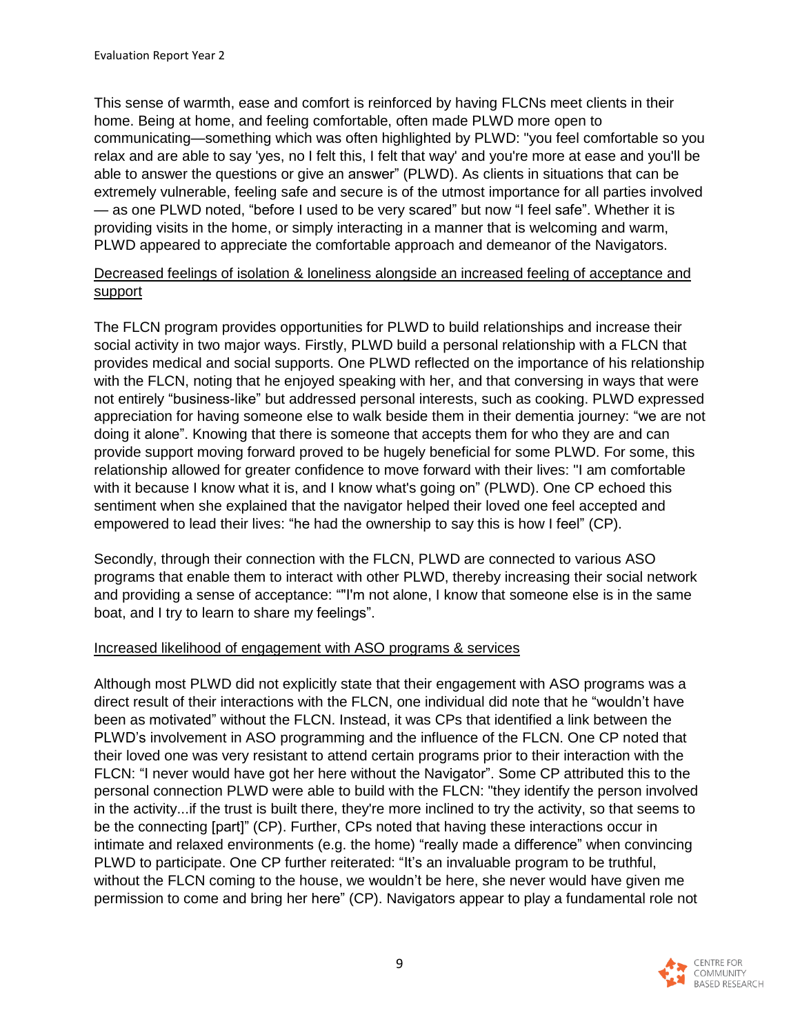This sense of warmth, ease and comfort is reinforced by having FLCNs meet clients in their home. Being at home, and feeling comfortable, often made PLWD more open to communicating—something which was often highlighted by PLWD: "you feel comfortable so you relax and are able to say 'yes, no I felt this, I felt that way' and you're more at ease and you'll be able to answer the questions or give an answer" (PLWD). As clients in situations that can be extremely vulnerable, feeling safe and secure is of the utmost importance for all parties involved — as one PLWD noted, "before I used to be very scared" but now "I feel safe". Whether it is providing visits in the home, or simply interacting in a manner that is welcoming and warm, PLWD appeared to appreciate the comfortable approach and demeanor of the Navigators.

Decreased feelings of isolation & loneliness alongside an increased feeling of acceptance and support

The FLCN program provides opportunities for PLWD to build relationships and increase their social activity in two major ways. Firstly, PLWD build a personal relationship with a FLCN that provides medical and social supports. One PLWD reflected on the importance of his relationship with the FLCN, noting that he enjoyed speaking with her, and that conversing in ways that were not entirely "business-like" but addressed personal interests, such as cooking. PLWD expressed appreciation for having someone else to walk beside them in their dementia journey: "we are not doing it alone". Knowing that there is someone that accepts them for who they are and can provide support moving forward proved to be hugely beneficial for some PLWD. For some, this relationship allowed for greater confidence to move forward with their lives: "I am comfortable with it because I know what it is, and I know what's going on" (PLWD). One CP echoed this sentiment when she explained that the navigator helped their loved one feel accepted and empowered to lead their lives: "he had the ownership to say this is how I feel" (CP).

Secondly, through their connection with the FLCN, PLWD are connected to various ASO programs that enable them to interact with other PLWD, thereby increasing their social network and providing a sense of acceptance: ""I'm not alone, I know that someone else is in the same boat, and I try to learn to share my feelings".

Increased likelihood of engagement with ASO programs & services

Although most PLWD did not explicitly state that their engagement with ASO programs was a direct result of their interactions with the FLCN, one individual did note that he "wouldn't have been as motivated" without the FLCN. Instead, it was CPs that identified a link between the PLWD's involvement in ASO programming and the influence of the FLCN. One CP noted that their loved one was very resistant to attend certain programs prior to their interaction with the FLCN: "I never would have got her here without the Navigator". Some CP attributed this to the personal connection PLWD were able to build with the FLCN: "they identify the person involved in the activity...if the trust is built there, they're more inclined to try the activity, so that seems to be the connecting [part]" (CP). Further, CPs noted that having these interactions occur in intimate and relaxed environments (e.g. the home) "really made a difference" when convincing PLWD to participate. One CP further reiterated: "It's an invaluable program to be truthful, without the FLCN coming to the house, we wouldn't be here, she never would have given me permission to come and bring her here" (CP). Navigators appear to play a fundamental role not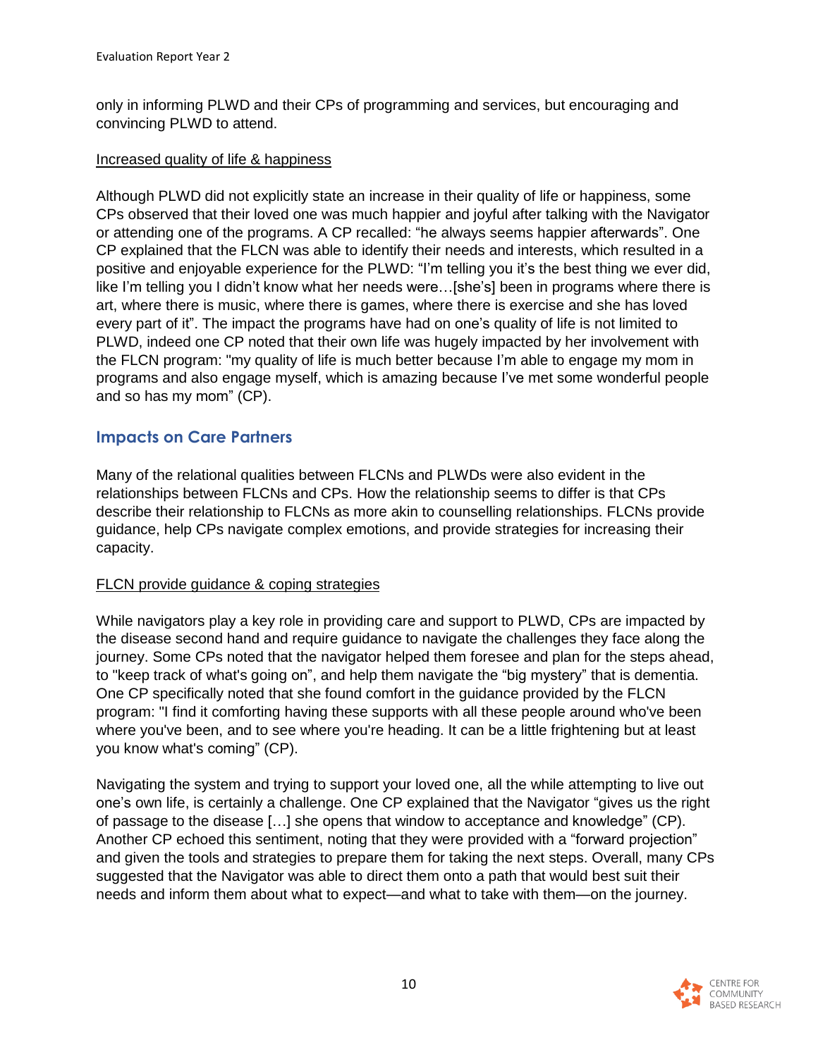only in informing PLWD and their CPs of programming and services, but encouraging and convincing PLWD to attend.

Increased quality of life & happiness

Although PLWD did not explicitly state an increase in their quality of life or happiness, some CPs observed that their loved one was much happier and joyful after talking with the Navigator or attending one of the programs. A CP recalled: "he always seems happier afterwards". One CP explained that the FLCN was able to identify their needs and interests, which resulted in a positive and enjoyable experience for the PLWD: "I'm telling you it's the best thing we ever did, like I'm telling you I didn't know what her needs were…[she's] been in programs where there is art, where there is music, where there is games, where there is exercise and she has loved every part of it". The impact the programs have had on one's quality of life is not limited to PLWD, indeed one CP noted that their own life was hugely impacted by her involvement with the FLCN program: "my quality of life is much better because I'm able to engage my mom in programs and also engage myself, which is amazing because I've met some wonderful people and so has my mom" (CP).

## Impacts on Care Partners

Many of the relational qualities between FLCNs and PLWDs were also evident in the relationships between FLCNs and CPs. How the relationship seems to differ is that CPs describe their relationship to FLCNs as more akin to counselling relationships. FLCNs provide guidance, help CPs navigate complex emotions, and provide strategies for increasing their capacity.

FLCN provide guidance & coping strategies

While navigators play a key role in providing care and support to PLWD, CPs are impacted by the disease second hand and require guidance to navigate the challenges they face along the journey. Some CPs noted that the navigator helped them foresee and plan for the steps ahead, to "keep track of what's going on", and help them navigate the "big mystery" that is dementia. One CP specifically noted that she found comfort in the guidance provided by the FLCN program: "I find it comforting having these supports with all these people around who've been where you've been, and to see where you're heading. It can be a little frightening but at least you know what's coming" (CP).

Navigating the system and trying to support your loved one, all the while attempting to live out one's own life, is certainly a challenge. One CP explained that the Navigator "gives us the right of passage to the disease […] she opens that window to acceptance and knowledge" (CP). Another CP echoed this sentiment, noting that they were provided with a "forward projection" and given the tools and strategies to prepare them for taking the next steps. Overall, many CPs suggested that the Navigator was able to direct them onto a path that would best suit their needs and inform them about what to expect—and what to take with them—on the journey.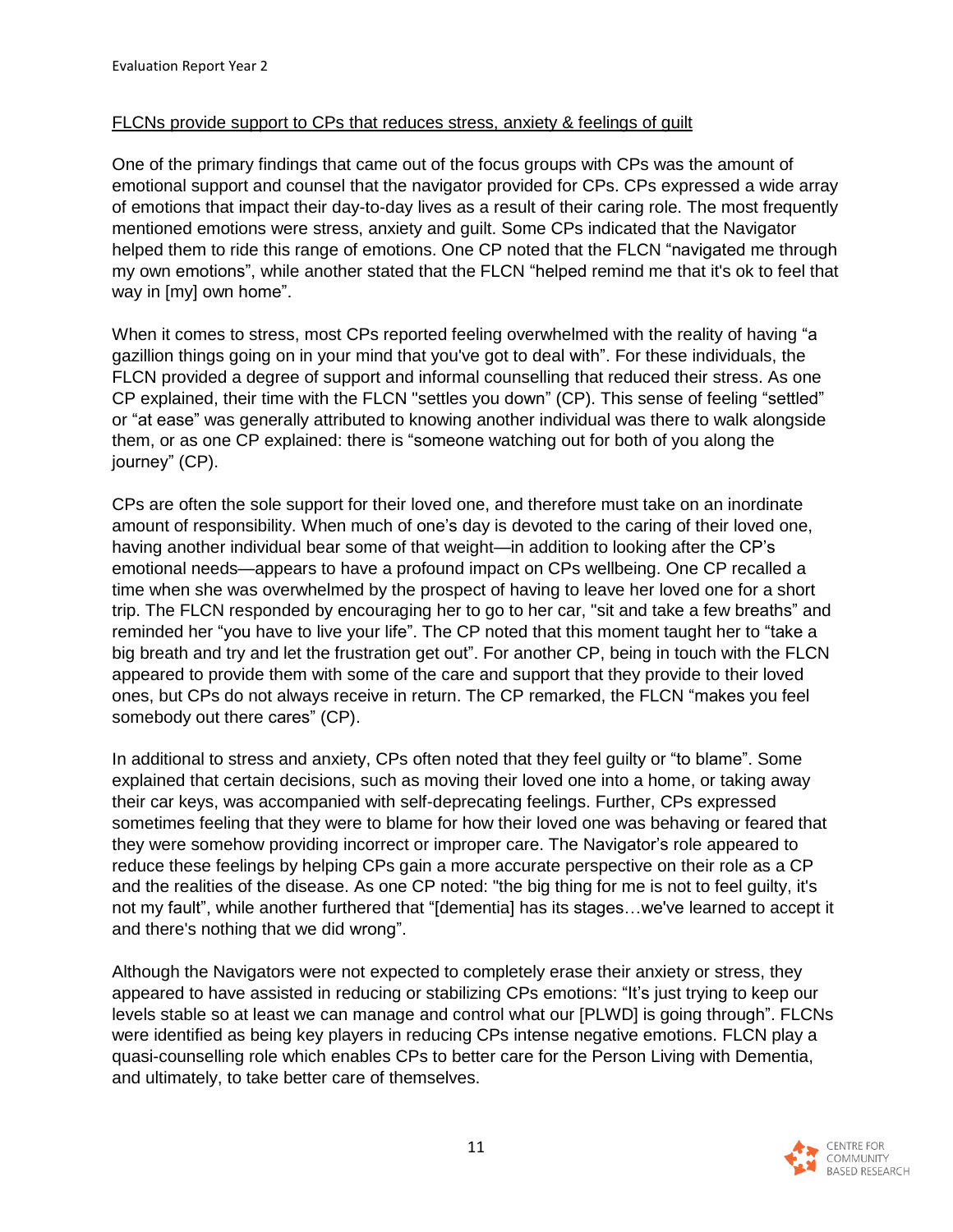FLCNs provide support to CPs that reduces stress, anxiety & feelings of guilt

One of the primary findings that came out of the focus groups with CPs was the amount of emotional support and counsel that the navigator provided for CPs. CPs expressed a wide array of emotions that impact their day-to-day lives as a result of their caring role. The most frequently mentioned emotions were stress, anxiety and guilt. Some CPs indicated that the Navigator helped them to ride this range of emotions. One CP noted that the FLCN "navigated me through my own emotions", while another stated that the FLCN "helped remind me that it's ok to feel that way in [my] own home".

When it comes to stress, most CPs reported feeling overwhelmed with the reality of having "a gazillion things going on in your mind that you've got to deal with". For these individuals, the FLCN provided a degree of support and informal counselling that reduced their stress. As one CP explained, their time with the FLCN "settles you down" (CP). This sense of feeling "settled" or "at ease" was generally attributed to knowing another individual was there to walk alongside them, or as one CP explained: there is "someone watching out for both of you along the journey" (CP).

CPs are often the sole support for their loved one, and therefore must take on an inordinate amount of responsibility. When much of one's day is devoted to the caring of their loved one, having another individual bear some of that weight—in addition to looking after the CP's emotional needs—appears to have a profound impact on CPs wellbeing. One CP recalled a time when she was overwhelmed by the prospect of having to leave her loved one for a short trip. The FLCN responded by encouraging her to go to her car, "sit and take a few breaths" and reminded her "you have to live your life". The CP noted that this moment taught her to "take a big breath and try and let the frustration get out". For another CP, being in touch with the FLCN appeared to provide them with some of the care and support that they provide to their loved ones, but CPs do not always receive in return. The CP remarked, the FLCN "makes you feel somebody out there cares" (CP).

In additional to stress and anxiety, CPs often noted that they feel guilty or "to blame". Some explained that certain decisions, such as moving their loved one into a home, or taking away their car keys, was accompanied with self-deprecating feelings. Further, CPs expressed sometimes feeling that they were to blame for how their loved one was behaving or feared that they were somehow providing incorrect or improper care. The Navigator's role appeared to reduce these feelings by helping CPs gain a more accurate perspective on their role as a CP and the realities of the disease. As one CP noted: "the big thing for me is not to feel guilty, it's not my fault", while another furthered that "[dementia] has its stages…we've learned to accept it and there's nothing that we did wrong".

Although the Navigators were not expected to completely erase their anxiety or stress, they appeared to have assisted in reducing or stabilizing CPs emotions: "It's just trying to keep our levels stable so at least we can manage and control what our [PLWD] is going through". FLCNs were identified as being key players in reducing CPs intense negative emotions. FLCN play a quasi-counselling role which enables CPs to better care for the Person Living with Dementia, and ultimately, to take better care of themselves.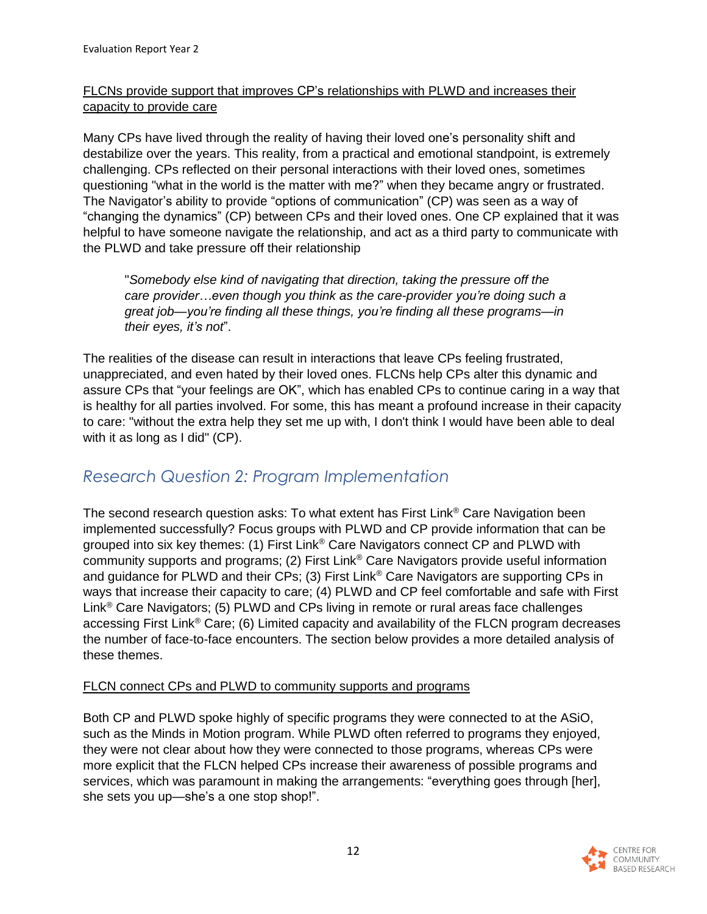FLCNs provide support that improves CP's relationships with PLWD and increases their capacity to provide care

Many CPs have lived through the reality of having their loved one's personality shift and destabilize over the years. This reality, from a practical and emotional standpoint, is extremely challenging. CPs reflected on their personal interactions with their loved ones, sometimes questioning "what in the world is the matter with me?" when they became angry or frustrated. The Navigator's ability to provide "options of communication" (CP) was seen as a way of "changing the dynamics" (CP) between CPs and their loved ones. One CP explained that it was helpful to have someone navigate the relationship, and act as a third party to communicate with the PLWD and take pressure off their relationship

> "*Somebody else kind of navigating that direction, taking the pressure off the care provider…even though you think as the care-provider you're doing such a great job—you're finding all these things, you're finding all these programs—in their eyes, it's not*".

The realities of the disease can result in interactions that leave CPs feeling frustrated, unappreciated, and even hated by their loved ones. FLCNs help CPs alter this dynamic and assure CPs that "your feelings are OK", which has enabled CPs to continue caring in a way that is healthy for all parties involved. For some, this has meant a profound increase in their capacity to care: "without the extra help they set me up with, I don't think I would have been able to deal with it as long as I did" (CP).

## *Research Question 2: Program Implementation*

The second research question asks: To what extent has First Link® Care Navigation been implemented successfully? Focus groups with PLWD and CP provide information that can be grouped into six key themes: (1) First Link® Care Navigators connect CP and PLWD with community supports and programs; (2) First Link® Care Navigators provide useful information and guidance for PLWD and their CPs; (3) First Link® Care Navigators are supporting CPs in ways that increase their capacity to care; (4) PLWD and CP feel comfortable and safe with First Link® Care Navigators; (5) PLWD and CPs living in remote or rural areas face challenges accessing First Link® Care; (6) Limited capacity and availability of the FLCN program decreases the number of face-to-face encounters. The section below provides a more detailed analysis of these themes.

FLCN connect CPs and PLWD to community supports and programs

Both CP and PLWD spoke highly of specific programs they were connected to at the ASiO, such as the Minds in Motion program. While PLWD often referred to programs they enjoyed, they were not clear about how they were connected to those programs, whereas CPs were more explicit that the FLCN helped CPs increase their awareness of possible programs and services, which was paramount in making the arrangements: "everything goes through [her], she sets you up—she's a one stop shop!".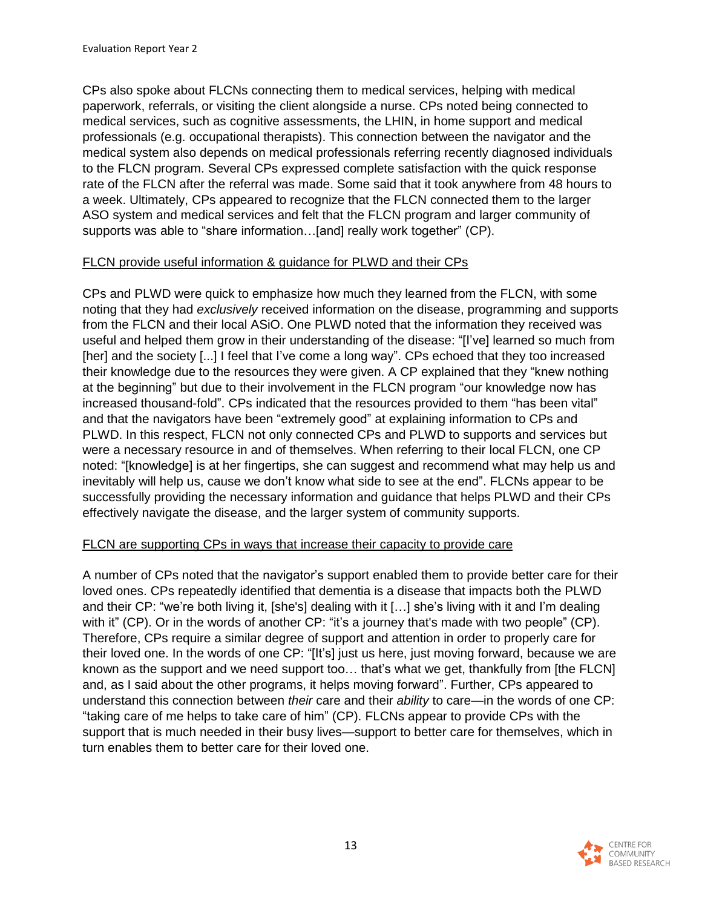CPs also spoke about FLCNs connecting them to medical services, helping with medical paperwork, referrals, or visiting the client alongside a nurse. CPs noted being connected to medical services, such as cognitive assessments, the LHIN, in home support and medical professionals (e.g. occupational therapists). This connection between the navigator and the medical system also depends on medical professionals referring recently diagnosed individuals to the FLCN program. Several CPs expressed complete satisfaction with the quick response rate of the FLCN after the referral was made. Some said that it took anywhere from 48 hours to a week. Ultimately, CPs appeared to recognize that the FLCN connected them to the larger ASO system and medical services and felt that the FLCN program and larger community of supports was able to "share information…[and] really work together" (CP).

<u>FLCN provide useful information & guidance for PLWD and their CPs</u>

CPs and PLWD were quick to emphasize how much they learned from the FLCN, with some noting that they had *exclusively* received information on the disease, programming and supports from the FLCN and their local ASiO. One PLWD noted that the information they received was useful and helped them grow in their understanding of the disease: "[I've] learned so much from [her] and the society [...] I feel that I've come a long way". CPs echoed that they too increased their knowledge due to the resources they were given. A CP explained that they "knew nothing at the beginning" but due to their involvement in the FLCN program "our knowledge now has increased thousand-fold". CPs indicated that the resources provided to them "has been vital" and that the navigators have been "extremely good" at explaining information to CPs and PLWD. In this respect, FLCN not only connected CPs and PLWD to supports and services but were a necessary resource in and of themselves. When referring to their local FLCN, one CP noted: "[knowledge] is at her fingertips, she can suggest and recommend what may help us and inevitably will help us, cause we don't know what side to see at the end". FLCNs appear to be successfully providing the necessary information and guidance that helps PLWD and their CPs effectively navigate the disease, and the larger system of community supports.

<u>FLCN are supporting CPs in ways that increase their capacity to provide care</u>

A number of CPs noted that the navigator's support enabled them to provide better care for their loved ones. CPs repeatedly identified that dementia is a disease that impacts both the PLWD and their CP: "we're both living it, [she's] dealing with it […] she's living with it and I'm dealing with it" (CP). Or in the words of another CP: "it's a journey that's made with two people" (CP). Therefore, CPs require a similar degree of support and attention in order to properly care for their loved one. In the words of one CP: "[It's] just us here, just moving forward, because we are known as the support and we need support too… that's what we get, thankfully from [the FLCN] and, as I said about the other programs, it helps moving forward". Further, CPs appeared to understand this connection between *their* care and their *ability* to care—in the words of one CP: "taking care of me helps to take care of him" (CP). FLCNs appear to provide CPs with the support that is much needed in their busy lives—support to better care for themselves, which in turn enables them to better care for their loved one.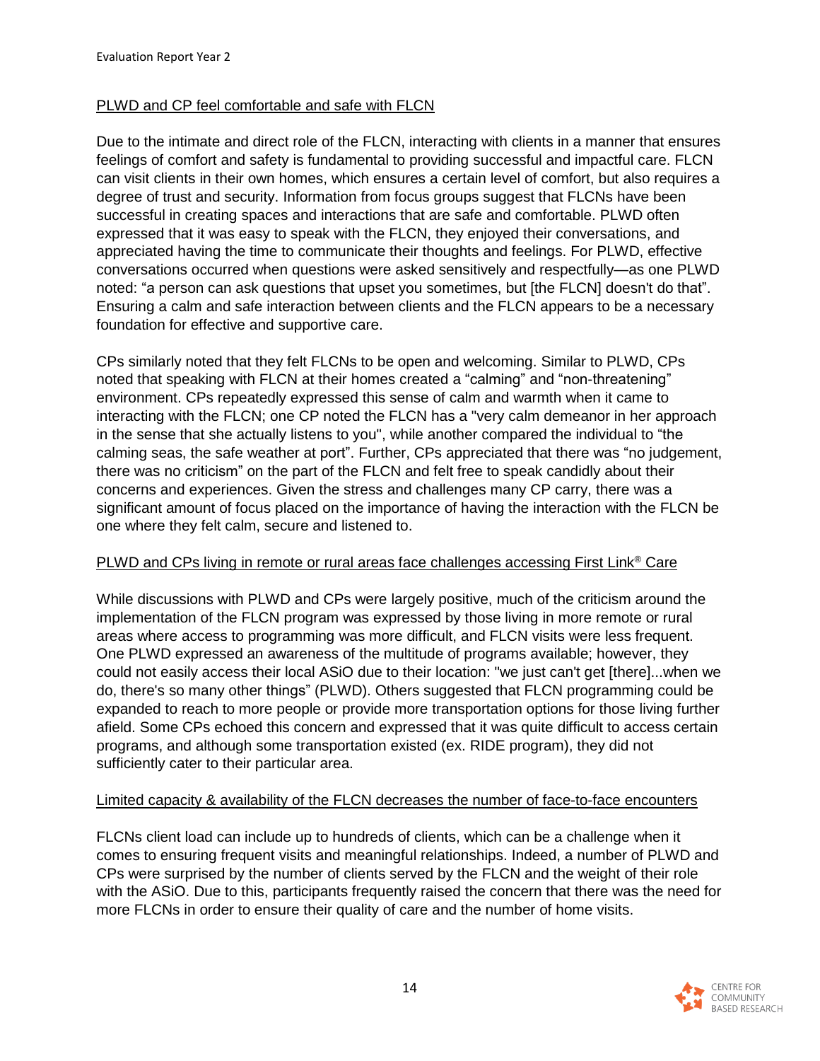### PLWD and CP feel comfortable and safe with FLCN

Due to the intimate and direct role of the FLCN, interacting with clients in a manner that ensures feelings of comfort and safety is fundamental to providing successful and impactful care. FLCN can visit clients in their own homes, which ensures a certain level of comfort, but also requires a degree of trust and security. Information from focus groups suggest that FLCNs have been successful in creating spaces and interactions that are safe and comfortable. PLWD often expressed that it was easy to speak with the FLCN, they enjoyed their conversations, and appreciated having the time to communicate their thoughts and feelings. For PLWD, effective conversations occurred when questions were asked sensitively and respectfully—as one PLWD noted: "a person can ask questions that upset you sometimes, but [the FLCN] doesn't do that". Ensuring a calm and safe interaction between clients and the FLCN appears to be a necessary foundation for effective and supportive care.

CPs similarly noted that they felt FLCNs to be open and welcoming. Similar to PLWD, CPs noted that speaking with FLCN at their homes created a "calming" and "non-threatening" environment. CPs repeatedly expressed this sense of calm and warmth when it came to interacting with the FLCN; one CP noted the FLCN has a "very calm demeanor in her approach in the sense that she actually listens to you", while another compared the individual to "the calming seas, the safe weather at port". Further, CPs appreciated that there was "no judgement, there was no criticism" on the part of the FLCN and felt free to speak candidly about their concerns and experiences. Given the stress and challenges many CP carry, there was a significant amount of focus placed on the importance of having the interaction with the FLCN be one where they felt calm, secure and listened to.

### PLWD and CPs living in remote or rural areas face challenges accessing First Link® Care

While discussions with PLWD and CPs were largely positive, much of the criticism around the implementation of the FLCN program was expressed by those living in more remote or rural areas where access to programming was more difficult, and FLCN visits were less frequent. One PLWD expressed an awareness of the multitude of programs available; however, they could not easily access their local ASiO due to their location: "we just can't get [there]...when we do, there's so many other things" (PLWD). Others suggested that FLCN programming could be expanded to reach to more people or provide more transportation options for those living further afield. Some CPs echoed this concern and expressed that it was quite difficult to access certain programs, and although some transportation existed (ex. RIDE program), they did not sufficiently cater to their particular area.

### Limited capacity & availability of the FLCN decreases the number of face-to-face encounters

FLCNs client load can include up to hundreds of clients, which can be a challenge when it comes to ensuring frequent visits and meaningful relationships. Indeed, a number of PLWD and CPs were surprised by the number of clients served by the FLCN and the weight of their role with the ASiO. Due to this, participants frequently raised the concern that there was the need for more FLCNs in order to ensure their quality of care and the number of home visits.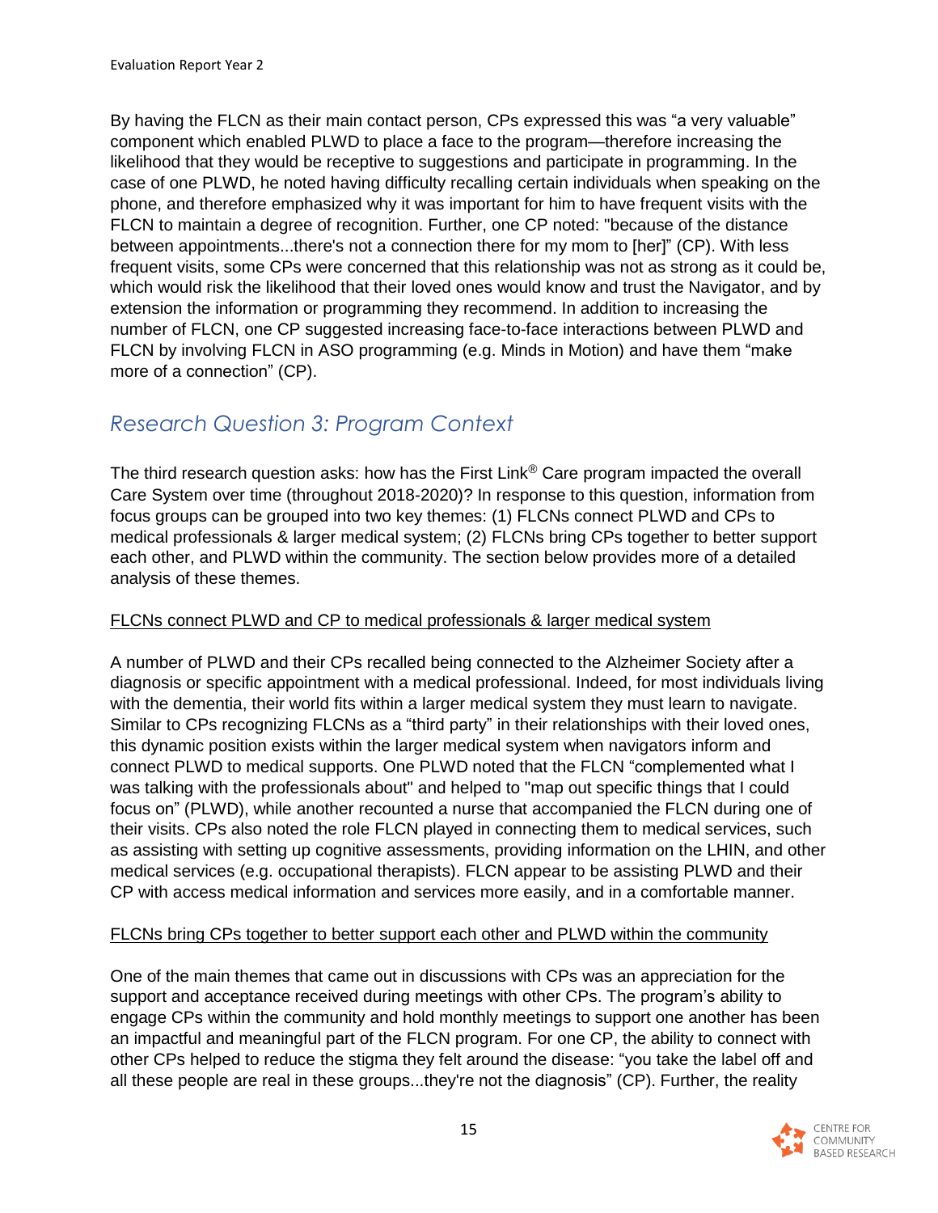By having the FLCN as their main contact person, CPs expressed this was "a very valuable" component which enabled PLWD to place a face to the program—therefore increasing the likelihood that they would be receptive to suggestions and participate in programming. In the case of one PLWD, he noted having difficulty recalling certain individuals when speaking on the phone, and therefore emphasized why it was important for him to have frequent visits with the FLCN to maintain a degree of recognition. Further, one CP noted: "because of the distance between appointments...there's not a connection there for my mom to [her]" (CP). With less frequent visits, some CPs were concerned that this relationship was not as strong as it could be, which would risk the likelihood that their loved ones would know and trust the Navigator, and by extension the information or programming they recommend. In addition to increasing the number of FLCN, one CP suggested increasing face-to-face interactions between PLWD and FLCN by involving FLCN in ASO programming (e.g. Minds in Motion) and have them "make more of a connection" (CP).

## *Research Question 3: Program Context*

The third research question asks: how has the First Link® Care program impacted the overall Care System over time (throughout 2018-2020)? In response to this question, information from focus groups can be grouped into two key themes: (1) FLCNs connect PLWD and CPs to medical professionals & larger medical system; (2) FLCNs bring CPs together to better support each other, and PLWD within the community. The section below provides more of a detailed analysis of these themes.

<u>FLCNs connect PLWD and CP to medical professionals & larger medical system</u>

A number of PLWD and their CPs recalled being connected to the Alzheimer Society after a diagnosis or specific appointment with a medical professional. Indeed, for most individuals living with the dementia, their world fits within a larger medical system they must learn to navigate. Similar to CPs recognizing FLCNs as a "third party" in their relationships with their loved ones, this dynamic position exists within the larger medical system when navigators inform and connect PLWD to medical supports. One PLWD noted that the FLCN "complemented what I was talking with the professionals about" and helped to "map out specific things that I could focus on" (PLWD), while another recounted a nurse that accompanied the FLCN during one of their visits. CPs also noted the role FLCN played in connecting them to medical services, such as assisting with setting up cognitive assessments, providing information on the LHIN, and other medical services (e.g. occupational therapists). FLCN appear to be assisting PLWD and their CP with access medical information and services more easily, and in a comfortable manner.

<u>FLCNs bring CPs together to better support each other and PLWD within the community</u>

One of the main themes that came out in discussions with CPs was an appreciation for the support and acceptance received during meetings with other CPs. The program's ability to engage CPs within the community and hold monthly meetings to support one another has been an impactful and meaningful part of the FLCN program. For one CP, the ability to connect with other CPs helped to reduce the stigma they felt around the disease: "you take the label off and all these people are real in these groups...they're not the diagnosis" (CP). Further, the reality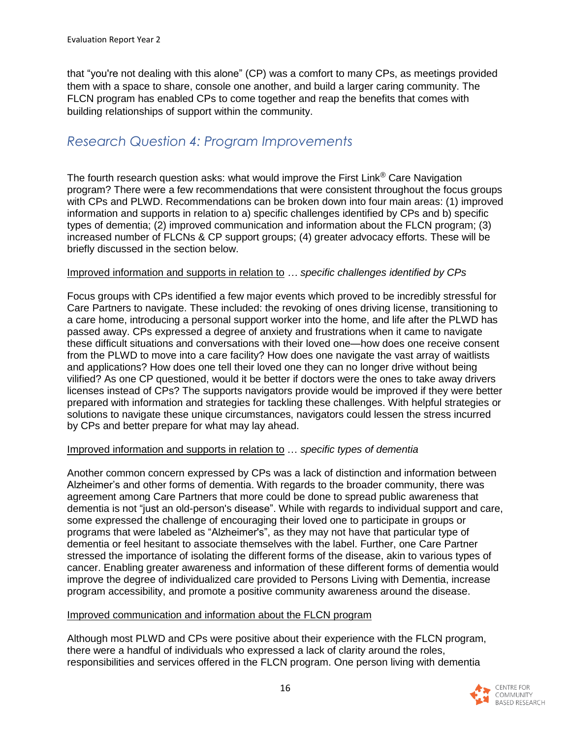that "you're not dealing with this alone" (CP) was a comfort to many CPs, as meetings provided them with a space to share, console one another, and build a larger caring community. The FLCN program has enabled CPs to come together and reap the benefits that comes with building relationships of support within the community.

## *Research Question 4: Program Improvements*

The fourth research question asks: what would improve the First Link® Care Navigation program? There were a few recommendations that were consistent throughout the focus groups with CPs and PLWD. Recommendations can be broken down into four main areas: (1) improved information and supports in relation to a) specific challenges identified by CPs and b) specific types of dementia; (2) improved communication and information about the FLCN program; (3) increased number of FLCNs & CP support groups; (4) greater advocacy efforts. These will be briefly discussed in the section below.

<u>Improved information and supports in relation to</u> *… specific challenges identified by CPs*

Focus groups with CPs identified a few major events which proved to be incredibly stressful for Care Partners to navigate. These included: the revoking of ones driving license, transitioning to a care home, introducing a personal support worker into the home, and life after the PLWD has passed away. CPs expressed a degree of anxiety and frustrations when it came to navigate these difficult situations and conversations with their loved one—how does one receive consent from the PLWD to move into a care facility? How does one navigate the vast array of waitlists and applications? How does one tell their loved one they can no longer drive without being vilified? As one CP questioned, would it be better if doctors were the ones to take away drivers licenses instead of CPs? The supports navigators provide would be improved if they were better prepared with information and strategies for tackling these challenges. With helpful strategies or solutions to navigate these unique circumstances, navigators could lessen the stress incurred by CPs and better prepare for what may lay ahead.

<u>Improved information and supports in relation to</u> … *specific types of dementia*

Another common concern expressed by CPs was a lack of distinction and information between Alzheimer's and other forms of dementia. With regards to the broader community, there was agreement among Care Partners that more could be done to spread public awareness that dementia is not "just an old-person's disease". While with regards to individual support and care, some expressed the challenge of encouraging their loved one to participate in groups or programs that were labeled as "Alzheimer's", as they may not have that particular type of dementia or feel hesitant to associate themselves with the label. Further, one Care Partner stressed the importance of isolating the different forms of the disease, akin to various types of cancer. Enabling greater awareness and information of these different forms of dementia would improve the degree of individualized care provided to Persons Living with Dementia, increase program accessibility, and promote a positive community awareness around the disease.

<u>Improved communication and information about the FLCN program</u>

Although most PLWD and CPs were positive about their experience with the FLCN program, there were a handful of individuals who expressed a lack of clarity around the roles, responsibilities and services offered in the FLCN program. One person living with dementia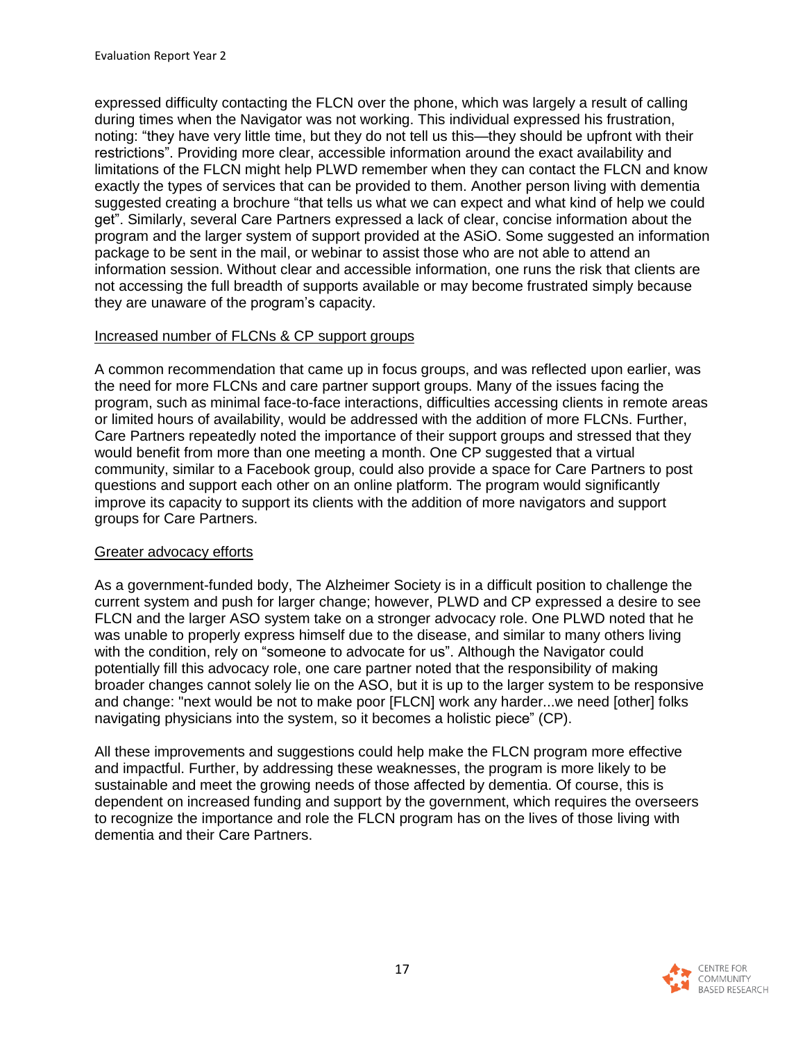expressed difficulty contacting the FLCN over the phone, which was largely a result of calling during times when the Navigator was not working. This individual expressed his frustration, noting: "they have very little time, but they do not tell us this—they should be upfront with their restrictions". Providing more clear, accessible information around the exact availability and limitations of the FLCN might help PLWD remember when they can contact the FLCN and know exactly the types of services that can be provided to them. Another person living with dementia suggested creating a brochure "that tells us what we can expect and what kind of help we could get". Similarly, several Care Partners expressed a lack of clear, concise information about the program and the larger system of support provided at the ASiO. Some suggested an information package to be sent in the mail, or webinar to assist those who are not able to attend an information session. Without clear and accessible information, one runs the risk that clients are not accessing the full breadth of supports available or may become frustrated simply because they are unaware of the program's capacity.

<u>Increased number of FLCNs & CP support groups</u>

A common recommendation that came up in focus groups, and was reflected upon earlier, was the need for more FLCNs and care partner support groups. Many of the issues facing the program, such as minimal face-to-face interactions, difficulties accessing clients in remote areas or limited hours of availability, would be addressed with the addition of more FLCNs. Further, Care Partners repeatedly noted the importance of their support groups and stressed that they would benefit from more than one meeting a month. One CP suggested that a virtual community, similar to a Facebook group, could also provide a space for Care Partners to post questions and support each other on an online platform. The program would significantly improve its capacity to support its clients with the addition of more navigators and support groups for Care Partners.

<u>Greater advocacy efforts</u>

As a government-funded body, The Alzheimer Society is in a difficult position to challenge the current system and push for larger change; however, PLWD and CP expressed a desire to see FLCN and the larger ASO system take on a stronger advocacy role. One PLWD noted that he was unable to properly express himself due to the disease, and similar to many others living with the condition, rely on "someone to advocate for us". Although the Navigator could potentially fill this advocacy role, one care partner noted that the responsibility of making broader changes cannot solely lie on the ASO, but it is up to the larger system to be responsive and change: "next would be not to make poor [FLCN] work any harder...we need [other] folks navigating physicians into the system, so it becomes a holistic piece" (CP).

All these improvements and suggestions could help make the FLCN program more effective and impactful. Further, by addressing these weaknesses, the program is more likely to be sustainable and meet the growing needs of those affected by dementia. Of course, this is dependent on increased funding and support by the government, which requires the overseers to recognize the importance and role the FLCN program has on the lives of those living with dementia and their Care Partners.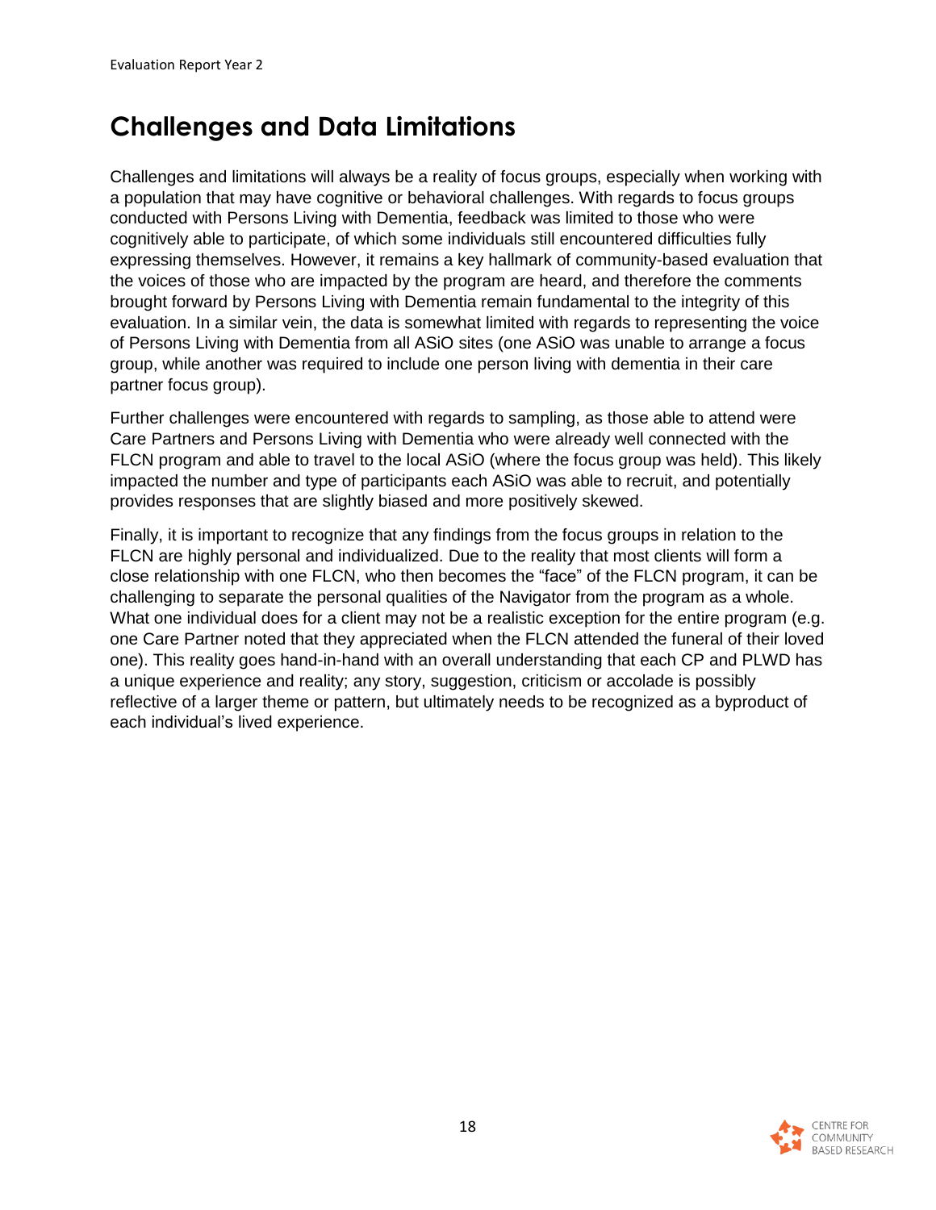# Challenges and Data Limitations

Challenges and limitations will always be a reality of focus groups, especially when working with a population that may have cognitive or behavioral challenges. With regards to focus groups conducted with Persons Living with Dementia, feedback was limited to those who were cognitively able to participate, of which some individuals still encountered difficulties fully expressing themselves. However, it remains a key hallmark of community-based evaluation that the voices of those who are impacted by the program are heard, and therefore the comments brought forward by Persons Living with Dementia remain fundamental to the integrity of this evaluation. In a similar vein, the data is somewhat limited with regards to representing the voice of Persons Living with Dementia from all ASiO sites (one ASiO was unable to arrange a focus group, while another was required to include one person living with dementia in their care partner focus group).

Further challenges were encountered with regards to sampling, as those able to attend were Care Partners and Persons Living with Dementia who were already well connected with the FLCN program and able to travel to the local ASiO (where the focus group was held). This likely impacted the number and type of participants each ASiO was able to recruit, and potentially provides responses that are slightly biased and more positively skewed.

Finally, it is important to recognize that any findings from the focus groups in relation to the FLCN are highly personal and individualized. Due to the reality that most clients will form a close relationship with one FLCN, who then becomes the "face" of the FLCN program, it can be challenging to separate the personal qualities of the Navigator from the program as a whole. What one individual does for a client may not be a realistic exception for the entire program (e.g. one Care Partner noted that they appreciated when the FLCN attended the funeral of their loved one). This reality goes hand-in-hand with an overall understanding that each CP and PLWD has a unique experience and reality; any story, suggestion, criticism or accolade is possibly reflective of a larger theme or pattern, but ultimately needs to be recognized as a byproduct of each individual's lived experience.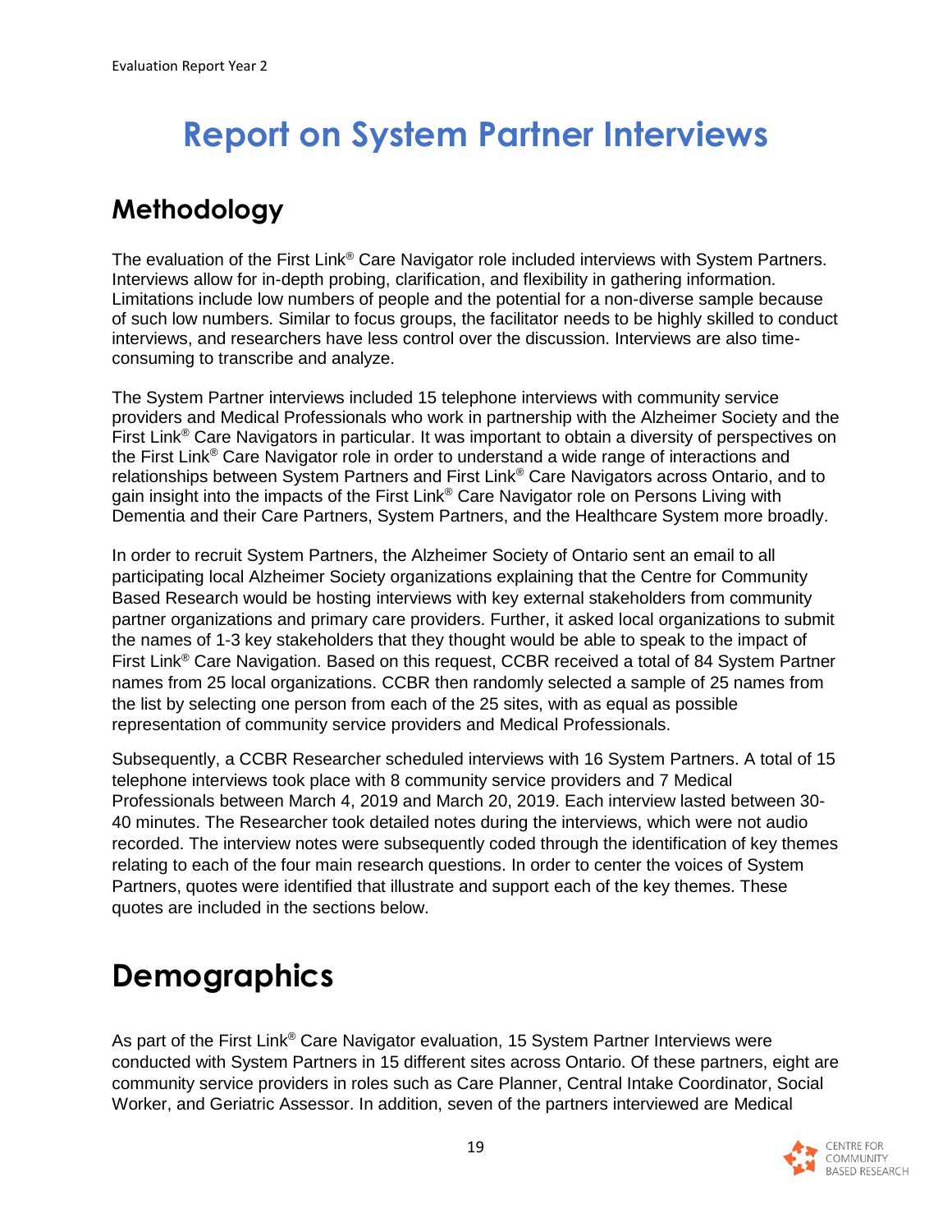# Report on System Partner Interviews

## Methodology

The evaluation of the First Link® Care Navigator role included interviews with System Partners. Interviews allow for in-depth probing, clarification, and flexibility in gathering information. Limitations include low numbers of people and the potential for a non-diverse sample because of such low numbers. Similar to focus groups, the facilitator needs to be highly skilled to conduct interviews, and researchers have less control over the discussion. Interviews are also time-consuming to transcribe and analyze.

The System Partner interviews included 15 telephone interviews with community service providers and Medical Professionals who work in partnership with the Alzheimer Society and the First Link® Care Navigators in particular. It was important to obtain a diversity of perspectives on the First Link® Care Navigator role in order to understand a wide range of interactions and relationships between System Partners and First Link® Care Navigators across Ontario, and to gain insight into the impacts of the First Link® Care Navigator role on Persons Living with Dementia and their Care Partners, System Partners, and the Healthcare System more broadly.

In order to recruit System Partners, the Alzheimer Society of Ontario sent an email to all participating local Alzheimer Society organizations explaining that the Centre for Community Based Research would be hosting interviews with key external stakeholders from community partner organizations and primary care providers. Further, it asked local organizations to submit the names of 1-3 key stakeholders that they thought would be able to speak to the impact of First Link® Care Navigation. Based on this request, CCBR received a total of 84 System Partner names from 25 local organizations. CCBR then randomly selected a sample of 25 names from the list by selecting one person from each of the 25 sites, with as equal as possible representation of community service providers and Medical Professionals.

Subsequently, a CCBR Researcher scheduled interviews with 16 System Partners. A total of 15 telephone interviews took place with 8 community service providers and 7 Medical Professionals between March 4, 2019 and March 20, 2019. Each interview lasted between 30-40 minutes. The Researcher took detailed notes during the interviews, which were not audio recorded. The interview notes were subsequently coded through the identification of key themes relating to each of the four main research questions. In order to center the voices of System Partners, quotes were identified that illustrate and support each of the key themes. These quotes are included in the sections below.

# Demographics

As part of the First Link® Care Navigator evaluation, 15 System Partner Interviews were conducted with System Partners in 15 different sites across Ontario. Of these partners, eight are community service providers in roles such as Care Planner, Central Intake Coordinator, Social Worker, and Geriatric Assessor. In addition, seven of the partners interviewed are Medical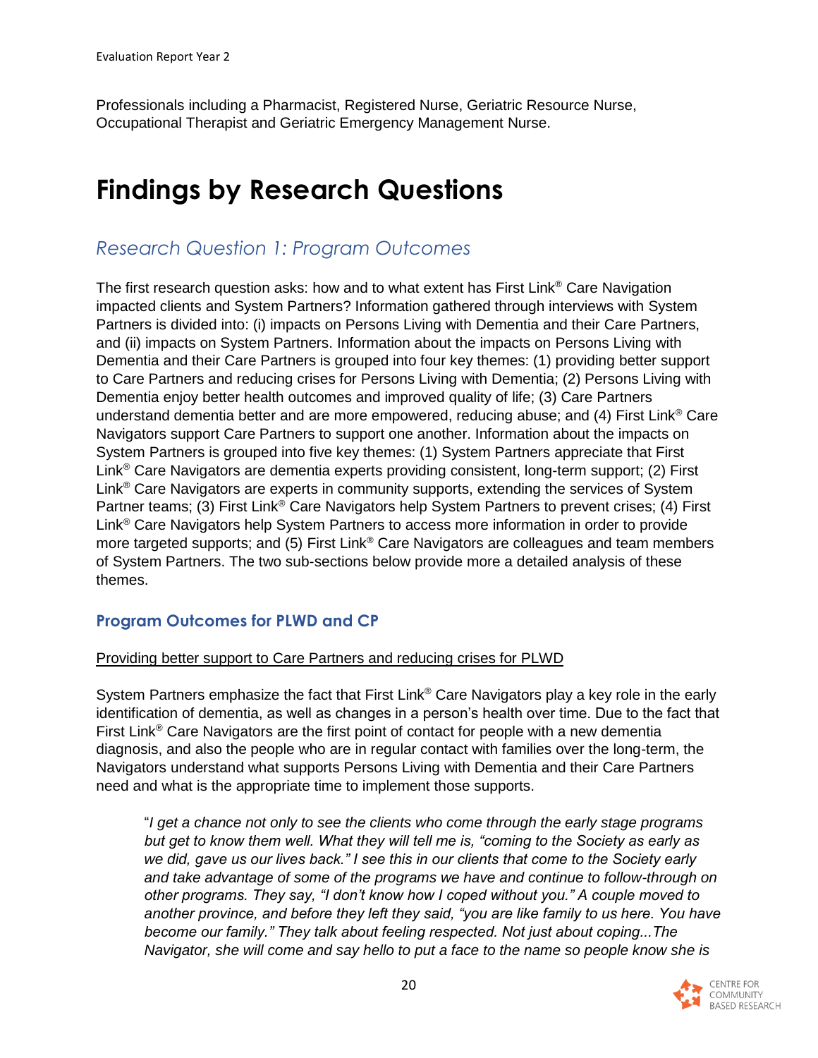Professionals including a Pharmacist, Registered Nurse, Geriatric Resource Nurse, Occupational Therapist and Geriatric Emergency Management Nurse.

# Findings by Research Questions

## *Research Question 1: Program Outcomes*

The first research question asks: how and to what extent has First Link® Care Navigation impacted clients and System Partners? Information gathered through interviews with System Partners is divided into: (i) impacts on Persons Living with Dementia and their Care Partners, and (ii) impacts on System Partners. Information about the impacts on Persons Living with Dementia and their Care Partners is grouped into four key themes: (1) providing better support to Care Partners and reducing crises for Persons Living with Dementia; (2) Persons Living with Dementia enjoy better health outcomes and improved quality of life; (3) Care Partners understand dementia better and are more empowered, reducing abuse; and (4) First Link® Care Navigators support Care Partners to support one another. Information about the impacts on System Partners is grouped into five key themes: (1) System Partners appreciate that First Link® Care Navigators are dementia experts providing consistent, long-term support; (2) First Link® Care Navigators are experts in community supports, extending the services of System Partner teams; (3) First Link® Care Navigators help System Partners to prevent crises; (4) First Link® Care Navigators help System Partners to access more information in order to provide more targeted supports; and (5) First Link® Care Navigators are colleagues and team members of System Partners. The two sub-sections below provide more a detailed analysis of these themes.

### Program Outcomes for PLWD and CP

<u>Providing better support to Care Partners and reducing crises for PLWD</u>

System Partners emphasize the fact that First Link® Care Navigators play a key role in the early identification of dementia, as well as changes in a person's health over time. Due to the fact that First Link® Care Navigators are the first point of contact for people with a new dementia diagnosis, and also the people who are in regular contact with families over the long-term, the Navigators understand what supports Persons Living with Dementia and their Care Partners need and what is the appropriate time to implement those supports.

> "*I get a chance not only to see the clients who come through the early stage programs but get to know them well. What they will tell me is, "coming to the Society as early as we did, gave us our lives back." I see this in our clients that come to the Society early and take advantage of some of the programs we have and continue to follow-through on other programs. They say, "I don't know how I coped without you." A couple moved to another province, and before they left they said, "you are like family to us here. You have become our family." They talk about feeling respected. Not just about coping...The Navigator, she will come and say hello to put a face to the name so people know she is*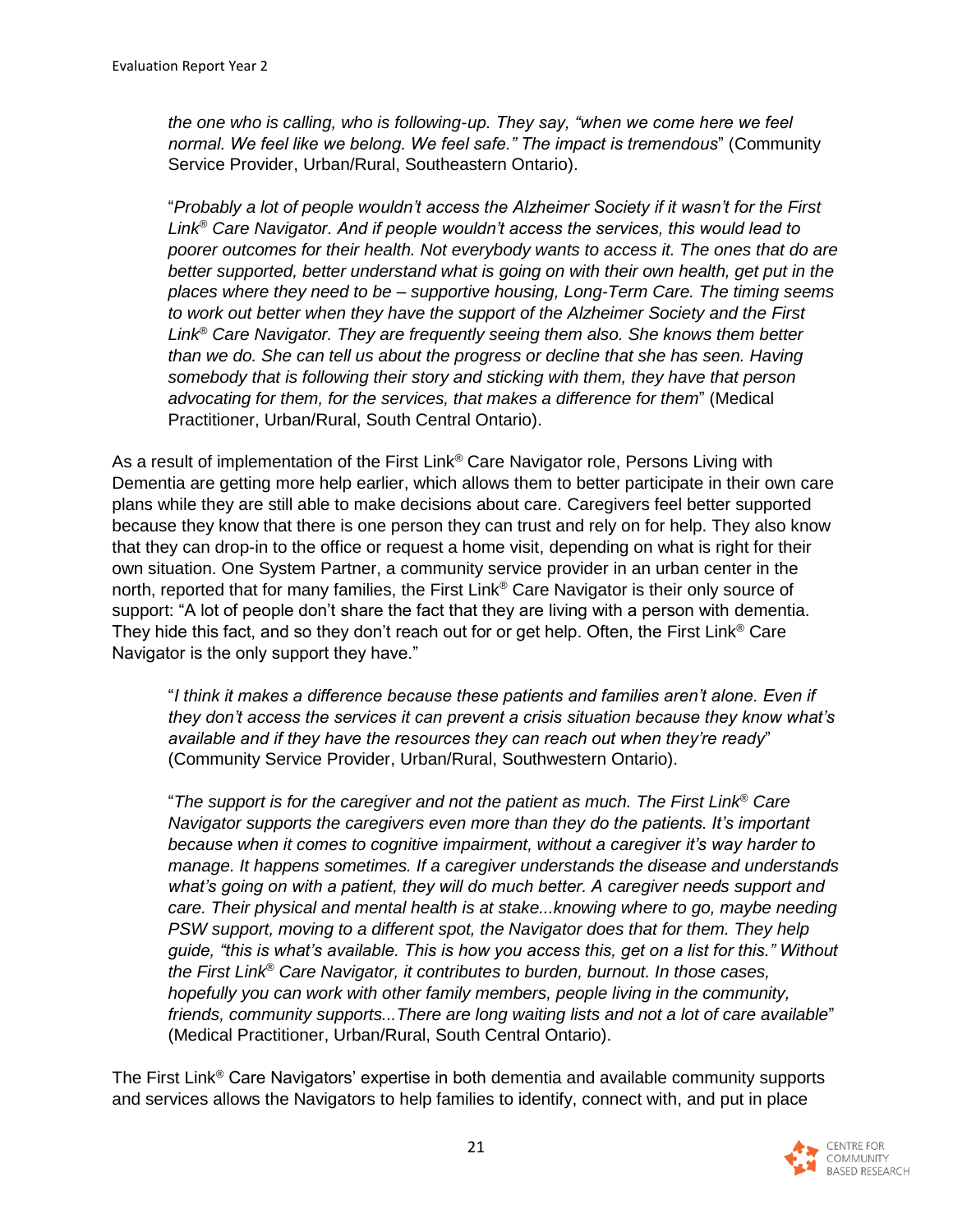*the one who is calling, who is following-up. They say, "when we come here we feel normal. We feel like we belong. We feel safe." The impact is tremendous*" (Community Service Provider, Urban/Rural, Southeastern Ontario).

> "*Probably a lot of people wouldn't access the Alzheimer Society if it wasn't for the First Link® Care Navigator. And if people wouldn't access the services, this would lead to poorer outcomes for their health. Not everybody wants to access it. The ones that do are better supported, better understand what is going on with their own health, get put in the places where they need to be – supportive housing, Long-Term Care. The timing seems to work out better when they have the support of the Alzheimer Society and the First Link® Care Navigator. They are frequently seeing them also. She knows them better than we do. She can tell us about the progress or decline that she has seen. Having somebody that is following their story and sticking with them, they have that person advocating for them, for the services, that makes a difference for them*" (Medical Practitioner, Urban/Rural, South Central Ontario).

As a result of implementation of the First Link® Care Navigator role, Persons Living with Dementia are getting more help earlier, which allows them to better participate in their own care plans while they are still able to make decisions about care. Caregivers feel better supported because they know that there is one person they can trust and rely on for help. They also know that they can drop-in to the office or request a home visit, depending on what is right for their own situation. One System Partner, a community service provider in an urban center in the north, reported that for many families, the First Link® Care Navigator is their only source of support: "A lot of people don't share the fact that they are living with a person with dementia. They hide this fact, and so they don't reach out for or get help. Often, the First Link® Care Navigator is the only support they have."

> "*I think it makes a difference because these patients and families aren't alone. Even if they don't access the services it can prevent a crisis situation because they know what's available and if they have the resources they can reach out when they're ready*" (Community Service Provider, Urban/Rural, Southwestern Ontario).

> "*The support is for the caregiver and not the patient as much. The First Link® Care Navigator supports the caregivers even more than they do the patients. It's important because when it comes to cognitive impairment, without a caregiver it's way harder to manage. It happens sometimes. If a caregiver understands the disease and understands what's going on with a patient, they will do much better. A caregiver needs support and care. Their physical and mental health is at stake...knowing where to go, maybe needing PSW support, moving to a different spot, the Navigator does that for them. They help guide, "this is what's available. This is how you access this, get on a list for this." Without the First Link® Care Navigator, it contributes to burden, burnout. In those cases, hopefully you can work with other family members, people living in the community, friends, community supports...There are long waiting lists and not a lot of care available*" (Medical Practitioner, Urban/Rural, South Central Ontario).

The First Link® Care Navigators' expertise in both dementia and available community supports and services allows the Navigators to help families to identify, connect with, and put in place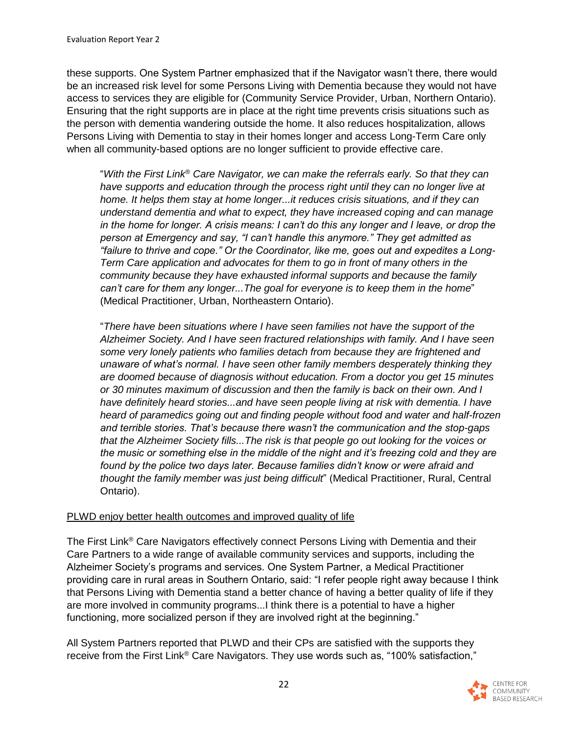these supports. One System Partner emphasized that if the Navigator wasn't there, there would be an increased risk level for some Persons Living with Dementia because they would not have access to services they are eligible for (Community Service Provider, Urban, Northern Ontario). Ensuring that the right supports are in place at the right time prevents crisis situations such as the person with dementia wandering outside the home. It also reduces hospitalization, allows Persons Living with Dementia to stay in their homes longer and access Long-Term Care only when all community-based options are no longer sufficient to provide effective care.

> "*With the First Link® Care Navigator, we can make the referrals early. So that they can have supports and education through the process right until they can no longer live at home. It helps them stay at home longer...it reduces crisis situations, and if they can understand dementia and what to expect, they have increased coping and can manage in the home for longer. A crisis means: I can't do this any longer and I leave, or drop the person at Emergency and say, "I can't handle this anymore." They get admitted as "failure to thrive and cope." Or the Coordinator, like me, goes out and expedites a Long-Term Care application and advocates for them to go in front of many others in the community because they have exhausted informal supports and because the family can't care for them any longer...The goal for everyone is to keep them in the home*" (Medical Practitioner, Urban, Northeastern Ontario).

> "*There have been situations where I have seen families not have the support of the Alzheimer Society. And I have seen fractured relationships with family. And I have seen some very lonely patients who families detach from because they are frightened and unaware of what's normal. I have seen other family members desperately thinking they are doomed because of diagnosis without education. From a doctor you get 15 minutes or 30 minutes maximum of discussion and then the family is back on their own. And I have definitely heard stories...and have seen people living at risk with dementia. I have heard of paramedics going out and finding people without food and water and half-frozen and terrible stories. That's because there wasn't the communication and the stop-gaps that the Alzheimer Society fills...The risk is that people go out looking for the voices or the music or something else in the middle of the night and it's freezing cold and they are found by the police two days later. Because families didn't know or were afraid and thought the family member was just being difficult*" (Medical Practitioner, Rural, Central Ontario).

<u>PLWD enjoy better health outcomes and improved quality of life</u>

The First Link® Care Navigators effectively connect Persons Living with Dementia and their Care Partners to a wide range of available community services and supports, including the Alzheimer Society's programs and services. One System Partner, a Medical Practitioner providing care in rural areas in Southern Ontario, said: "I refer people right away because I think that Persons Living with Dementia stand a better chance of having a better quality of life if they are more involved in community programs...I think there is a potential to have a higher functioning, more socialized person if they are involved right at the beginning."

All System Partners reported that PLWD and their CPs are satisfied with the supports they receive from the First Link® Care Navigators. They use words such as, "100% satisfaction,"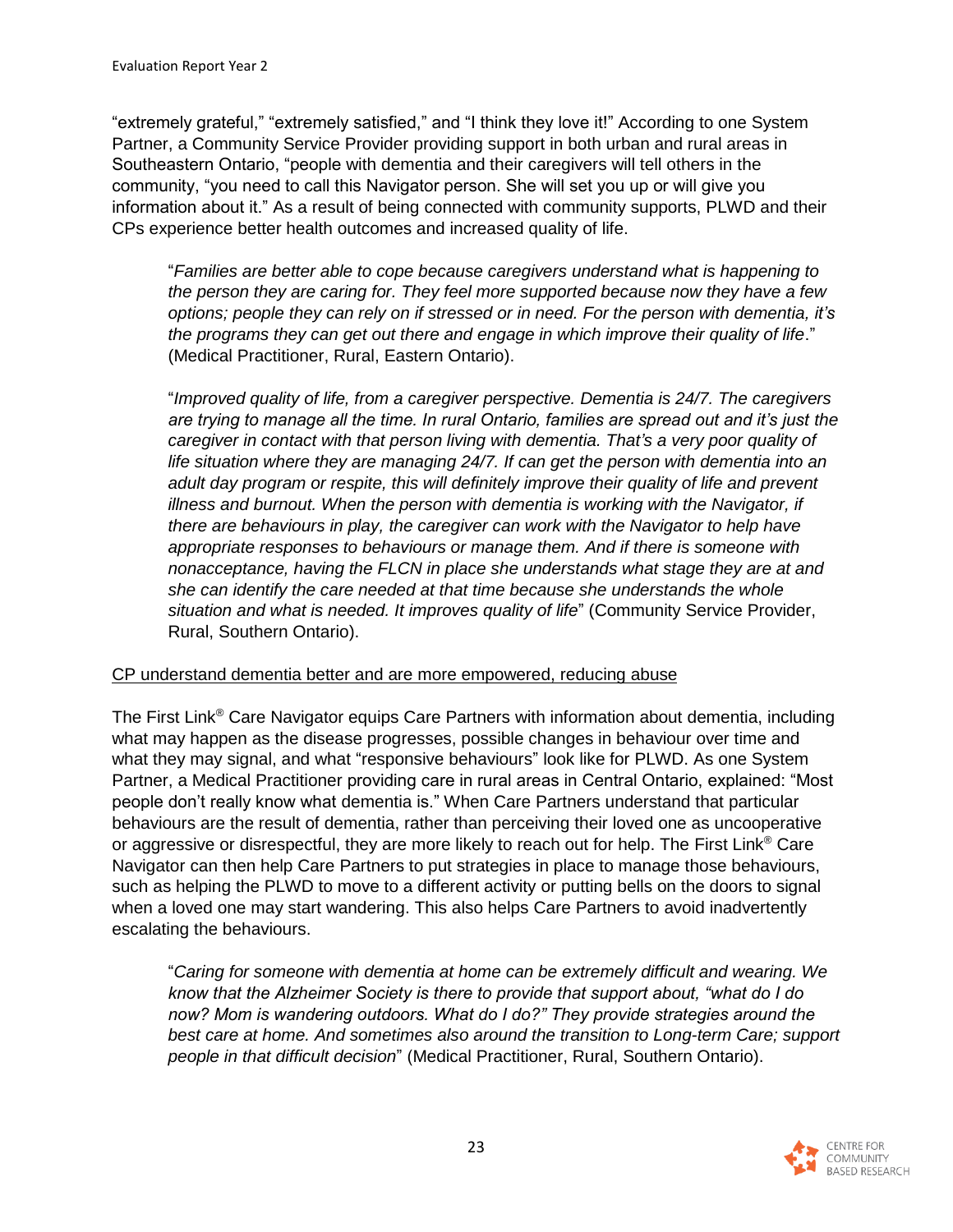"extremely grateful," "extremely satisfied," and "I think they love it!" According to one System Partner, a Community Service Provider providing support in both urban and rural areas in Southeastern Ontario, "people with dementia and their caregivers will tell others in the community, "you need to call this Navigator person. She will set you up or will give you information about it." As a result of being connected with community supports, PLWD and their CPs experience better health outcomes and increased quality of life.

> "*Families are better able to cope because caregivers understand what is happening to the person they are caring for. They feel more supported because now they have a few options; people they can rely on if stressed or in need. For the person with dementia, it's the programs they can get out there and engage in which improve their quality of life*." (Medical Practitioner, Rural, Eastern Ontario).

> "*Improved quality of life, from a caregiver perspective. Dementia is 24/7. The caregivers are trying to manage all the time. In rural Ontario, families are spread out and it's just the caregiver in contact with that person living with dementia. That's a very poor quality of life situation where they are managing 24/7. If can get the person with dementia into an adult day program or respite, this will definitely improve their quality of life and prevent illness and burnout. When the person with dementia is working with the Navigator, if there are behaviours in play, the caregiver can work with the Navigator to help have appropriate responses to behaviours or manage them. And if there is someone with nonacceptance, having the FLCN in place she understands what stage they are at and she can identify the care needed at that time because she understands the whole situation and what is needed. It improves quality of life*" (Community Service Provider, Rural, Southern Ontario).

<u>CP understand dementia better and are more empowered, reducing abuse</u>

The First Link® Care Navigator equips Care Partners with information about dementia, including what may happen as the disease progresses, possible changes in behaviour over time and what they may signal, and what "responsive behaviours" look like for PLWD. As one System Partner, a Medical Practitioner providing care in rural areas in Central Ontario, explained: "Most people don't really know what dementia is." When Care Partners understand that particular behaviours are the result of dementia, rather than perceiving their loved one as uncooperative or aggressive or disrespectful, they are more likely to reach out for help. The First Link® Care Navigator can then help Care Partners to put strategies in place to manage those behaviours, such as helping the PLWD to move to a different activity or putting bells on the doors to signal when a loved one may start wandering. This also helps Care Partners to avoid inadvertently escalating the behaviours.

> "*Caring for someone with dementia at home can be extremely difficult and wearing. We know that the Alzheimer Society is there to provide that support about, "what do I do now? Mom is wandering outdoors. What do I do?" They provide strategies around the best care at home. And sometimes also around the transition to Long-term Care; support people in that difficult decision*" (Medical Practitioner, Rural, Southern Ontario).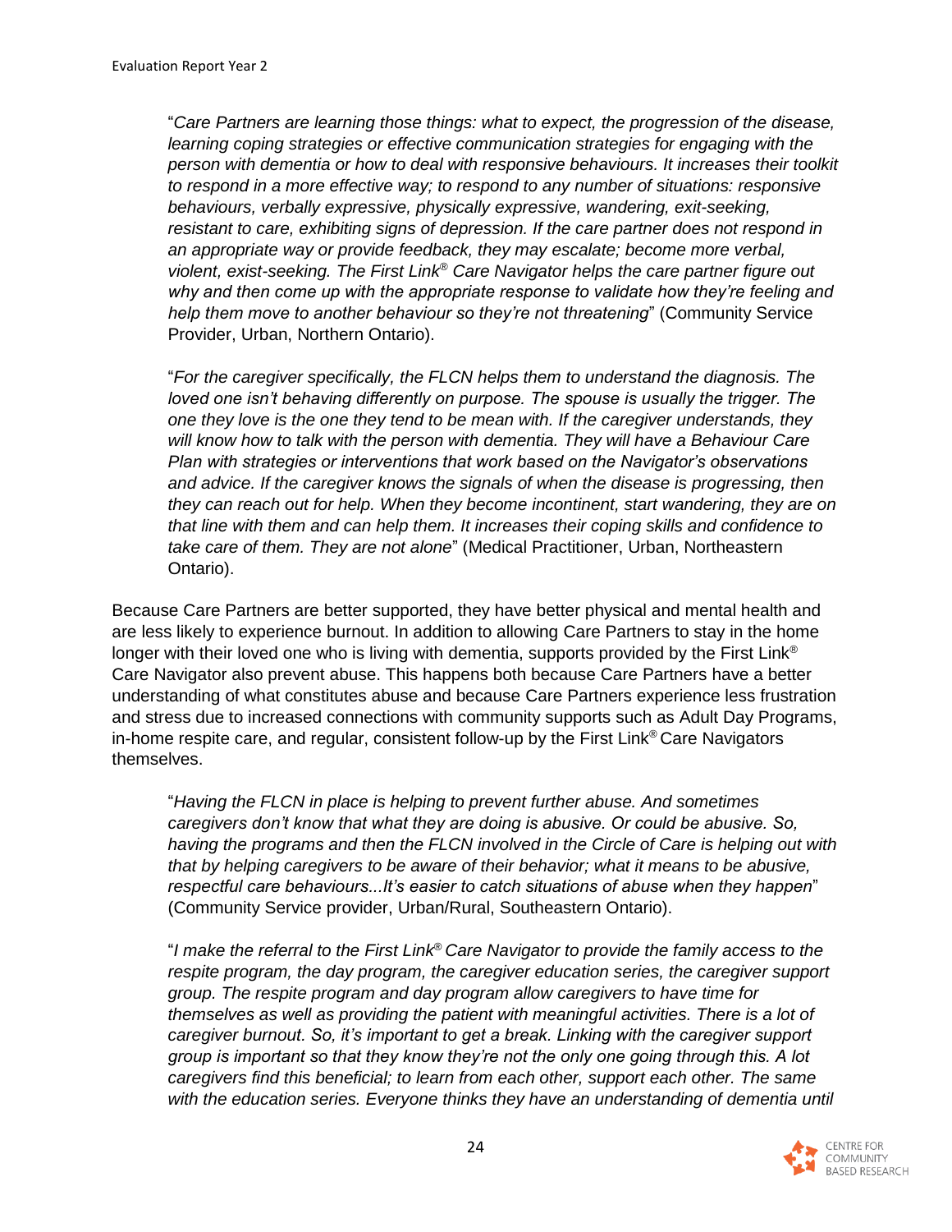"*Care Partners are learning those things: what to expect, the progression of the disease, learning coping strategies or effective communication strategies for engaging with the person with dementia or how to deal with responsive behaviours. It increases their toolkit to respond in a more effective way; to respond to any number of situations: responsive behaviours, verbally expressive, physically expressive, wandering, exit-seeking, resistant to care, exhibiting signs of depression. If the care partner does not respond in an appropriate way or provide feedback, they may escalate; become more verbal, violent, exist-seeking. The First Link® Care Navigator helps the care partner figure out why and then come up with the appropriate response to validate how they're feeling and help them move to another behaviour so they're not threatening*" (Community Service Provider, Urban, Northern Ontario).

"*For the caregiver specifically, the FLCN helps them to understand the diagnosis. The loved one isn't behaving differently on purpose. The spouse is usually the trigger. The one they love is the one they tend to be mean with. If the caregiver understands, they will know how to talk with the person with dementia. They will have a Behaviour Care Plan with strategies or interventions that work based on the Navigator's observations and advice. If the caregiver knows the signals of when the disease is progressing, then they can reach out for help. When they become incontinent, start wandering, they are on that line with them and can help them. It increases their coping skills and confidence to take care of them. They are not alone*" (Medical Practitioner, Urban, Northeastern Ontario).

Because Care Partners are better supported, they have better physical and mental health and are less likely to experience burnout. In addition to allowing Care Partners to stay in the home longer with their loved one who is living with dementia, supports provided by the First Link® Care Navigator also prevent abuse. This happens both because Care Partners have a better understanding of what constitutes abuse and because Care Partners experience less frustration and stress due to increased connections with community supports such as Adult Day Programs, in-home respite care, and regular, consistent follow-up by the First Link® Care Navigators themselves.

"*Having the FLCN in place is helping to prevent further abuse. And sometimes caregivers don't know that what they are doing is abusive. Or could be abusive. So, having the programs and then the FLCN involved in the Circle of Care is helping out with that by helping caregivers to be aware of their behavior; what it means to be abusive, respectful care behaviours...It's easier to catch situations of abuse when they happen*" (Community Service provider, Urban/Rural, Southeastern Ontario).

"*I make the referral to the First Link® Care Navigator to provide the family access to the respite program, the day program, the caregiver education series, the caregiver support group. The respite program and day program allow caregivers to have time for themselves as well as providing the patient with meaningful activities. There is a lot of caregiver burnout. So, it's important to get a break. Linking with the caregiver support group is important so that they know they're not the only one going through this. A lot caregivers find this beneficial; to learn from each other, support each other. The same with the education series. Everyone thinks they have an understanding of dementia until*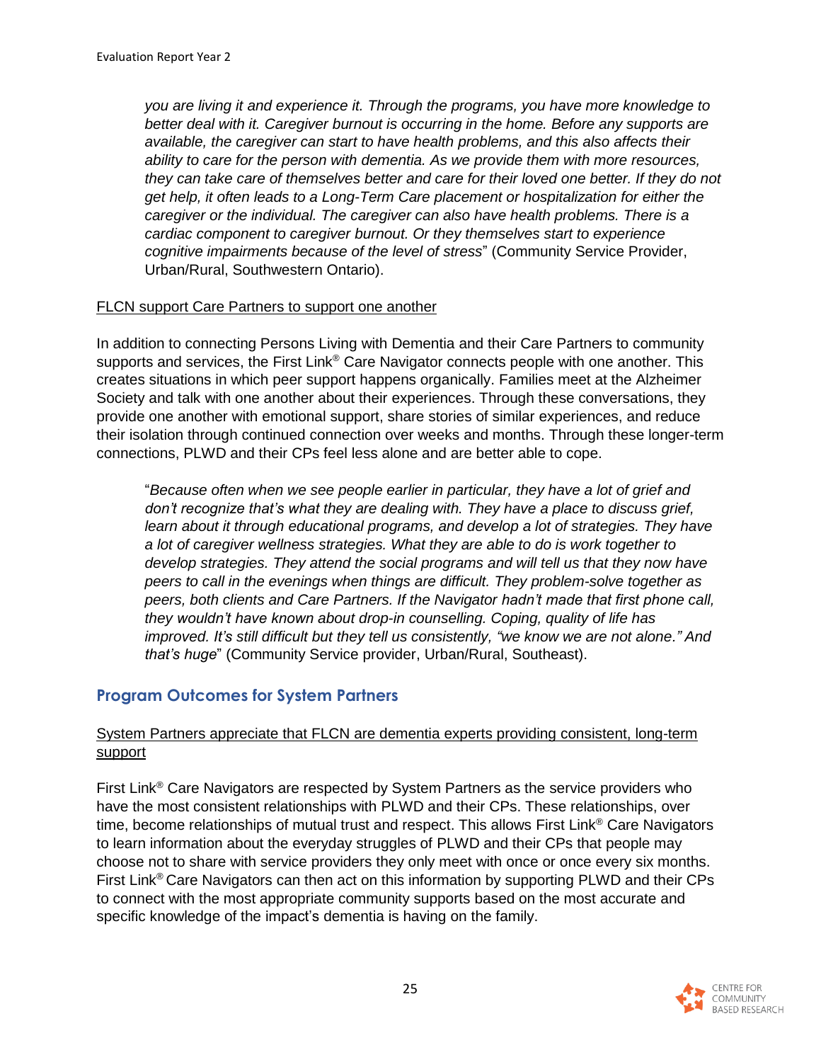*you are living it and experience it. Through the programs, you have more knowledge to better deal with it. Caregiver burnout is occurring in the home. Before any supports are available, the caregiver can start to have health problems, and this also affects their ability to care for the person with dementia. As we provide them with more resources, they can take care of themselves better and care for their loved one better. If they do not get help, it often leads to a Long-Term Care placement or hospitalization for either the caregiver or the individual. The caregiver can also have health problems. There is a cardiac component to caregiver burnout. Or they themselves start to experience cognitive impairments because of the level of stress*" (Community Service Provider, Urban/Rural, Southwestern Ontario).

<u>FLCN support Care Partners to support one another</u>

In addition to connecting Persons Living with Dementia and their Care Partners to community supports and services, the First Link® Care Navigator connects people with one another. This creates situations in which peer support happens organically. Families meet at the Alzheimer Society and talk with one another about their experiences. Through these conversations, they provide one another with emotional support, share stories of similar experiences, and reduce their isolation through continued connection over weeks and months. Through these longer-term connections, PLWD and their CPs feel less alone and are better able to cope.

> "*Because often when we see people earlier in particular, they have a lot of grief and don't recognize that's what they are dealing with. They have a place to discuss grief, learn about it through educational programs, and develop a lot of strategies. They have a lot of caregiver wellness strategies. What they are able to do is work together to develop strategies. They attend the social programs and will tell us that they now have peers to call in the evenings when things are difficult. They problem-solve together as peers, both clients and Care Partners. If the Navigator hadn't made that first phone call, they wouldn't have known about drop-in counselling. Coping, quality of life has improved. It's still difficult but they tell us consistently, "we know we are not alone." And that's huge*" (Community Service provider, Urban/Rural, Southeast).

## Program Outcomes for System Partners

<u>System Partners appreciate that FLCN are dementia experts providing consistent, long-term support</u>

First Link® Care Navigators are respected by System Partners as the service providers who have the most consistent relationships with PLWD and their CPs. These relationships, over time, become relationships of mutual trust and respect. This allows First Link® Care Navigators to learn information about the everyday struggles of PLWD and their CPs that people may choose not to share with service providers they only meet with once or once every six months. First Link® Care Navigators can then act on this information by supporting PLWD and their CPs to connect with the most appropriate community supports based on the most accurate and specific knowledge of the impact's dementia is having on the family.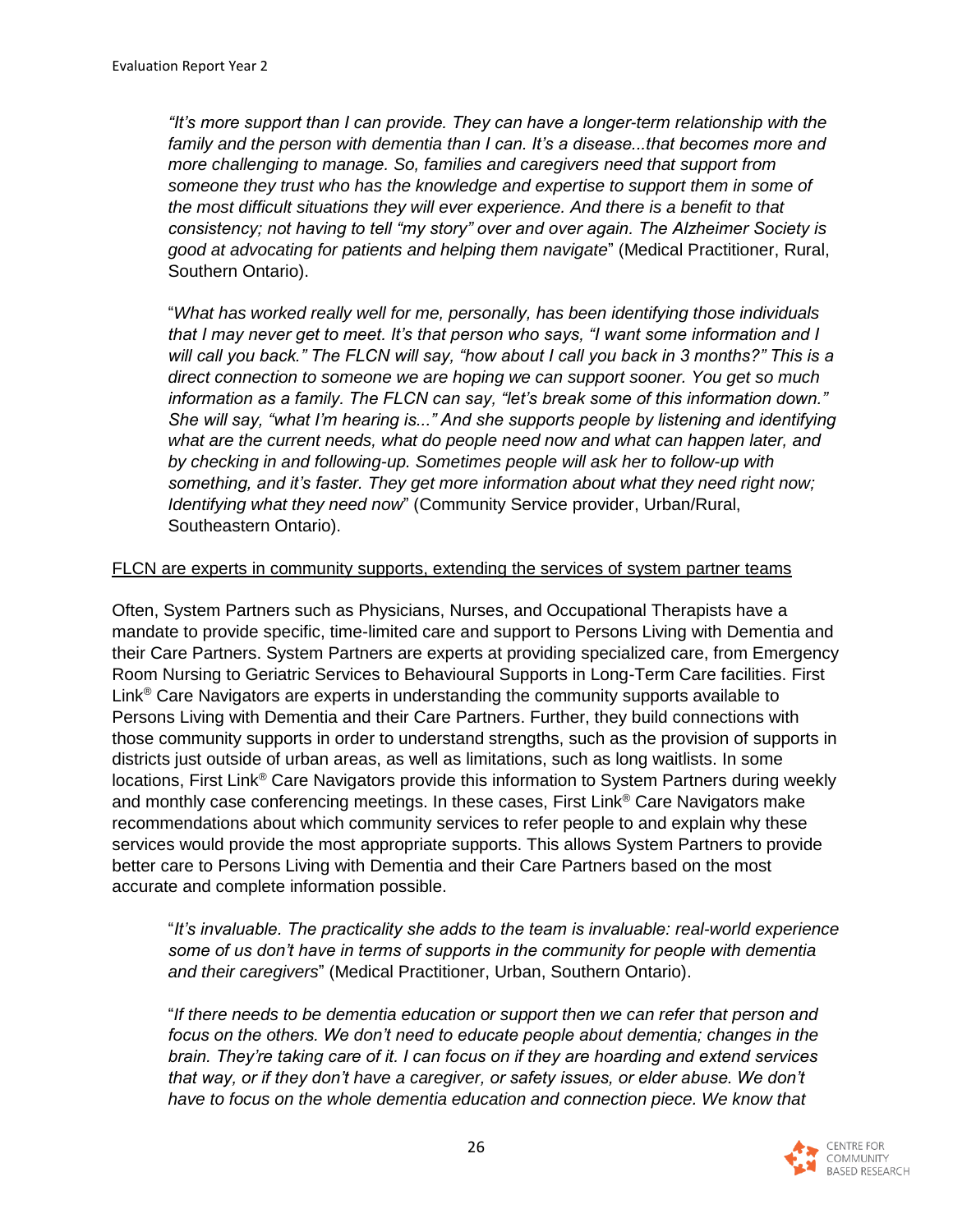*"It's more support than I can provide. They can have a longer-term relationship with the family and the person with dementia than I can. It's a disease...that becomes more and more challenging to manage. So, families and caregivers need that support from someone they trust who has the knowledge and expertise to support them in some of the most difficult situations they will ever experience. And there is a benefit to that consistency; not having to tell "my story" over and over again. The Alzheimer Society is good at advocating for patients and helping them navigate*" (Medical Practitioner, Rural, Southern Ontario).

"*What has worked really well for me, personally, has been identifying those individuals that I may never get to meet. It's that person who says, "I want some information and I will call you back." The FLCN will say, "how about I call you back in 3 months?" This is a direct connection to someone we are hoping we can support sooner. You get so much information as a family. The FLCN can say, "let's break some of this information down." She will say, "what I'm hearing is..." And she supports people by listening and identifying what are the current needs, what do people need now and what can happen later, and by checking in and following-up. Sometimes people will ask her to follow-up with something, and it's faster. They get more information about what they need right now; Identifying what they need now*" (Community Service provider, Urban/Rural, Southeastern Ontario).

<u>FLCN are experts in community supports, extending the services of system partner teams</u>

Often, System Partners such as Physicians, Nurses, and Occupational Therapists have a mandate to provide specific, time-limited care and support to Persons Living with Dementia and their Care Partners. System Partners are experts at providing specialized care, from Emergency Room Nursing to Geriatric Services to Behavioural Supports in Long-Term Care facilities. First Link® Care Navigators are experts in understanding the community supports available to Persons Living with Dementia and their Care Partners. Further, they build connections with those community supports in order to understand strengths, such as the provision of supports in districts just outside of urban areas, as well as limitations, such as long waitlists. In some locations, First Link® Care Navigators provide this information to System Partners during weekly and monthly case conferencing meetings. In these cases, First Link® Care Navigators make recommendations about which community services to refer people to and explain why these services would provide the most appropriate supports. This allows System Partners to provide better care to Persons Living with Dementia and their Care Partners based on the most accurate and complete information possible.

"*It's invaluable. The practicality she adds to the team is invaluable: real-world experience some of us don't have in terms of supports in the community for people with dementia and their caregivers*" (Medical Practitioner, Urban, Southern Ontario).

"*If there needs to be dementia education or support then we can refer that person and focus on the others. We don't need to educate people about dementia; changes in the brain. They're taking care of it. I can focus on if they are hoarding and extend services that way, or if they don't have a caregiver, or safety issues, or elder abuse. We don't have to focus on the whole dementia education and connection piece. We know that*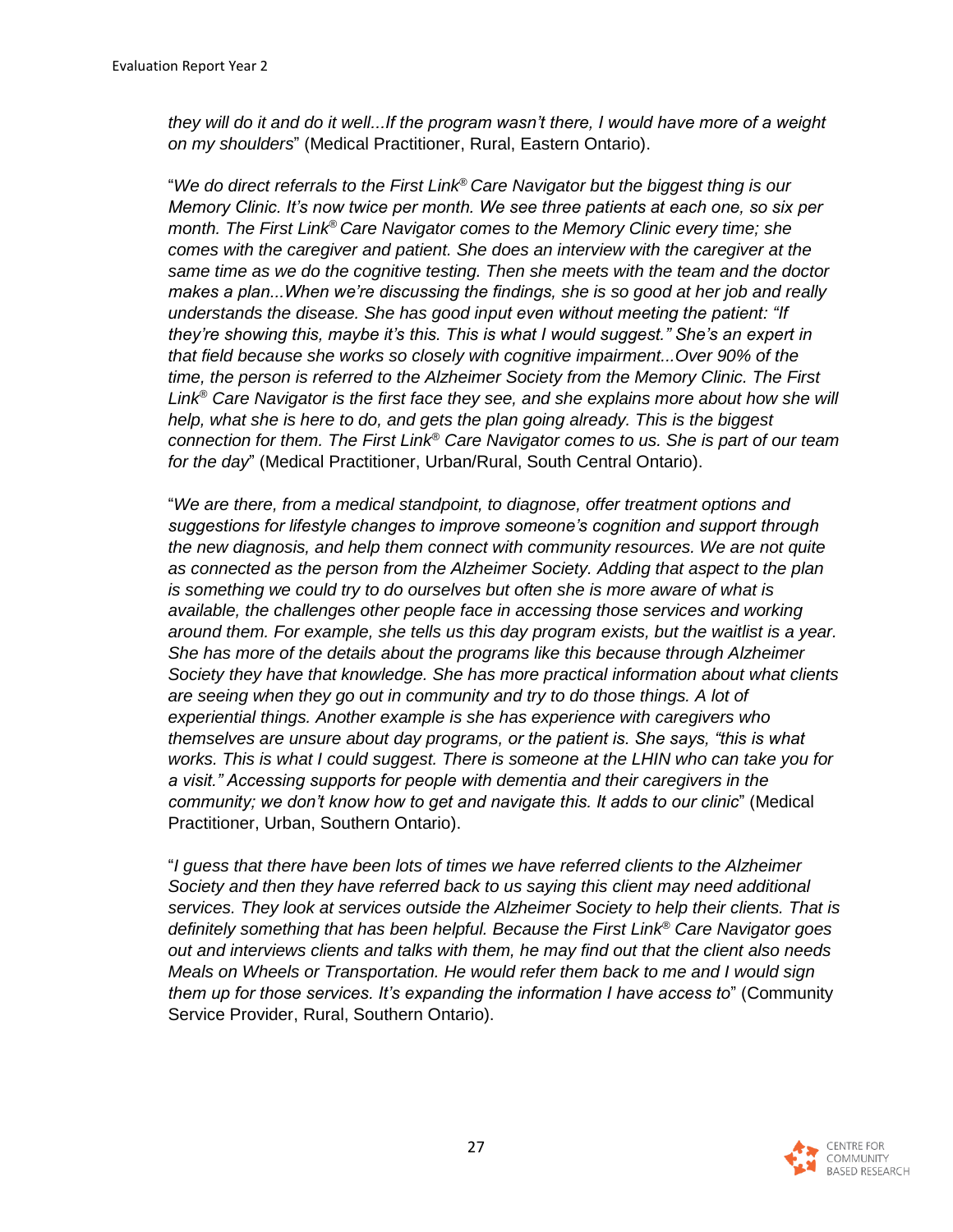*they will do it and do it well...If the program wasn't there, I would have more of a weight on my shoulders*" (Medical Practitioner, Rural, Eastern Ontario).

"*We do direct referrals to the First Link® Care Navigator but the biggest thing is our Memory Clinic. It's now twice per month. We see three patients at each one, so six per month. The First Link® Care Navigator comes to the Memory Clinic every time; she comes with the caregiver and patient. She does an interview with the caregiver at the same time as we do the cognitive testing. Then she meets with the team and the doctor makes a plan...When we're discussing the findings, she is so good at her job and really understands the disease. She has good input even without meeting the patient: "If they're showing this, maybe it's this. This is what I would suggest." She's an expert in that field because she works so closely with cognitive impairment...Over 90% of the time, the person is referred to the Alzheimer Society from the Memory Clinic. The First Link® Care Navigator is the first face they see, and she explains more about how she will help, what she is here to do, and gets the plan going already. This is the biggest connection for them. The First Link® Care Navigator comes to us. She is part of our team for the day*" (Medical Practitioner, Urban/Rural, South Central Ontario).

"*We are there, from a medical standpoint, to diagnose, offer treatment options and suggestions for lifestyle changes to improve someone's cognition and support through the new diagnosis, and help them connect with community resources. We are not quite as connected as the person from the Alzheimer Society. Adding that aspect to the plan is something we could try to do ourselves but often she is more aware of what is available, the challenges other people face in accessing those services and working around them. For example, she tells us this day program exists, but the waitlist is a year. She has more of the details about the programs like this because through Alzheimer Society they have that knowledge. She has more practical information about what clients are seeing when they go out in community and try to do those things. A lot of experiential things. Another example is she has experience with caregivers who themselves are unsure about day programs, or the patient is. She says, "this is what works. This is what I could suggest. There is someone at the LHIN who can take you for a visit." Accessing supports for people with dementia and their caregivers in the community; we don't know how to get and navigate this. It adds to our clinic*" (Medical Practitioner, Urban, Southern Ontario).

"*I guess that there have been lots of times we have referred clients to the Alzheimer Society and then they have referred back to us saying this client may need additional services. They look at services outside the Alzheimer Society to help their clients. That is definitely something that has been helpful. Because the First Link® Care Navigator goes out and interviews clients and talks with them, he may find out that the client also needs Meals on Wheels or Transportation. He would refer them back to me and I would sign them up for those services. It's expanding the information I have access to*" (Community Service Provider, Rural, Southern Ontario).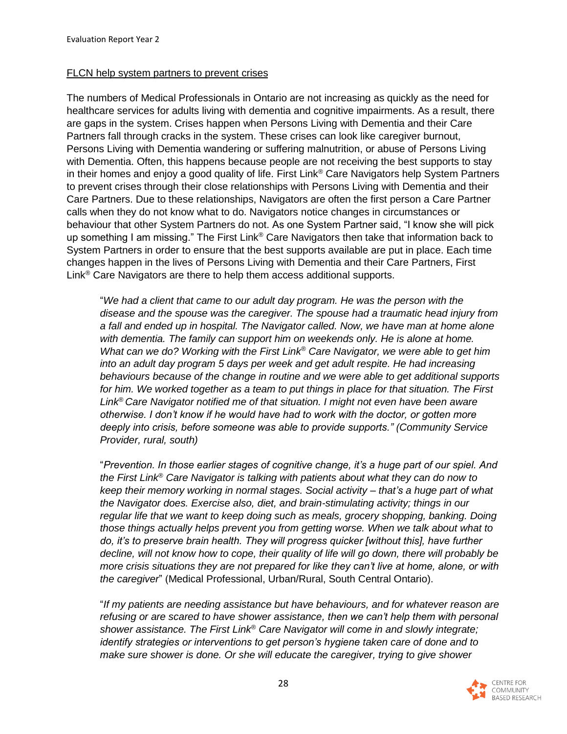FLCN help system partners to prevent crises

The numbers of Medical Professionals in Ontario are not increasing as quickly as the need for healthcare services for adults living with dementia and cognitive impairments. As a result, there are gaps in the system. Crises happen when Persons Living with Dementia and their Care Partners fall through cracks in the system. These crises can look like caregiver burnout, Persons Living with Dementia wandering or suffering malnutrition, or abuse of Persons Living with Dementia. Often, this happens because people are not receiving the best supports to stay in their homes and enjoy a good quality of life. First Link® Care Navigators help System Partners to prevent crises through their close relationships with Persons Living with Dementia and their Care Partners. Due to these relationships, Navigators are often the first person a Care Partner calls when they do not know what to do. Navigators notice changes in circumstances or behaviour that other System Partners do not. As one System Partner said, "I know she will pick up something I am missing." The First Link® Care Navigators then take that information back to System Partners in order to ensure that the best supports available are put in place. Each time changes happen in the lives of Persons Living with Dementia and their Care Partners, First Link® Care Navigators are there to help them access additional supports.

> "*We had a client that came to our adult day program. He was the person with the disease and the spouse was the caregiver. The spouse had a traumatic head injury from a fall and ended up in hospital. The Navigator called. Now, we have man at home alone with dementia. The family can support him on weekends only. He is alone at home. What can we do? Working with the First Link® Care Navigator, we were able to get him into an adult day program 5 days per week and get adult respite. He had increasing behaviours because of the change in routine and we were able to get additional supports for him. We worked together as a team to put things in place for that situation. The First Link® Care Navigator notified me of that situation. I might not even have been aware otherwise. I don't know if he would have had to work with the doctor, or gotten more deeply into crisis, before someone was able to provide supports." (Community Service Provider, rural, south)*

> "*Prevention. In those earlier stages of cognitive change, it's a huge part of our spiel. And the First Link® Care Navigator is talking with patients about what they can do now to keep their memory working in normal stages. Social activity – that's a huge part of what the Navigator does. Exercise also, diet, and brain-stimulating activity; things in our regular life that we want to keep doing such as meals, grocery shopping, banking. Doing those things actually helps prevent you from getting worse. When we talk about what to do, it's to preserve brain health. They will progress quicker [without this], have further decline, will not know how to cope, their quality of life will go down, there will probably be more crisis situations they are not prepared for like they can't live at home, alone, or with the caregiver*" (Medical Professional, Urban/Rural, South Central Ontario).

> "*If my patients are needing assistance but have behaviours, and for whatever reason are refusing or are scared to have shower assistance, then we can't help them with personal shower assistance. The First Link® Care Navigator will come in and slowly integrate; identify strategies or interventions to get person's hygiene taken care of done and to make sure shower is done. Or she will educate the caregiver, trying to give shower*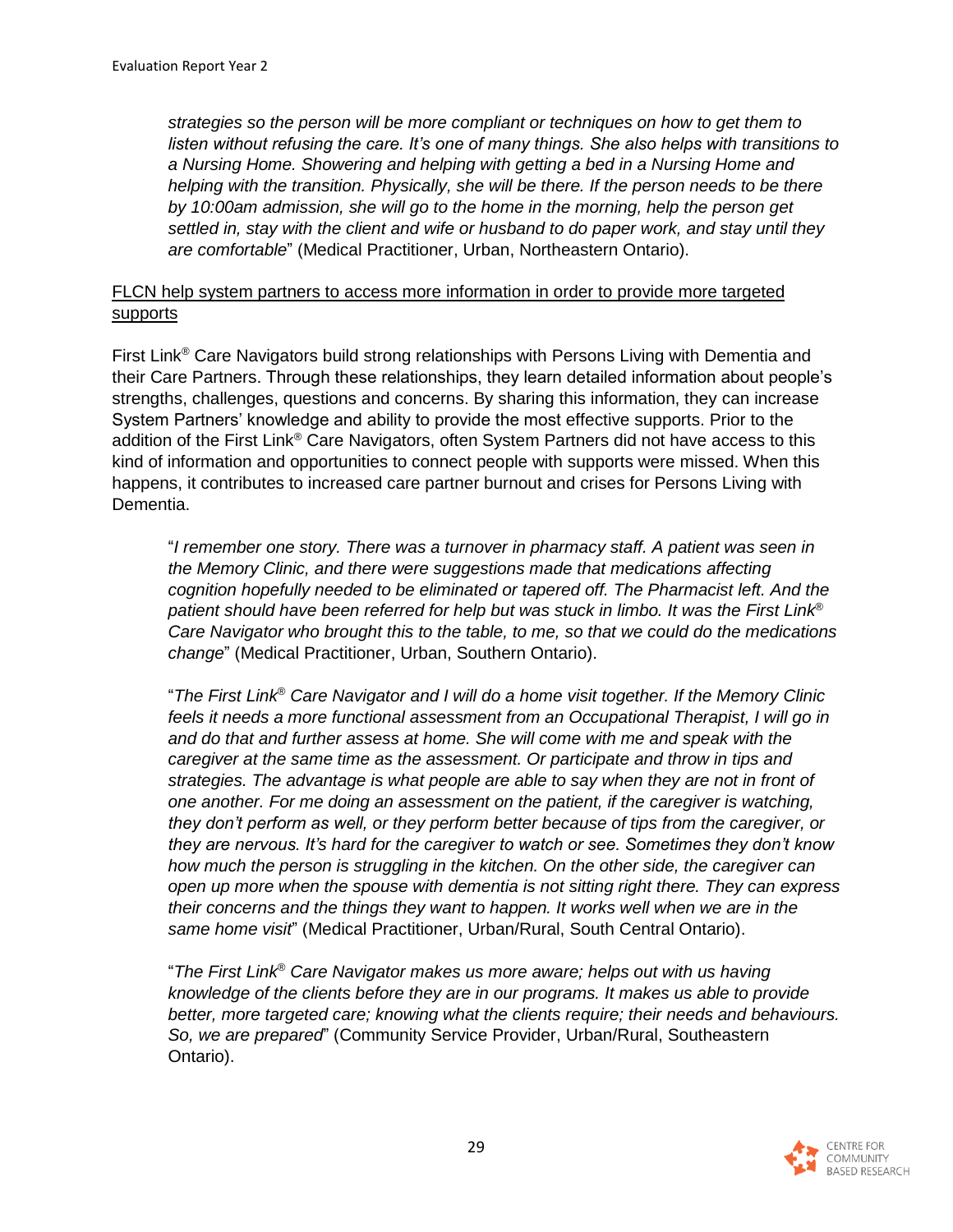*strategies so the person will be more compliant or techniques on how to get them to listen without refusing the care. It's one of many things. She also helps with transitions to a Nursing Home. Showering and helping with getting a bed in a Nursing Home and helping with the transition. Physically, she will be there. If the person needs to be there by 10:00am admission, she will go to the home in the morning, help the person get settled in, stay with the client and wife or husband to do paper work, and stay until they are comfortable*" (Medical Practitioner, Urban, Northeastern Ontario).

FLCN help system partners to access more information in order to provide more targeted supports

First Link® Care Navigators build strong relationships with Persons Living with Dementia and their Care Partners. Through these relationships, they learn detailed information about people's strengths, challenges, questions and concerns. By sharing this information, they can increase System Partners' knowledge and ability to provide the most effective supports. Prior to the addition of the First Link® Care Navigators, often System Partners did not have access to this kind of information and opportunities to connect people with supports were missed. When this happens, it contributes to increased care partner burnout and crises for Persons Living with Dementia.

"*I remember one story. There was a turnover in pharmacy staff. A patient was seen in the Memory Clinic, and there were suggestions made that medications affecting cognition hopefully needed to be eliminated or tapered off. The Pharmacist left. And the patient should have been referred for help but was stuck in limbo. It was the First Link® Care Navigator who brought this to the table, to me, so that we could do the medications change*" (Medical Practitioner, Urban, Southern Ontario).

"*The First Link® Care Navigator and I will do a home visit together. If the Memory Clinic feels it needs a more functional assessment from an Occupational Therapist, I will go in and do that and further assess at home. She will come with me and speak with the caregiver at the same time as the assessment. Or participate and throw in tips and strategies. The advantage is what people are able to say when they are not in front of one another. For me doing an assessment on the patient, if the caregiver is watching, they don't perform as well, or they perform better because of tips from the caregiver, or they are nervous. It's hard for the caregiver to watch or see. Sometimes they don't know how much the person is struggling in the kitchen. On the other side, the caregiver can open up more when the spouse with dementia is not sitting right there. They can express their concerns and the things they want to happen. It works well when we are in the same home visit*" (Medical Practitioner, Urban/Rural, South Central Ontario).

"*The First Link® Care Navigator makes us more aware; helps out with us having knowledge of the clients before they are in our programs. It makes us able to provide better, more targeted care; knowing what the clients require; their needs and behaviours. So, we are prepared*" (Community Service Provider, Urban/Rural, Southeastern Ontario).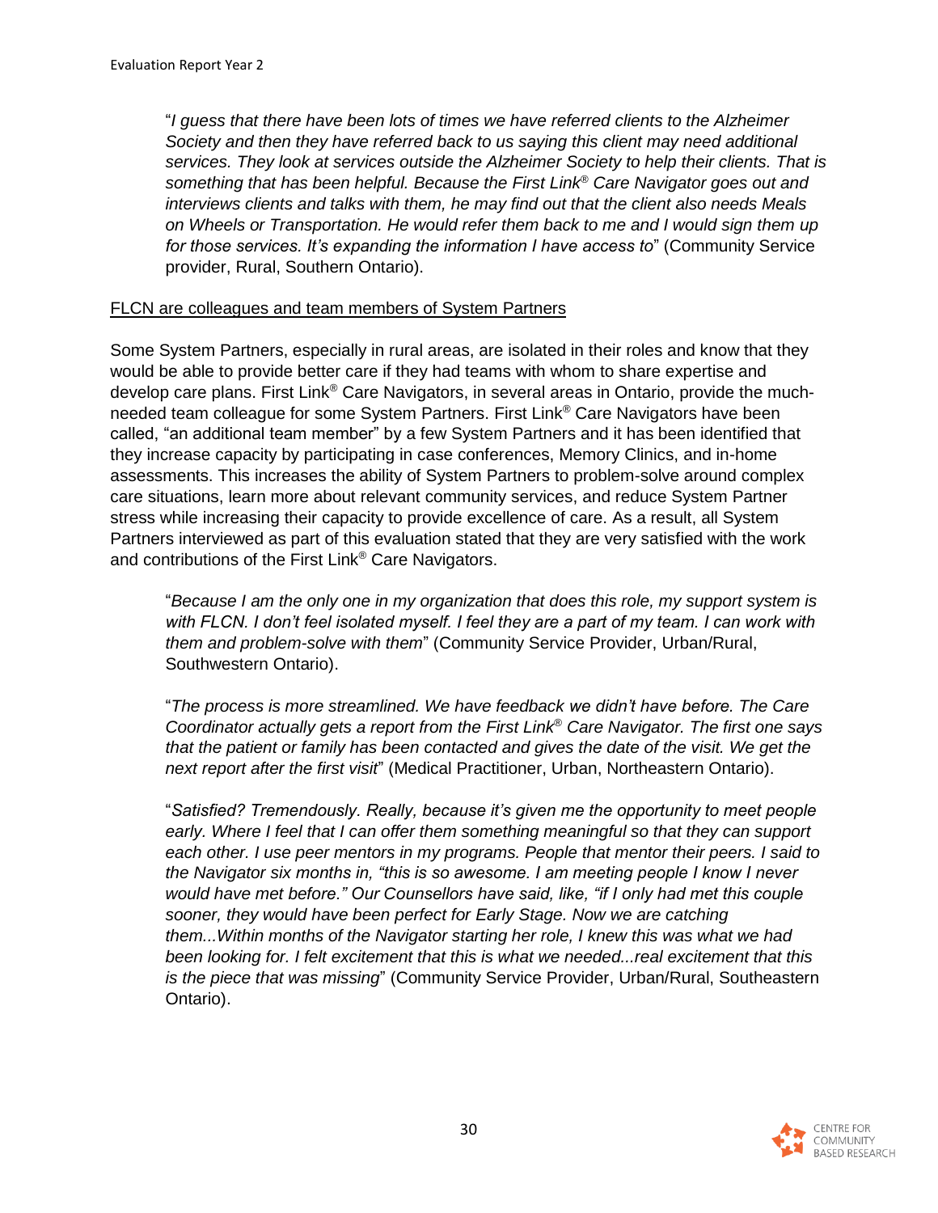"*I guess that there have been lots of times we have referred clients to the Alzheimer Society and then they have referred back to us saying this client may need additional services. They look at services outside the Alzheimer Society to help their clients. That is something that has been helpful. Because the First Link® Care Navigator goes out and interviews clients and talks with them, he may find out that the client also needs Meals on Wheels or Transportation. He would refer them back to me and I would sign them up for those services. It's expanding the information I have access to*" (Community Service provider, Rural, Southern Ontario).

<u>FLCN are colleagues and team members of System Partners</u>

Some System Partners, especially in rural areas, are isolated in their roles and know that they would be able to provide better care if they had teams with whom to share expertise and develop care plans. First Link® Care Navigators, in several areas in Ontario, provide the much-needed team colleague for some System Partners. First Link® Care Navigators have been called, "an additional team member" by a few System Partners and it has been identified that they increase capacity by participating in case conferences, Memory Clinics, and in-home assessments. This increases the ability of System Partners to problem-solve around complex care situations, learn more about relevant community services, and reduce System Partner stress while increasing their capacity to provide excellence of care. As a result, all System Partners interviewed as part of this evaluation stated that they are very satisfied with the work and contributions of the First Link® Care Navigators.

"*Because I am the only one in my organization that does this role, my support system is with FLCN. I don't feel isolated myself. I feel they are a part of my team. I can work with them and problem-solve with them*" (Community Service Provider, Urban/Rural, Southwestern Ontario).

"*The process is more streamlined. We have feedback we didn't have before. The Care Coordinator actually gets a report from the First Link® Care Navigator. The first one says that the patient or family has been contacted and gives the date of the visit. We get the next report after the first visit*" (Medical Practitioner, Urban, Northeastern Ontario).

"*Satisfied? Tremendously. Really, because it's given me the opportunity to meet people early. Where I feel that I can offer them something meaningful so that they can support each other. I use peer mentors in my programs. People that mentor their peers. I said to the Navigator six months in, "this is so awesome. I am meeting people I know I never would have met before." Our Counsellors have said, like, "if I only had met this couple sooner, they would have been perfect for Early Stage. Now we are catching them...Within months of the Navigator starting her role, I knew this was what we had been looking for. I felt excitement that this is what we needed...real excitement that this is the piece that was missing*" (Community Service Provider, Urban/Rural, Southeastern Ontario).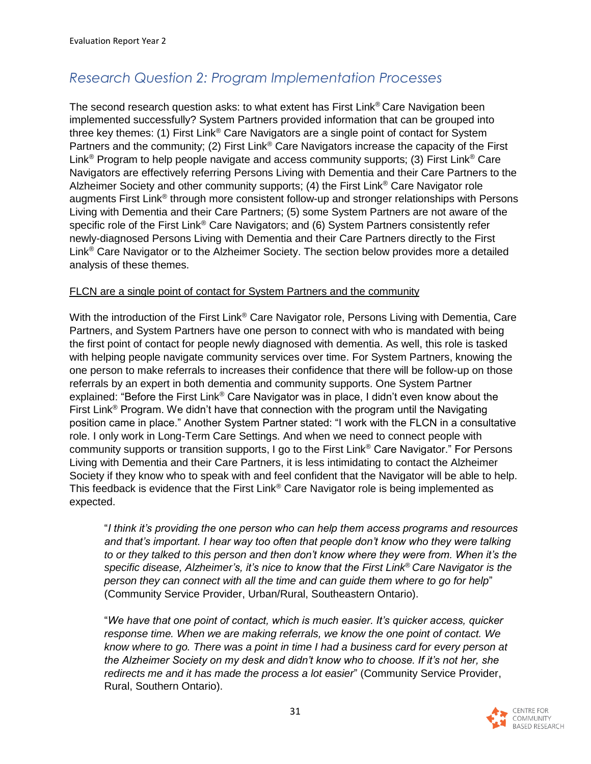## *Research Question 2: Program Implementation Processes*

The second research question asks: to what extent has First Link® Care Navigation been implemented successfully? System Partners provided information that can be grouped into three key themes: (1) First Link® Care Navigators are a single point of contact for System Partners and the community; (2) First Link® Care Navigators increase the capacity of the First Link® Program to help people navigate and access community supports; (3) First Link® Care Navigators are effectively referring Persons Living with Dementia and their Care Partners to the Alzheimer Society and other community supports; (4) the First Link® Care Navigator role augments First Link® through more consistent follow-up and stronger relationships with Persons Living with Dementia and their Care Partners; (5) some System Partners are not aware of the specific role of the First Link® Care Navigators; and (6) System Partners consistently refer newly-diagnosed Persons Living with Dementia and their Care Partners directly to the First Link® Care Navigator or to the Alzheimer Society. The section below provides more a detailed analysis of these themes.

<u>FLCN are a single point of contact for System Partners and the community</u>

With the introduction of the First Link® Care Navigator role, Persons Living with Dementia, Care Partners, and System Partners have one person to connect with who is mandated with being the first point of contact for people newly diagnosed with dementia. As well, this role is tasked with helping people navigate community services over time. For System Partners, knowing the one person to make referrals to increases their confidence that there will be follow-up on those referrals by an expert in both dementia and community supports. One System Partner explained: "Before the First Link® Care Navigator was in place, I didn't even know about the First Link® Program. We didn't have that connection with the program until the Navigating position came in place." Another System Partner stated: "I work with the FLCN in a consultative role. I only work in Long-Term Care Settings. And when we need to connect people with community supports or transition supports, I go to the First Link® Care Navigator." For Persons Living with Dementia and their Care Partners, it is less intimidating to contact the Alzheimer Society if they know who to speak with and feel confident that the Navigator will be able to help. This feedback is evidence that the First Link® Care Navigator role is being implemented as expected.

> "*I think it's providing the one person who can help them access programs and resources and that's important. I hear way too often that people don't know who they were talking to or they talked to this person and then don't know where they were from. When it's the specific disease, Alzheimer's, it's nice to know that the First Link® Care Navigator is the person they can connect with all the time and can guide them where to go for help*" (Community Service Provider, Urban/Rural, Southeastern Ontario).

> "*We have that one point of contact, which is much easier. It's quicker access, quicker response time. When we are making referrals, we know the one point of contact. We know where to go. There was a point in time I had a business card for every person at the Alzheimer Society on my desk and didn't know who to choose. If it's not her, she redirects me and it has made the process a lot easier*" (Community Service Provider, Rural, Southern Ontario).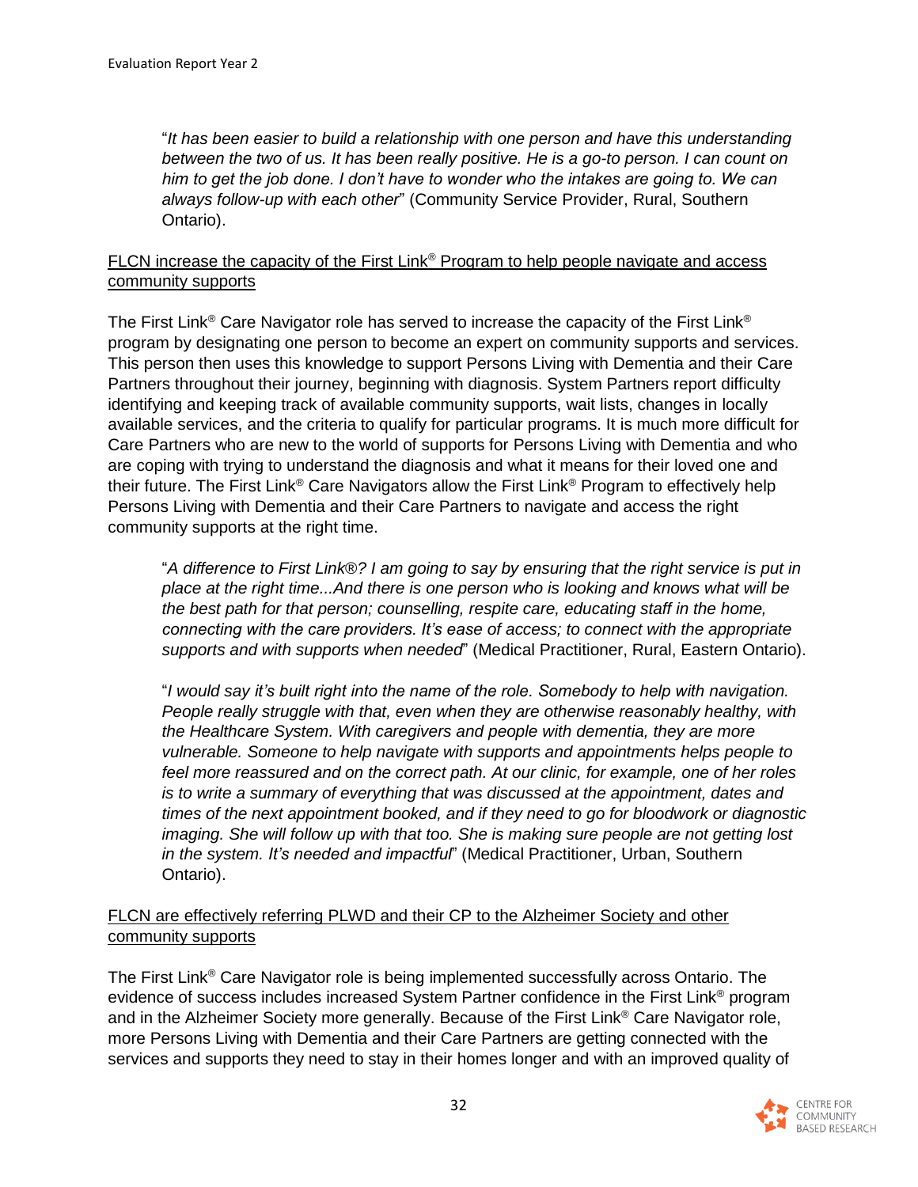"*It has been easier to build a relationship with one person and have this understanding between the two of us. It has been really positive. He is a go-to person. I can count on him to get the job done. I don't have to wonder who the intakes are going to. We can always follow-up with each other*" (Community Service Provider, Rural, Southern Ontario).

<u>FLCN increase the capacity of the First Link® Program to help people navigate and access community supports</u>

The First Link® Care Navigator role has served to increase the capacity of the First Link® program by designating one person to become an expert on community supports and services. This person then uses this knowledge to support Persons Living with Dementia and their Care Partners throughout their journey, beginning with diagnosis. System Partners report difficulty identifying and keeping track of available community supports, wait lists, changes in locally available services, and the criteria to qualify for particular programs. It is much more difficult for Care Partners who are new to the world of supports for Persons Living with Dementia and who are coping with trying to understand the diagnosis and what it means for their loved one and their future. The First Link® Care Navigators allow the First Link® Program to effectively help Persons Living with Dementia and their Care Partners to navigate and access the right community supports at the right time.

> "*A difference to First Link®? I am going to say by ensuring that the right service is put in place at the right time...And there is one person who is looking and knows what will be the best path for that person; counselling, respite care, educating staff in the home, connecting with the care providers. It's ease of access; to connect with the appropriate supports and with supports when needed*" (Medical Practitioner, Rural, Eastern Ontario).

> "*I would say it's built right into the name of the role. Somebody to help with navigation. People really struggle with that, even when they are otherwise reasonably healthy, with the Healthcare System. With caregivers and people with dementia, they are more vulnerable. Someone to help navigate with supports and appointments helps people to feel more reassured and on the correct path. At our clinic, for example, one of her roles is to write a summary of everything that was discussed at the appointment, dates and times of the next appointment booked, and if they need to go for bloodwork or diagnostic imaging. She will follow up with that too. She is making sure people are not getting lost in the system. It's needed and impactful*" (Medical Practitioner, Urban, Southern Ontario).

<u>FLCN are effectively referring PLWD and their CP to the Alzheimer Society and other community supports</u>

The First Link® Care Navigator role is being implemented successfully across Ontario. The evidence of success includes increased System Partner confidence in the First Link® program and in the Alzheimer Society more generally. Because of the First Link® Care Navigator role, more Persons Living with Dementia and their Care Partners are getting connected with the services and supports they need to stay in their homes longer and with an improved quality of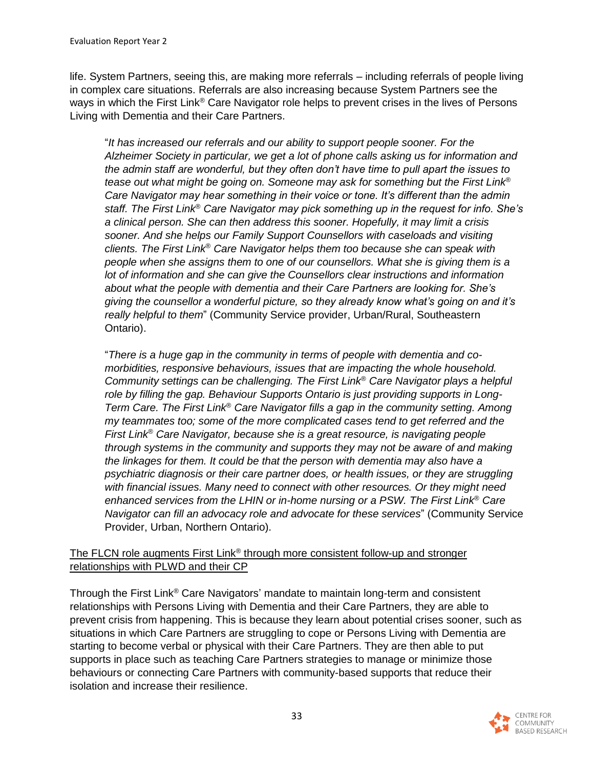life. System Partners, seeing this, are making more referrals – including referrals of people living in complex care situations. Referrals are also increasing because System Partners see the ways in which the First Link® Care Navigator role helps to prevent crises in the lives of Persons Living with Dementia and their Care Partners.

> "*It has increased our referrals and our ability to support people sooner. For the Alzheimer Society in particular, we get a lot of phone calls asking us for information and the admin staff are wonderful, but they often don't have time to pull apart the issues to tease out what might be going on. Someone may ask for something but the First Link® Care Navigator may hear something in their voice or tone. It's different than the admin staff. The First Link® Care Navigator may pick something up in the request for info. She's a clinical person. She can then address this sooner. Hopefully, it may limit a crisis sooner. And she helps our Family Support Counsellors with caseloads and visiting clients. The First Link® Care Navigator helps them too because she can speak with people when she assigns them to one of our counsellors. What she is giving them is a lot of information and she can give the Counsellors clear instructions and information about what the people with dementia and their Care Partners are looking for. She's giving the counsellor a wonderful picture, so they already know what's going on and it's really helpful to them*" (Community Service provider, Urban/Rural, Southeastern Ontario).

> "*There is a huge gap in the community in terms of people with dementia and co-morbidities, responsive behaviours, issues that are impacting the whole household. Community settings can be challenging. The First Link® Care Navigator plays a helpful role by filling the gap. Behaviour Supports Ontario is just providing supports in Long-Term Care. The First Link® Care Navigator fills a gap in the community setting. Among my teammates too; some of the more complicated cases tend to get referred and the First Link® Care Navigator, because she is a great resource, is navigating people through systems in the community and supports they may not be aware of and making the linkages for them. It could be that the person with dementia may also have a psychiatric diagnosis or their care partner does, or health issues, or they are struggling with financial issues. Many need to connect with other resources. Or they might need enhanced services from the LHIN or in-home nursing or a PSW. The First Link® Care Navigator can fill an advocacy role and advocate for these services*" (Community Service Provider, Urban, Northern Ontario).

<u>The FLCN role augments First Link® through more consistent follow-up and stronger relationships with PLWD and their CP</u>

Through the First Link® Care Navigators' mandate to maintain long-term and consistent relationships with Persons Living with Dementia and their Care Partners, they are able to prevent crisis from happening. This is because they learn about potential crises sooner, such as situations in which Care Partners are struggling to cope or Persons Living with Dementia are starting to become verbal or physical with their Care Partners. They are then able to put supports in place such as teaching Care Partners strategies to manage or minimize those behaviours or connecting Care Partners with community-based supports that reduce their isolation and increase their resilience.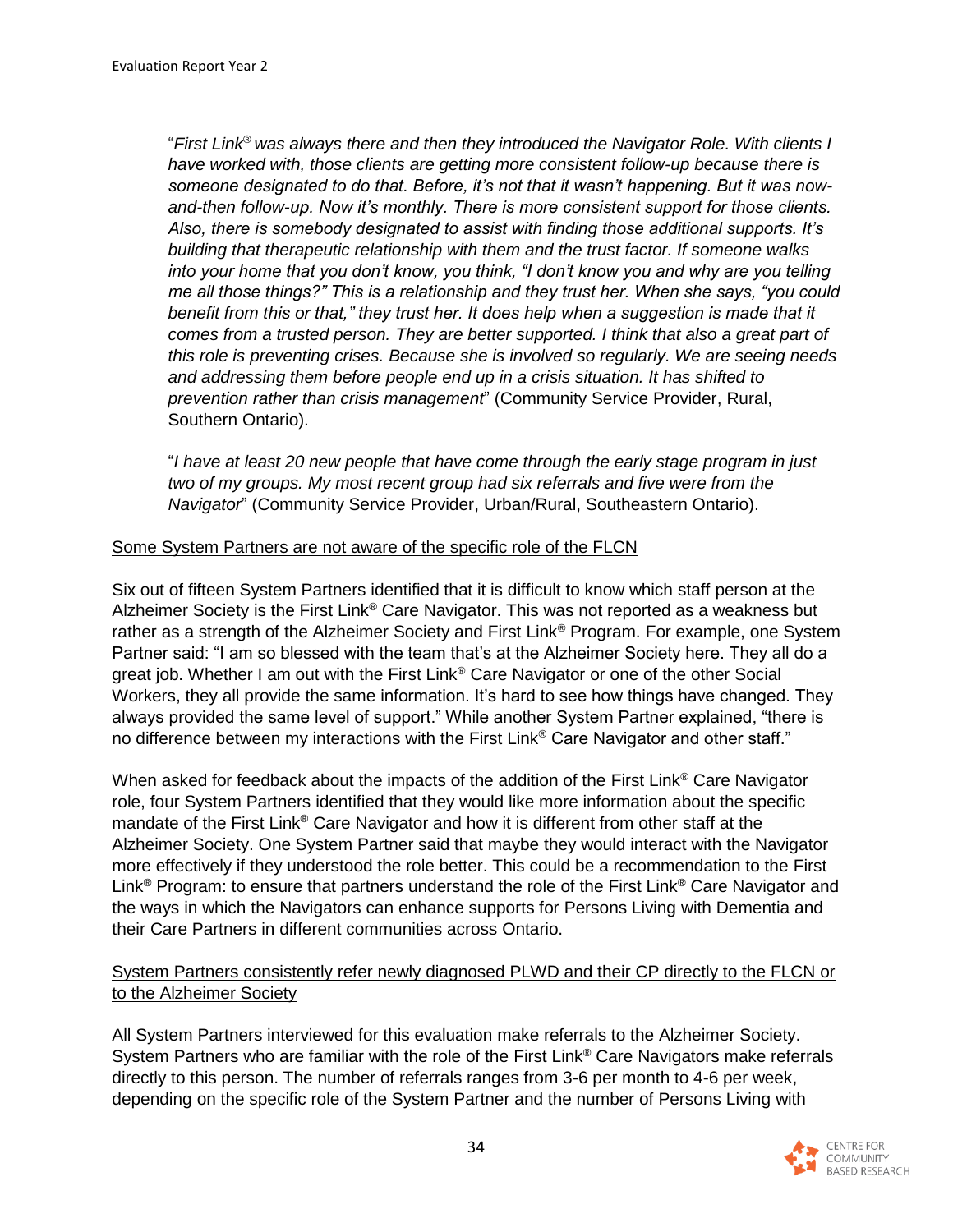"*First Link® was always there and then they introduced the Navigator Role. With clients I have worked with, those clients are getting more consistent follow-up because there is someone designated to do that. Before, it's not that it wasn't happening. But it was now-and-then follow-up. Now it's monthly. There is more consistent support for those clients. Also, there is somebody designated to assist with finding those additional supports. It's building that therapeutic relationship with them and the trust factor. If someone walks into your home that you don't know, you think, "I don't know you and why are you telling me all those things?" This is a relationship and they trust her. When she says, "you could benefit from this or that," they trust her. It does help when a suggestion is made that it comes from a trusted person. They are better supported. I think that also a great part of this role is preventing crises. Because she is involved so regularly. We are seeing needs and addressing them before people end up in a crisis situation. It has shifted to prevention rather than crisis management*" (Community Service Provider, Rural, Southern Ontario).

"*I have at least 20 new people that have come through the early stage program in just two of my groups. My most recent group had six referrals and five were from the Navigator*" (Community Service Provider, Urban/Rural, Southeastern Ontario).

<u>Some System Partners are not aware of the specific role of the FLCN</u>

Six out of fifteen System Partners identified that it is difficult to know which staff person at the Alzheimer Society is the First Link® Care Navigator. This was not reported as a weakness but rather as a strength of the Alzheimer Society and First Link® Program. For example, one System Partner said: "I am so blessed with the team that's at the Alzheimer Society here. They all do a great job. Whether I am out with the First Link® Care Navigator or one of the other Social Workers, they all provide the same information. It's hard to see how things have changed. They always provided the same level of support." While another System Partner explained, "there is no difference between my interactions with the First Link® Care Navigator and other staff."

When asked for feedback about the impacts of the addition of the First Link® Care Navigator role, four System Partners identified that they would like more information about the specific mandate of the First Link® Care Navigator and how it is different from other staff at the Alzheimer Society. One System Partner said that maybe they would interact with the Navigator more effectively if they understood the role better. This could be a recommendation to the First Link® Program: to ensure that partners understand the role of the First Link® Care Navigator and the ways in which the Navigators can enhance supports for Persons Living with Dementia and their Care Partners in different communities across Ontario.

<u>System Partners consistently refer newly diagnosed PLWD and their CP directly to the FLCN or to the Alzheimer Society</u>

All System Partners interviewed for this evaluation make referrals to the Alzheimer Society. System Partners who are familiar with the role of the First Link® Care Navigators make referrals directly to this person. The number of referrals ranges from 3-6 per month to 4-6 per week, depending on the specific role of the System Partner and the number of Persons Living with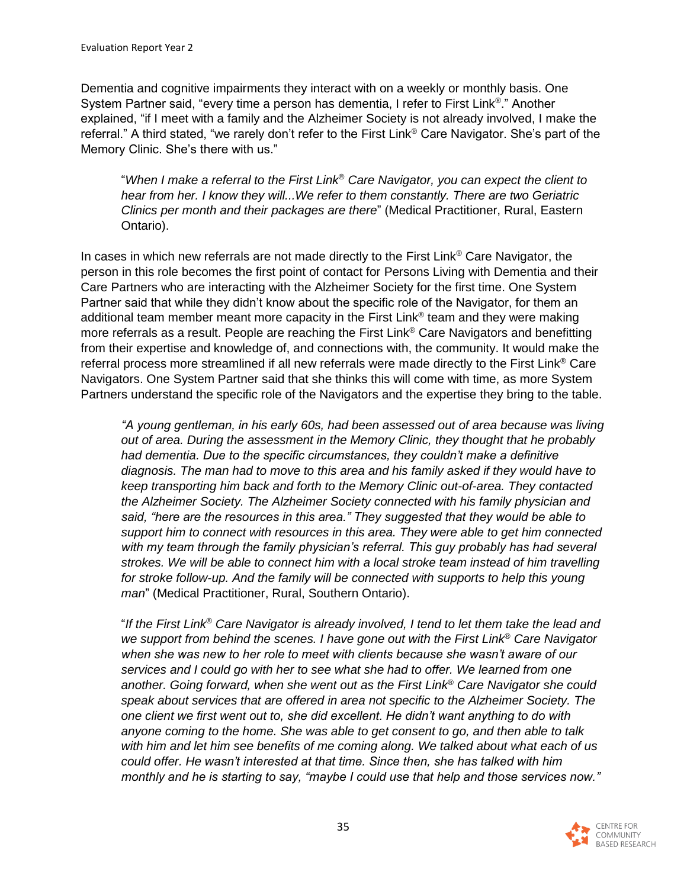Dementia and cognitive impairments they interact with on a weekly or monthly basis. One System Partner said, "every time a person has dementia, I refer to First Link®." Another explained, "if I meet with a family and the Alzheimer Society is not already involved, I make the referral." A third stated, "we rarely don't refer to the First Link® Care Navigator. She's part of the Memory Clinic. She's there with us."

> "*When I make a referral to the First Link® Care Navigator, you can expect the client to hear from her. I know they will...We refer to them constantly. There are two Geriatric Clinics per month and their packages are there*" (Medical Practitioner, Rural, Eastern Ontario).

In cases in which new referrals are not made directly to the First Link® Care Navigator, the person in this role becomes the first point of contact for Persons Living with Dementia and their Care Partners who are interacting with the Alzheimer Society for the first time. One System Partner said that while they didn't know about the specific role of the Navigator, for them an additional team member meant more capacity in the First Link® team and they were making more referrals as a result. People are reaching the First Link® Care Navigators and benefitting from their expertise and knowledge of, and connections with, the community. It would make the referral process more streamlined if all new referrals were made directly to the First Link® Care Navigators. One System Partner said that she thinks this will come with time, as more System Partners understand the specific role of the Navigators and the expertise they bring to the table.

> *"A young gentleman, in his early 60s, had been assessed out of area because was living out of area. During the assessment in the Memory Clinic, they thought that he probably had dementia. Due to the specific circumstances, they couldn't make a definitive diagnosis. The man had to move to this area and his family asked if they would have to keep transporting him back and forth to the Memory Clinic out-of-area. They contacted the Alzheimer Society. The Alzheimer Society connected with his family physician and said, "here are the resources in this area." They suggested that they would be able to support him to connect with resources in this area. They were able to get him connected with my team through the family physician's referral. This guy probably has had several strokes. We will be able to connect him with a local stroke team instead of him travelling for stroke follow-up. And the family will be connected with supports to help this young man*" (Medical Practitioner, Rural, Southern Ontario).

> "*If the First Link® Care Navigator is already involved, I tend to let them take the lead and we support from behind the scenes. I have gone out with the First Link® Care Navigator when she was new to her role to meet with clients because she wasn't aware of our services and I could go with her to see what she had to offer. We learned from one another. Going forward, when she went out as the First Link® Care Navigator she could speak about services that are offered in area not specific to the Alzheimer Society. The one client we first went out to, she did excellent. He didn't want anything to do with anyone coming to the home. She was able to get consent to go, and then able to talk with him and let him see benefits of me coming along. We talked about what each of us could offer. He wasn't interested at that time. Since then, she has talked with him monthly and he is starting to say, "maybe I could use that help and those services now."*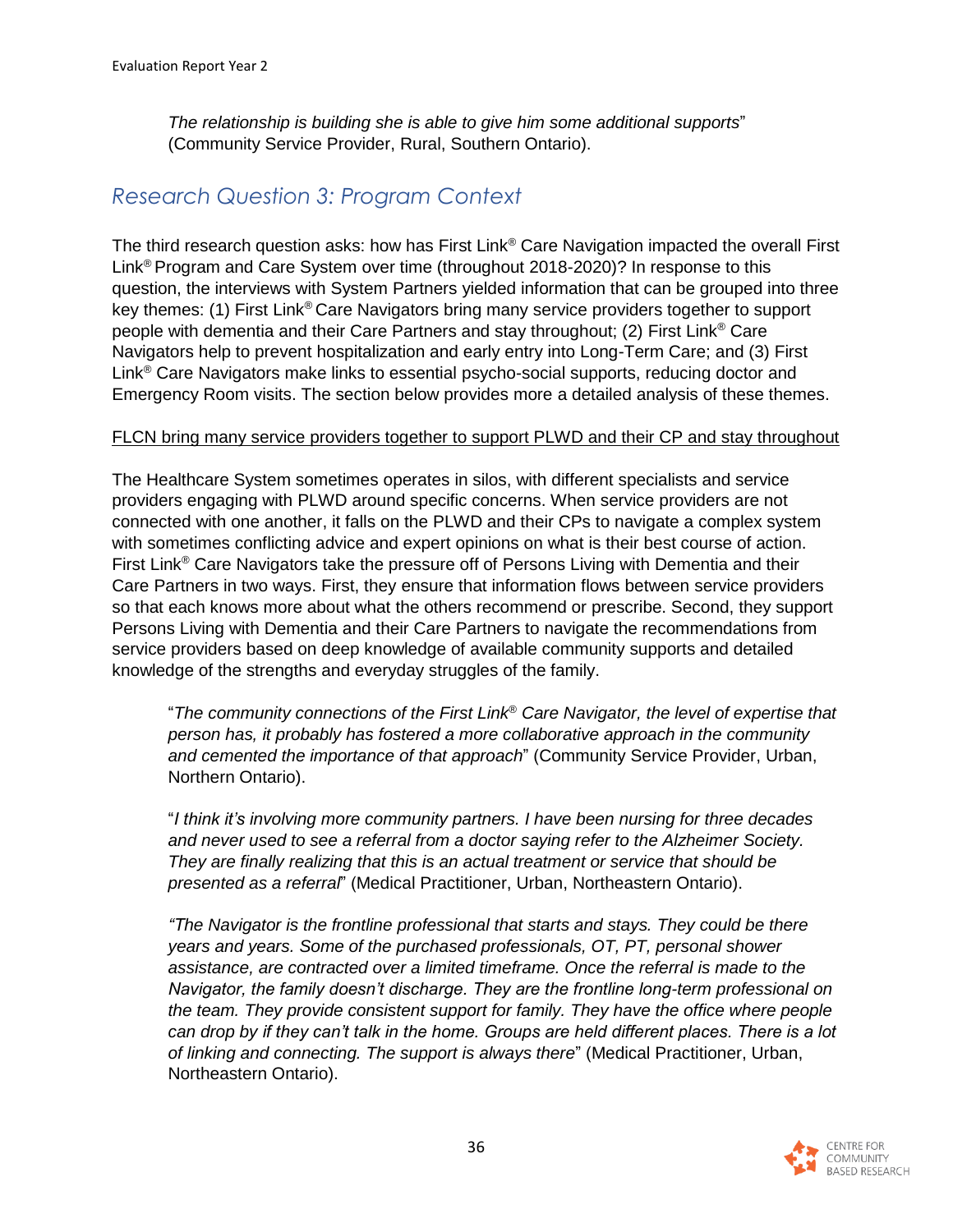*The relationship is building she is able to give him some additional supports*" (Community Service Provider, Rural, Southern Ontario).

## *Research Question 3: Program Context*

The third research question asks: how has First Link® Care Navigation impacted the overall First Link® Program and Care System over time (throughout 2018-2020)? In response to this question, the interviews with System Partners yielded information that can be grouped into three key themes: (1) First Link® Care Navigators bring many service providers together to support people with dementia and their Care Partners and stay throughout; (2) First Link® Care Navigators help to prevent hospitalization and early entry into Long-Term Care; and (3) First Link® Care Navigators make links to essential psycho-social supports, reducing doctor and Emergency Room visits. The section below provides more a detailed analysis of these themes.

<u>FLCN bring many service providers together to support PLWD and their CP and stay throughout</u>

The Healthcare System sometimes operates in silos, with different specialists and service providers engaging with PLWD around specific concerns. When service providers are not connected with one another, it falls on the PLWD and their CPs to navigate a complex system with sometimes conflicting advice and expert opinions on what is their best course of action. First Link® Care Navigators take the pressure off of Persons Living with Dementia and their Care Partners in two ways. First, they ensure that information flows between service providers so that each knows more about what the others recommend or prescribe. Second, they support Persons Living with Dementia and their Care Partners to navigate the recommendations from service providers based on deep knowledge of available community supports and detailed knowledge of the strengths and everyday struggles of the family.

> "*The community connections of the First Link® Care Navigator, the level of expertise that person has, it probably has fostered a more collaborative approach in the community and cemented the importance of that approach*" (Community Service Provider, Urban, Northern Ontario).

> "*I think it's involving more community partners. I have been nursing for three decades and never used to see a referral from a doctor saying refer to the Alzheimer Society. They are finally realizing that this is an actual treatment or service that should be presented as a referral*" (Medical Practitioner, Urban, Northeastern Ontario).

> *"The Navigator is the frontline professional that starts and stays. They could be there years and years. Some of the purchased professionals, OT, PT, personal shower assistance, are contracted over a limited timeframe. Once the referral is made to the Navigator, the family doesn't discharge. They are the frontline long-term professional on the team. They provide consistent support for family. They have the office where people can drop by if they can't talk in the home. Groups are held different places. There is a lot of linking and connecting. The support is always there*" (Medical Practitioner, Urban, Northeastern Ontario).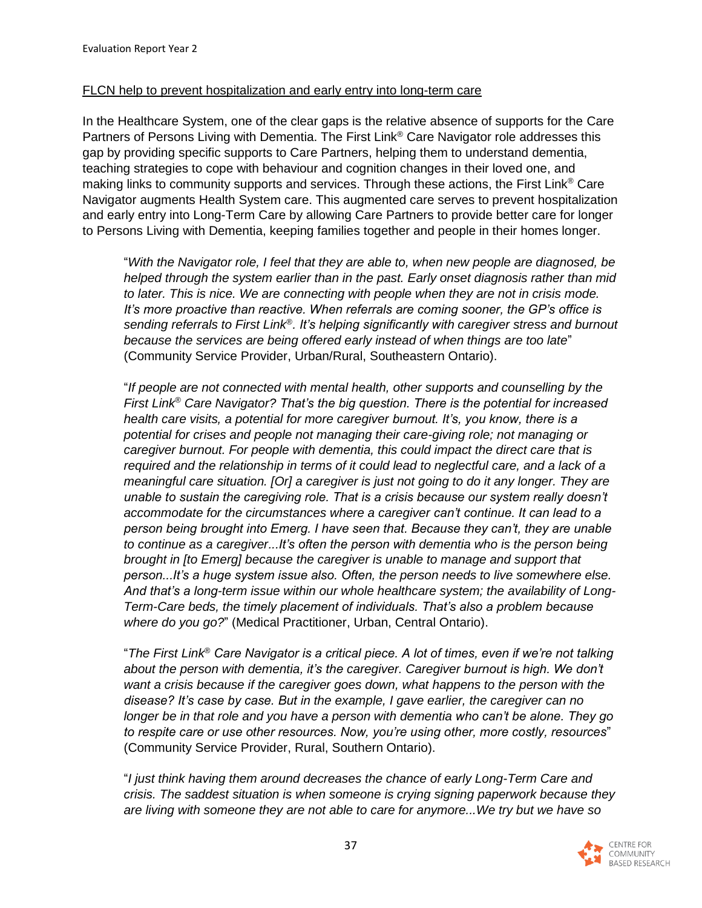<u>FLCN help to prevent hospitalization and early entry into long-term care</u>

In the Healthcare System, one of the clear gaps is the relative absence of supports for the Care Partners of Persons Living with Dementia. The First Link® Care Navigator role addresses this gap by providing specific supports to Care Partners, helping them to understand dementia, teaching strategies to cope with behaviour and cognition changes in their loved one, and making links to community supports and services. Through these actions, the First Link® Care Navigator augments Health System care. This augmented care serves to prevent hospitalization and early entry into Long-Term Care by allowing Care Partners to provide better care for longer to Persons Living with Dementia, keeping families together and people in their homes longer.

> "*With the Navigator role, I feel that they are able to, when new people are diagnosed, be helped through the system earlier than in the past. Early onset diagnosis rather than mid to later. This is nice. We are connecting with people when they are not in crisis mode. It's more proactive than reactive. When referrals are coming sooner, the GP's office is sending referrals to First Link®. It's helping significantly with caregiver stress and burnout because the services are being offered early instead of when things are too late*" (Community Service Provider, Urban/Rural, Southeastern Ontario).

> "*If people are not connected with mental health, other supports and counselling by the First Link® Care Navigator? That's the big question. There is the potential for increased health care visits, a potential for more caregiver burnout. It's, you know, there is a potential for crises and people not managing their care-giving role; not managing or caregiver burnout. For people with dementia, this could impact the direct care that is required and the relationship in terms of it could lead to neglectful care, and a lack of a meaningful care situation. [Or] a caregiver is just not going to do it any longer. They are unable to sustain the caregiving role. That is a crisis because our system really doesn't accommodate for the circumstances where a caregiver can't continue. It can lead to a person being brought into Emerg. I have seen that. Because they can't, they are unable to continue as a caregiver...It's often the person with dementia who is the person being brought in [to Emerg] because the caregiver is unable to manage and support that person...It's a huge system issue also. Often, the person needs to live somewhere else. And that's a long-term issue within our whole healthcare system; the availability of Long-Term-Care beds, the timely placement of individuals. That's also a problem because where do you go?*" (Medical Practitioner, Urban, Central Ontario).

> "*The First Link® Care Navigator is a critical piece. A lot of times, even if we're not talking about the person with dementia, it's the caregiver. Caregiver burnout is high. We don't want a crisis because if the caregiver goes down, what happens to the person with the disease? It's case by case. But in the example, I gave earlier, the caregiver can no longer be in that role and you have a person with dementia who can't be alone. They go to respite care or use other resources. Now, you're using other, more costly, resources*" (Community Service Provider, Rural, Southern Ontario).

> "*I just think having them around decreases the chance of early Long-Term Care and crisis. The saddest situation is when someone is crying signing paperwork because they are living with someone they are not able to care for anymore...We try but we have so*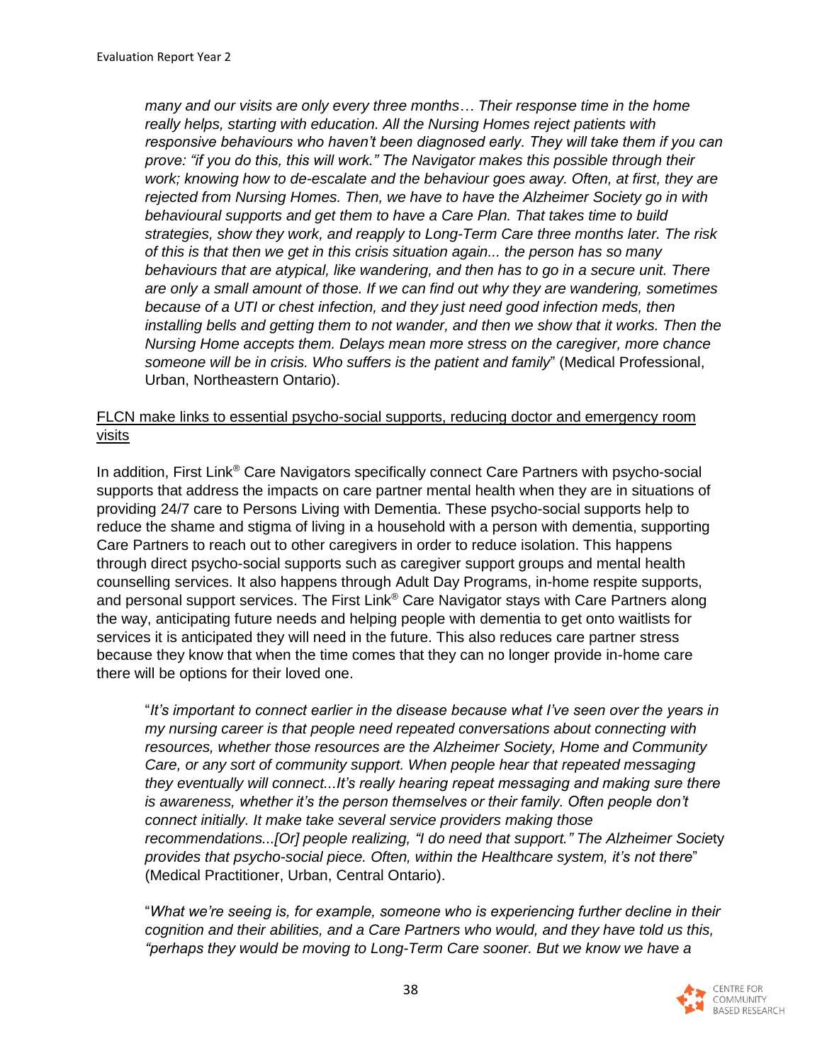> *many and our visits are only every three months… Their response time in the home really helps, starting with education. All the Nursing Homes reject patients with responsive behaviours who haven't been diagnosed early. They will take them if you can prove: "if you do this, this will work." The Navigator makes this possible through their work; knowing how to de-escalate and the behaviour goes away. Often, at first, they are rejected from Nursing Homes. Then, we have to have the Alzheimer Society go in with behavioural supports and get them to have a Care Plan. That takes time to build strategies, show they work, and reapply to Long-Term Care three months later. The risk of this is that then we get in this crisis situation again... the person has so many behaviours that are atypical, like wandering, and then has to go in a secure unit. There are only a small amount of those. If we can find out why they are wandering, sometimes because of a UTI or chest infection, and they just need good infection meds, then installing bells and getting them to not wander, and then we show that it works. Then the Nursing Home accepts them. Delays mean more stress on the caregiver, more chance someone will be in crisis. Who suffers is the patient and family*" (Medical Professional, Urban, Northeastern Ontario).

<u>FLCN make links to essential psycho-social supports, reducing doctor and emergency room visits</u>

In addition, First Link® Care Navigators specifically connect Care Partners with psycho-social supports that address the impacts on care partner mental health when they are in situations of providing 24/7 care to Persons Living with Dementia. These psycho-social supports help to reduce the shame and stigma of living in a household with a person with dementia, supporting Care Partners to reach out to other caregivers in order to reduce isolation. This happens through direct psycho-social supports such as caregiver support groups and mental health counselling services. It also happens through Adult Day Programs, in-home respite supports, and personal support services. The First Link® Care Navigator stays with Care Partners along the way, anticipating future needs and helping people with dementia to get onto waitlists for services it is anticipated they will need in the future. This also reduces care partner stress because they know that when the time comes that they can no longer provide in-home care there will be options for their loved one.

> "*It's important to connect earlier in the disease because what I've seen over the years in my nursing career is that people need repeated conversations about connecting with resources, whether those resources are the Alzheimer Society, Home and Community Care, or any sort of community support. When people hear that repeated messaging they eventually will connect...It's really hearing repeat messaging and making sure there is awareness, whether it's the person themselves or their family. Often people don't connect initially. It make take several service providers making those recommendations...[Or] people realizing, "I do need that support." The Alzheimer Society provides that psycho-social piece. Often, within the Healthcare system, it's not there*" (Medical Practitioner, Urban, Central Ontario).

> "*What we're seeing is, for example, someone who is experiencing further decline in their cognition and their abilities, and a Care Partners who would, and they have told us this, "perhaps they would be moving to Long-Term Care sooner. But we know we have a*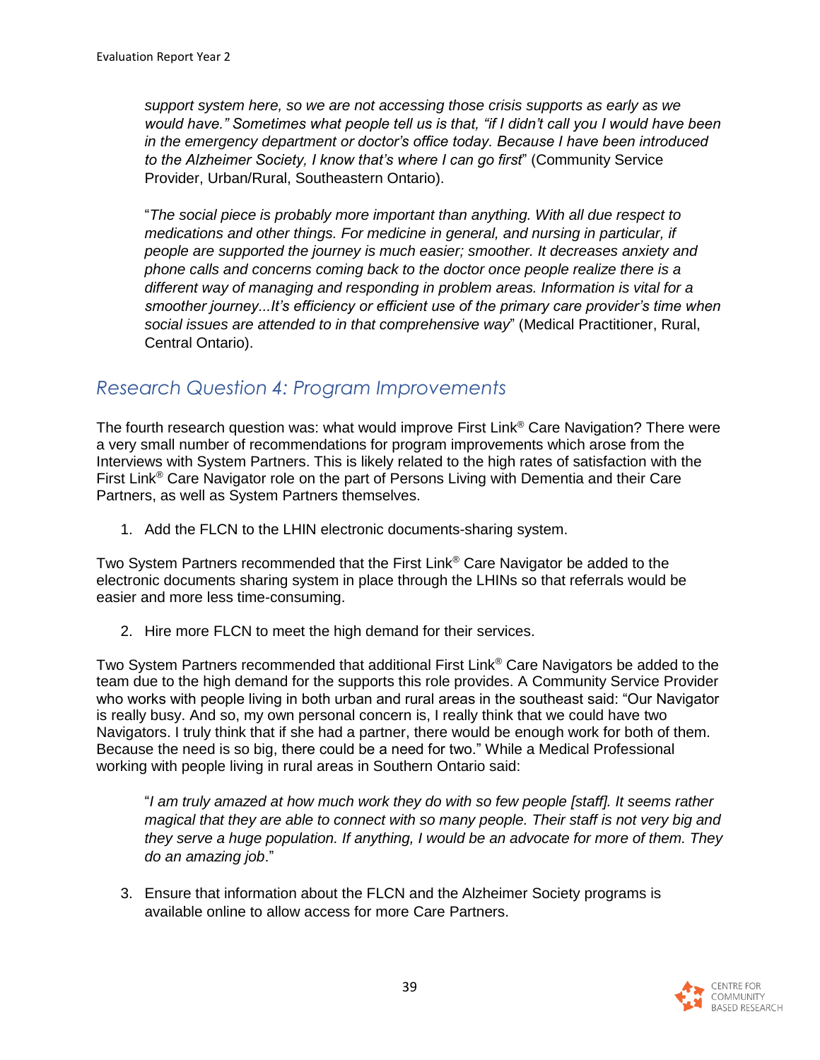*support system here, so we are not accessing those crisis supports as early as we would have." Sometimes what people tell us is that, "if I didn't call you I would have been in the emergency department or doctor's office today. Because I have been introduced to the Alzheimer Society, I know that's where I can go first*" (Community Service Provider, Urban/Rural, Southeastern Ontario).

"*The social piece is probably more important than anything. With all due respect to medications and other things. For medicine in general, and nursing in particular, if people are supported the journey is much easier; smoother. It decreases anxiety and phone calls and concerns coming back to the doctor once people realize there is a different way of managing and responding in problem areas. Information is vital for a smoother journey...It's efficiency or efficient use of the primary care provider's time when social issues are attended to in that comprehensive way*" (Medical Practitioner, Rural, Central Ontario).

## *Research Question 4: Program Improvements*

The fourth research question was: what would improve First Link® Care Navigation? There were a very small number of recommendations for program improvements which arose from the Interviews with System Partners. This is likely related to the high rates of satisfaction with the First Link® Care Navigator role on the part of Persons Living with Dementia and their Care Partners, as well as System Partners themselves.

1. Add the FLCN to the LHIN electronic documents-sharing system.

Two System Partners recommended that the First Link® Care Navigator be added to the electronic documents sharing system in place through the LHINs so that referrals would be easier and more less time-consuming.

2. Hire more FLCN to meet the high demand for their services.

Two System Partners recommended that additional First Link® Care Navigators be added to the team due to the high demand for the supports this role provides. A Community Service Provider who works with people living in both urban and rural areas in the southeast said: "Our Navigator is really busy. And so, my own personal concern is, I really think that we could have two Navigators. I truly think that if she had a partner, there would be enough work for both of them. Because the need is so big, there could be a need for two." While a Medical Professional working with people living in rural areas in Southern Ontario said:

"*I am truly amazed at how much work they do with so few people [staff]. It seems rather magical that they are able to connect with so many people. Their staff is not very big and they serve a huge population. If anything, I would be an advocate for more of them. They do an amazing job*."

3. Ensure that information about the FLCN and the Alzheimer Society programs is available online to allow access for more Care Partners.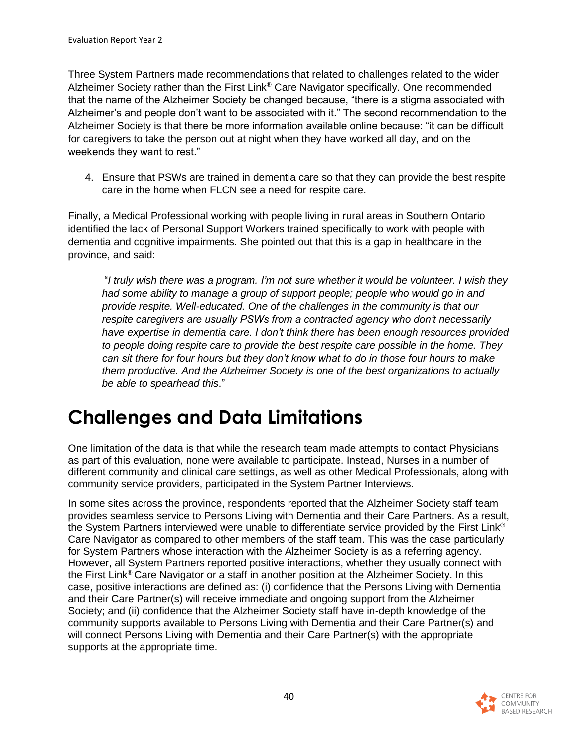Three System Partners made recommendations that related to challenges related to the wider Alzheimer Society rather than the First Link® Care Navigator specifically. One recommended that the name of the Alzheimer Society be changed because, "there is a stigma associated with Alzheimer's and people don't want to be associated with it." The second recommendation to the Alzheimer Society is that there be more information available online because: "it can be difficult for caregivers to take the person out at night when they have worked all day, and on the weekends they want to rest."

4. Ensure that PSWs are trained in dementia care so that they can provide the best respite care in the home when FLCN see a need for respite care.

Finally, a Medical Professional working with people living in rural areas in Southern Ontario identified the lack of Personal Support Workers trained specifically to work with people with dementia and cognitive impairments. She pointed out that this is a gap in healthcare in the province, and said:

> "*I truly wish there was a program. I'm not sure whether it would be volunteer. I wish they had some ability to manage a group of support people; people who would go in and provide respite. Well-educated. One of the challenges in the community is that our respite caregivers are usually PSWs from a contracted agency who don't necessarily have expertise in dementia care. I don't think there has been enough resources provided to people doing respite care to provide the best respite care possible in the home. They can sit there for four hours but they don't know what to do in those four hours to make them productive. And the Alzheimer Society is one of the best organizations to actually be able to spearhead this*."

# Challenges and Data Limitations

One limitation of the data is that while the research team made attempts to contact Physicians as part of this evaluation, none were available to participate. Instead, Nurses in a number of different community and clinical care settings, as well as other Medical Professionals, along with community service providers, participated in the System Partner Interviews.

In some sites across the province, respondents reported that the Alzheimer Society staff team provides seamless service to Persons Living with Dementia and their Care Partners. As a result, the System Partners interviewed were unable to differentiate service provided by the First Link® Care Navigator as compared to other members of the staff team. This was the case particularly for System Partners whose interaction with the Alzheimer Society is as a referring agency. However, all System Partners reported positive interactions, whether they usually connect with the First Link® Care Navigator or a staff in another position at the Alzheimer Society. In this case, positive interactions are defined as: (i) confidence that the Persons Living with Dementia and their Care Partner(s) will receive immediate and ongoing support from the Alzheimer Society; and (ii) confidence that the Alzheimer Society staff have in-depth knowledge of the community supports available to Persons Living with Dementia and their Care Partner(s) and will connect Persons Living with Dementia and their Care Partner(s) with the appropriate supports at the appropriate time.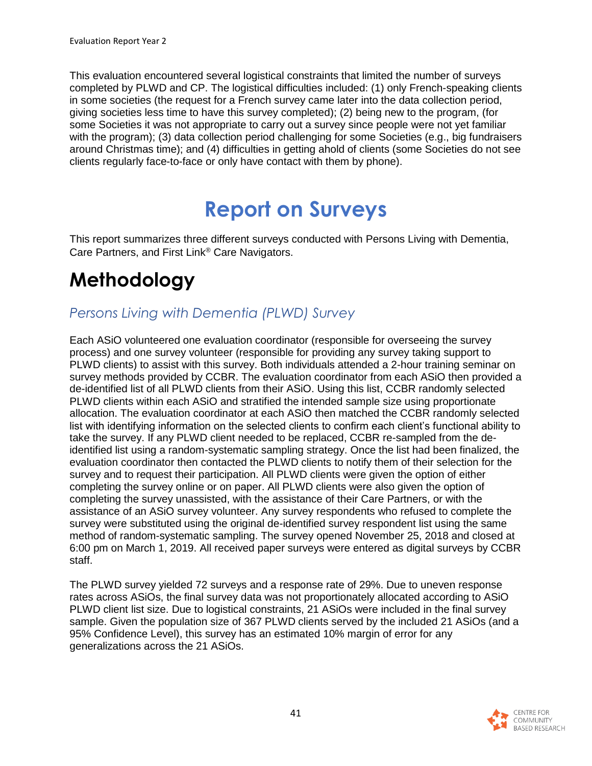This evaluation encountered several logistical constraints that limited the number of surveys completed by PLWD and CP. The logistical difficulties included: (1) only French-speaking clients in some societies (the request for a French survey came later into the data collection period, giving societies less time to have this survey completed); (2) being new to the program, (for some Societies it was not appropriate to carry out a survey since people were not yet familiar with the program); (3) data collection period challenging for some Societies (e.g., big fundraisers around Christmas time); and (4) difficulties in getting ahold of clients (some Societies do not see clients regularly face-to-face or only have contact with them by phone).

# Report on Surveys

This report summarizes three different surveys conducted with Persons Living with Dementia, Care Partners, and First Link® Care Navigators.

# Methodology

## *Persons Living with Dementia (PLWD) Survey*

Each ASiO volunteered one evaluation coordinator (responsible for overseeing the survey process) and one survey volunteer (responsible for providing any survey taking support to PLWD clients) to assist with this survey. Both individuals attended a 2-hour training seminar on survey methods provided by CCBR. The evaluation coordinator from each ASiO then provided a de-identified list of all PLWD clients from their ASiO. Using this list, CCBR randomly selected PLWD clients within each ASiO and stratified the intended sample size using proportionate allocation. The evaluation coordinator at each ASiO then matched the CCBR randomly selected list with identifying information on the selected clients to confirm each client's functional ability to take the survey. If any PLWD client needed to be replaced, CCBR re-sampled from the de-identified list using a random-systematic sampling strategy. Once the list had been finalized, the evaluation coordinator then contacted the PLWD clients to notify them of their selection for the survey and to request their participation. All PLWD clients were given the option of either completing the survey online or on paper. All PLWD clients were also given the option of completing the survey unassisted, with the assistance of their Care Partners, or with the assistance of an ASiO survey volunteer. Any survey respondents who refused to complete the survey were substituted using the original de-identified survey respondent list using the same method of random-systematic sampling. The survey opened November 25, 2018 and closed at 6:00 pm on March 1, 2019. All received paper surveys were entered as digital surveys by CCBR staff.

The PLWD survey yielded 72 surveys and a response rate of 29%. Due to uneven response rates across ASiOs, the final survey data was not proportionately allocated according to ASiO PLWD client list size. Due to logistical constraints, 21 ASiOs were included in the final survey sample. Given the population size of 367 PLWD clients served by the included 21 ASiOs (and a 95% Confidence Level), this survey has an estimated 10% margin of error for any generalizations across the 21 ASiOs.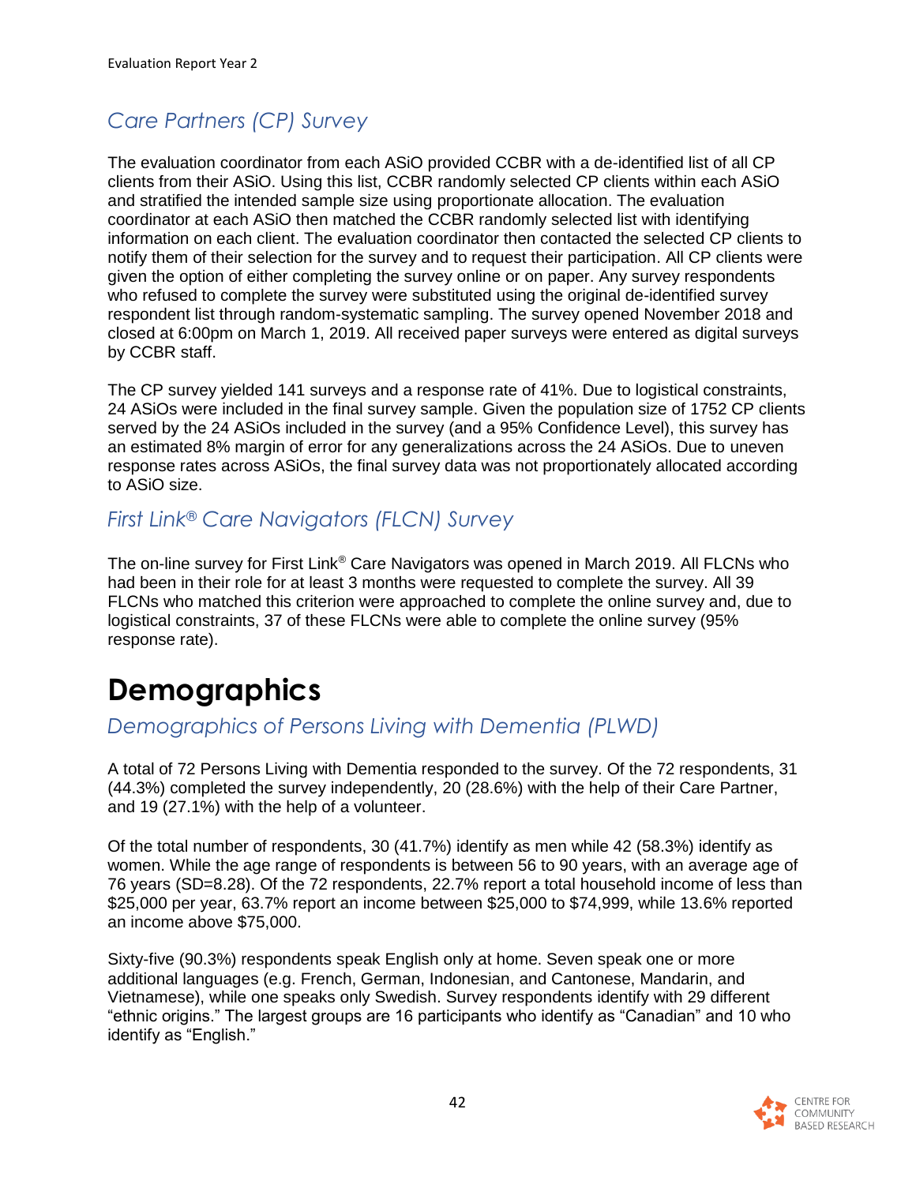## Care Partners (CP) Survey

The evaluation coordinator from each ASiO provided CCBR with a de-identified list of all CP clients from their ASiO. Using this list, CCBR randomly selected CP clients within each ASiO and stratified the intended sample size using proportionate allocation. The evaluation coordinator at each ASiO then matched the CCBR randomly selected list with identifying information on each client. The evaluation coordinator then contacted the selected CP clients to notify them of their selection for the survey and to request their participation. All CP clients were given the option of either completing the survey online or on paper. Any survey respondents who refused to complete the survey were substituted using the original de-identified survey respondent list through random-systematic sampling. The survey opened November 2018 and closed at 6:00pm on March 1, 2019. All received paper surveys were entered as digital surveys by CCBR staff.

The CP survey yielded 141 surveys and a response rate of 41%. Due to logistical constraints, 24 ASiOs were included in the final survey sample. Given the population size of 1752 CP clients served by the 24 ASiOs included in the survey (and a 95% Confidence Level), this survey has an estimated 8% margin of error for any generalizations across the 24 ASiOs. Due to uneven response rates across ASiOs, the final survey data was not proportionately allocated according to ASiO size.

## First Link® Care Navigators (FLCN) Survey

The on-line survey for First Link® Care Navigators was opened in March 2019. All FLCNs who had been in their role for at least 3 months were requested to complete the survey. All 39 FLCNs who matched this criterion were approached to complete the online survey and, due to logistical constraints, 37 of these FLCNs were able to complete the online survey (95% response rate).

# Demographics

## Demographics of Persons Living with Dementia (PLWD)

A total of 72 Persons Living with Dementia responded to the survey. Of the 72 respondents, 31 (44.3%) completed the survey independently, 20 (28.6%) with the help of their Care Partner, and 19 (27.1%) with the help of a volunteer.

Of the total number of respondents, 30 (41.7%) identify as men while 42 (58.3%) identify as women. While the age range of respondents is between 56 to 90 years, with an average age of 76 years (SD=8.28). Of the 72 respondents, 22.7% report a total household income of less than $25,000 per year, 63.7% report an income between $25,000 to $74,999, while 13.6% reported an income above $75,000.

Sixty-five (90.3%) respondents speak English only at home. Seven speak one or more additional languages (e.g. French, German, Indonesian, and Cantonese, Mandarin, and Vietnamese), while one speaks only Swedish. Survey respondents identify with 29 different "ethnic origins." The largest groups are 16 participants who identify as "Canadian" and 10 who identify as "English."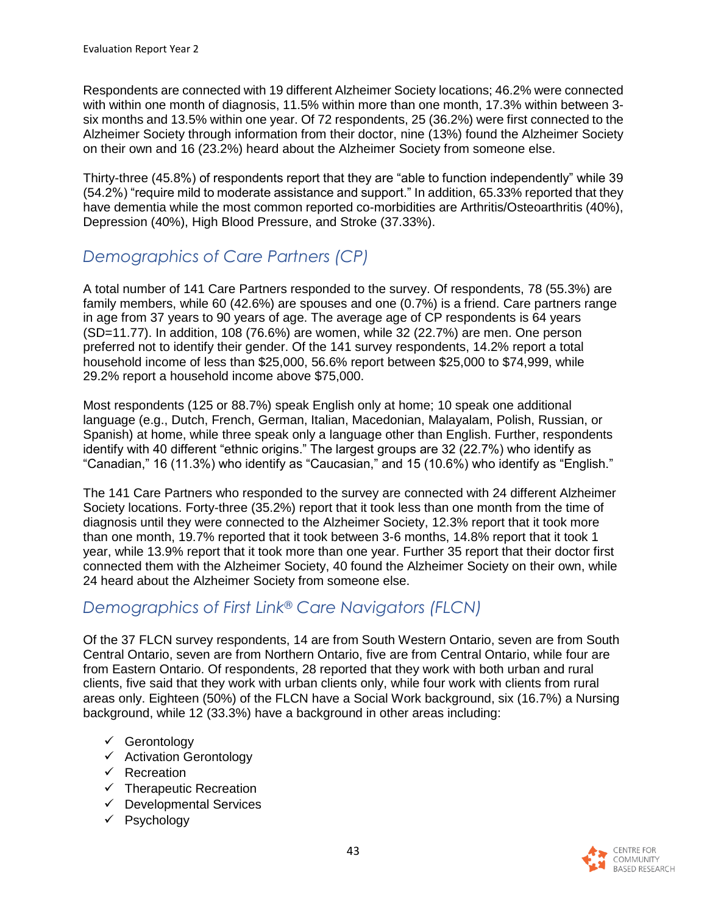Respondents are connected with 19 different Alzheimer Society locations; 46.2% were connected with within one month of diagnosis, 11.5% within more than one month, 17.3% within between 3-six months and 13.5% within one year. Of 72 respondents, 25 (36.2%) were first connected to the Alzheimer Society through information from their doctor, nine (13%) found the Alzheimer Society on their own and 16 (23.2%) heard about the Alzheimer Society from someone else.

Thirty-three (45.8%) of respondents report that they are "able to function independently" while 39 (54.2%) "require mild to moderate assistance and support." In addition, 65.33% reported that they have dementia while the most common reported co-morbidities are Arthritis/Osteoarthritis (40%), Depression (40%), High Blood Pressure, and Stroke (37.33%).

## *Demographics of Care Partners (CP)*

A total number of 141 Care Partners responded to the survey. Of respondents, 78 (55.3%) are family members, while 60 (42.6%) are spouses and one (0.7%) is a friend. Care partners range in age from 37 years to 90 years of age. The average age of CP respondents is 64 years (SD=11.77). In addition, 108 (76.6%) are women, while 32 (22.7%) are men. One person preferred not to identify their gender. Of the 141 survey respondents, 14.2% report a total household income of less than $25,000, 56.6% report between $25,000 to $74,999, while 29.2% report a household income above $75,000.

Most respondents (125 or 88.7%) speak English only at home; 10 speak one additional language (e.g., Dutch, French, German, Italian, Macedonian, Malayalam, Polish, Russian, or Spanish) at home, while three speak only a language other than English. Further, respondents identify with 40 different "ethnic origins." The largest groups are 32 (22.7%) who identify as "Canadian," 16 (11.3%) who identify as "Caucasian," and 15 (10.6%) who identify as "English."

The 141 Care Partners who responded to the survey are connected with 24 different Alzheimer Society locations. Forty-three (35.2%) report that it took less than one month from the time of diagnosis until they were connected to the Alzheimer Society, 12.3% report that it took more than one month, 19.7% reported that it took between 3-6 months, 14.8% report that it took 1 year, while 13.9% report that it took more than one year. Further 35 report that their doctor first connected them with the Alzheimer Society, 40 found the Alzheimer Society on their own, while 24 heard about the Alzheimer Society from someone else.

## *Demographics of First Link® Care Navigators (FLCN)*

Of the 37 FLCN survey respondents, 14 are from South Western Ontario, seven are from South Central Ontario, seven are from Northern Ontario, five are from Central Ontario, while four are from Eastern Ontario. Of respondents, 28 reported that they work with both urban and rural clients, five said that they work with urban clients only, while four work with clients from rural areas only. Eighteen (50%) of the FLCN have a Social Work background, six (16.7%) a Nursing background, while 12 (33.3%) have a background in other areas including:

- ✓ Gerontology
- ✓ Activation Gerontology
- ✓ Recreation
- ✓ Therapeutic Recreation
- ✓ Developmental Services
- ✓ Psychology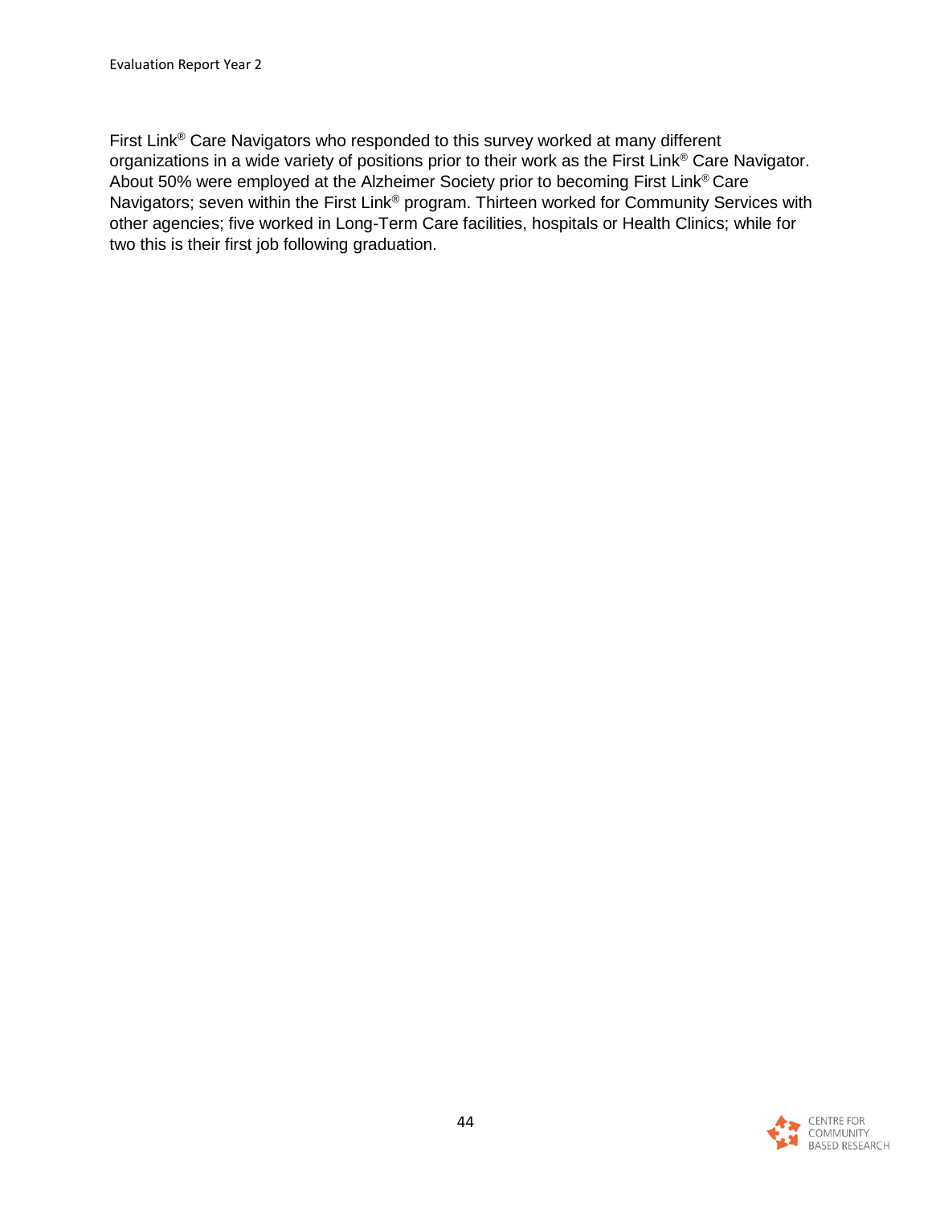First Link® Care Navigators who responded to this survey worked at many different organizations in a wide variety of positions prior to their work as the First Link® Care Navigator. About 50% were employed at the Alzheimer Society prior to becoming First Link® Care Navigators; seven within the First Link® program. Thirteen worked for Community Services with other agencies; five worked in Long-Term Care facilities, hospitals or Health Clinics; while for two this is their first job following graduation.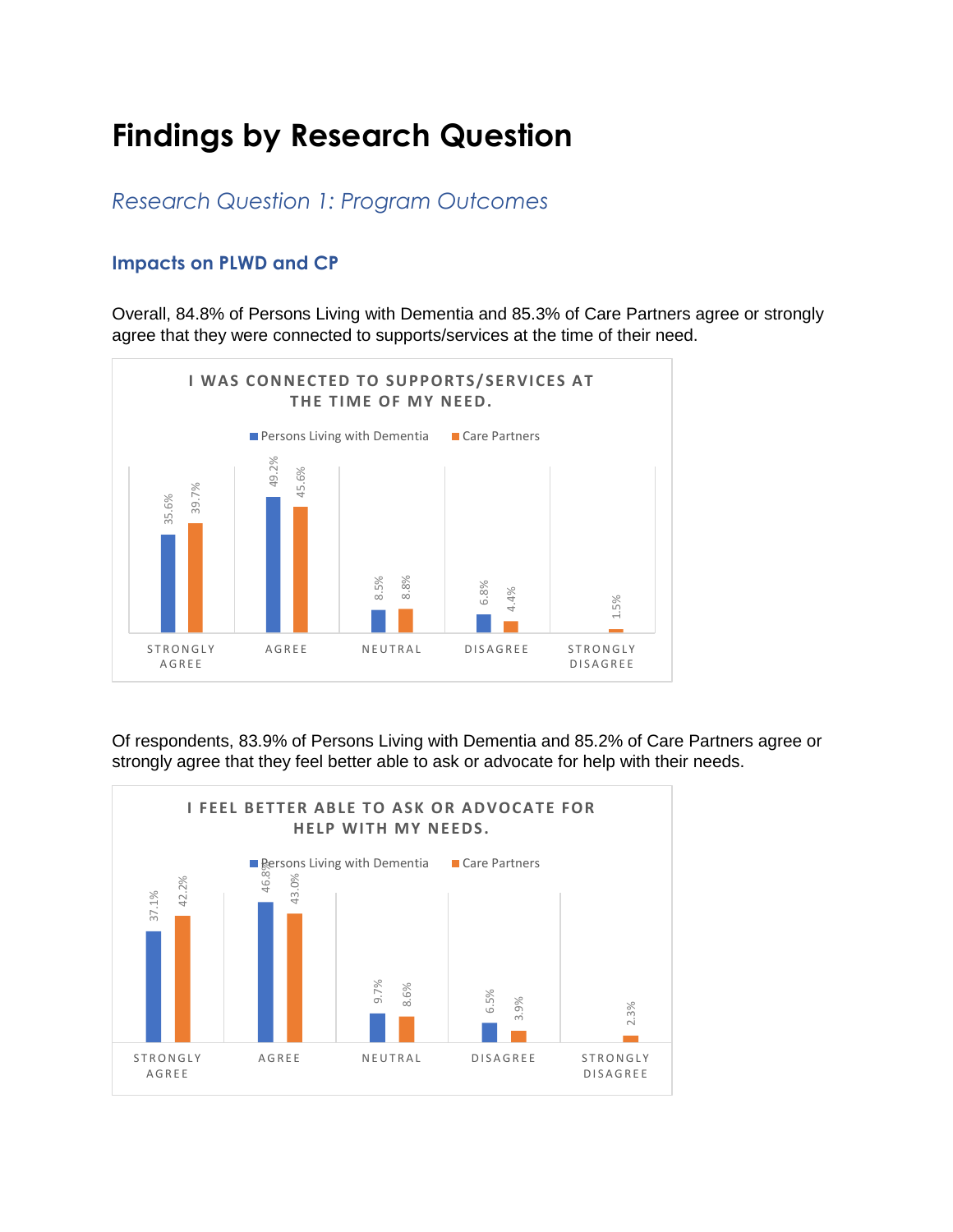# Findings by Research Question

## *Research Question 1: Program Outcomes*

### Impacts on PLWD and CP

Overall, 84.8% of Persons Living with Dementia and 85.3% of Care Partners agree or strongly agree that they were connected to supports/services at the time of their need.

**I WAS CONNECTED TO SUPPORTS/SERVICES AT THE TIME OF MY NEED.**

| | Persons Living with Dementia | Care Partners |
|---|---|---|
| Strongly Agree | 35.6% | 39.7% |
| Agree | 49.2% | 45.6% |
| Neutral | 8.5% | 8.8% |
| Disagree | 6.8% | 4.4% |
| Strongly Disagree | | 1.5% |

Of respondents, 83.9% of Persons Living with Dementia and 85.2% of Care Partners agree or strongly agree that they feel better able to ask or advocate for help with their needs.

**I FEEL BETTER ABLE TO ASK OR ADVOCATE FOR HELP WITH MY NEEDS.**

| | Persons Living with Dementia | Care Partners |
|---|---|---|
| Strongly Agree | 37.1% | 42.2% |
| Agree | 46.8% | 43.0% |
| Neutral | 9.7% | 8.6% |
| Disagree | 6.5% | 3.9% |
| Strongly Disagree | | 2.3% |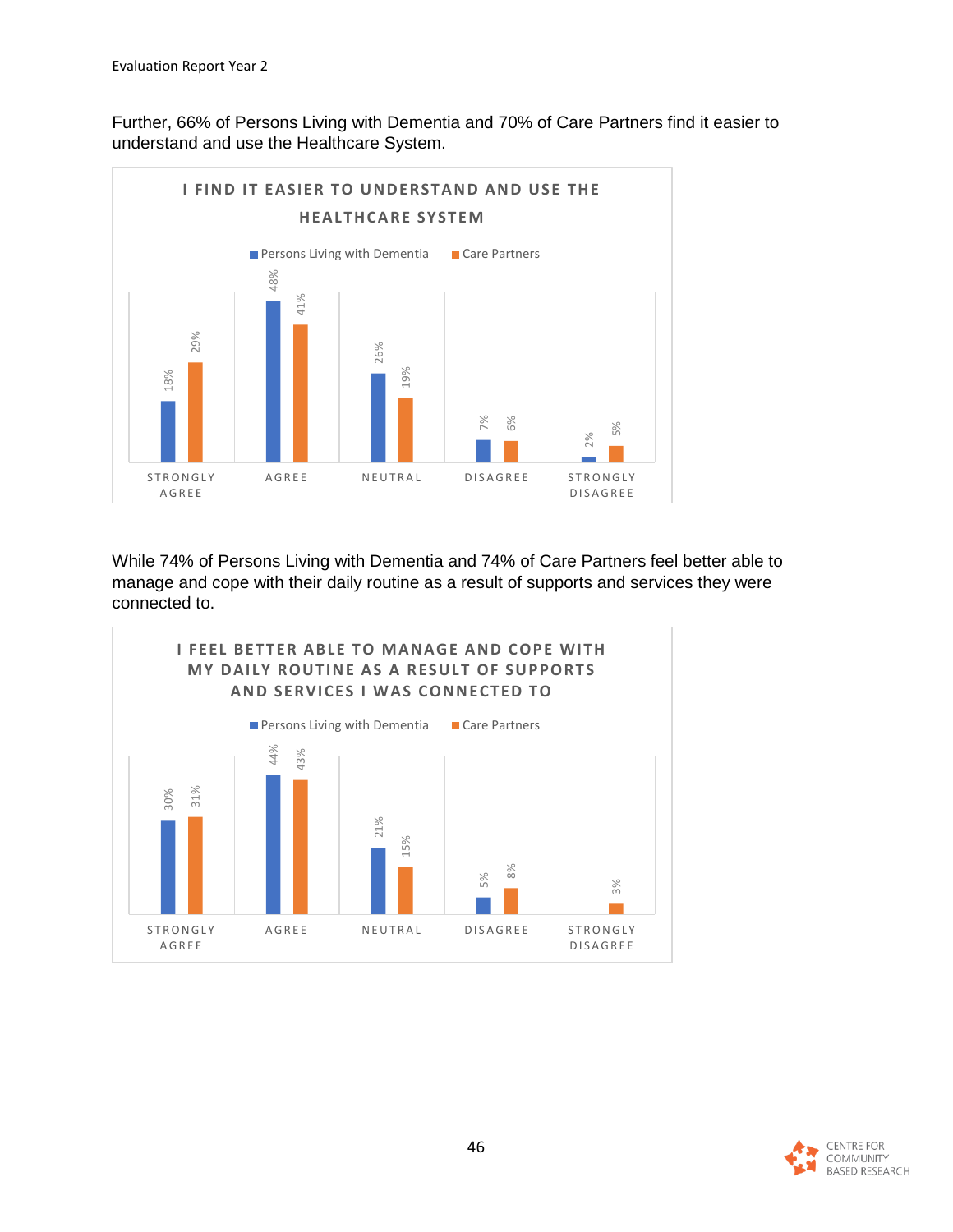Further, 66% of Persons Living with Dementia and 70% of Care Partners find it easier to understand and use the Healthcare System.

**I FIND IT EASIER TO UNDERSTAND AND USE THE HEALTHCARE SYSTEM**

| | Strongly Agree | Agree | Neutral | Disagree | Strongly Disagree |
|---|---|---|---|---|---|
| Persons Living with Dementia | 18% | 48% | 26% | 7% | 2% |
| Care Partners | 29% | 41% | 19% | 6% | 5% |

While 74% of Persons Living with Dementia and 74% of Care Partners feel better able to manage and cope with their daily routine as a result of supports and services they were connected to.

**I FEEL BETTER ABLE TO MANAGE AND COPE WITH MY DAILY ROUTINE AS A RESULT OF SUPPORTS AND SERVICES I WAS CONNECTED TO**

| | Strongly Agree | Agree | Neutral | Disagree | Strongly Disagree |
|---|---|---|---|---|---|
| Persons Living with Dementia | 30% | 44% | 21% | 5% | |
| Care Partners | 31% | 43% | 15% | 8% | 3% |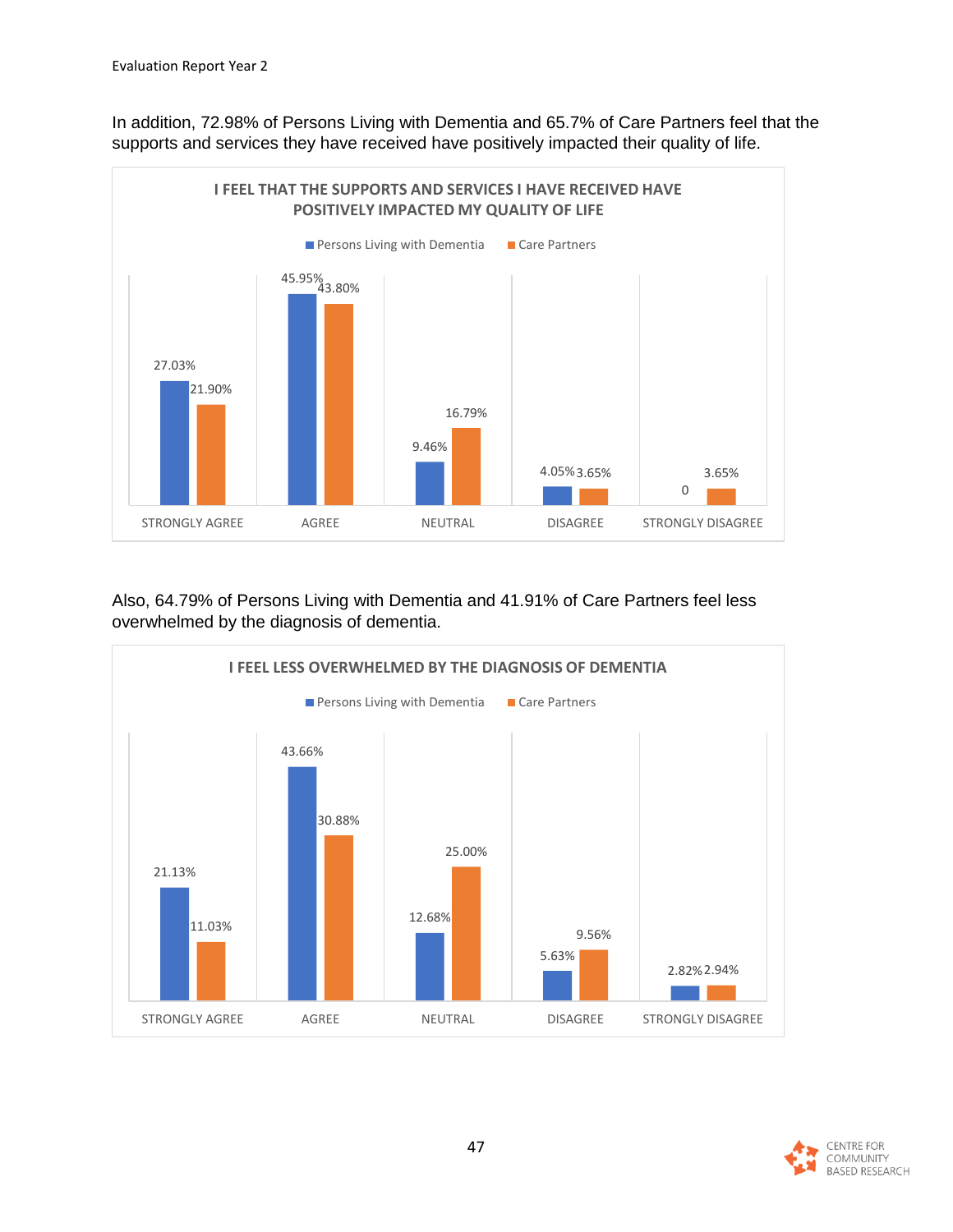In addition, 72.98% of Persons Living with Dementia and 65.7% of Care Partners feel that the supports and services they have received have positively impacted their quality of life.

**I FEEL THAT THE SUPPORTS AND SERVICES I HAVE RECEIVED HAVE POSITIVELY IMPACTED MY QUALITY OF LIFE**

| | Persons Living with Dementia | Care Partners |
|---|---|---|
| STRONGLY AGREE | 27.03% | 21.90% |
| AGREE | 45.95% | 43.80% |
| NEUTRAL | 9.46% | 16.79% |
| DISAGREE | 4.05% | 3.65% |
| STRONGLY DISAGREE | 0 | 3.65% |

Also, 64.79% of Persons Living with Dementia and 41.91% of Care Partners feel less overwhelmed by the diagnosis of dementia.

**I FEEL LESS OVERWHELMED BY THE DIAGNOSIS OF DEMENTIA**

| | Persons Living with Dementia | Care Partners |
|---|---|---|
| STRONGLY AGREE | 21.13% | 11.03% |
| AGREE | 43.66% | 30.88% |
| NEUTRAL | 12.68% | 25.00% |
| DISAGREE | 5.63% | 9.56% |
| STRONGLY DISAGREE | 2.82% | 2.94% |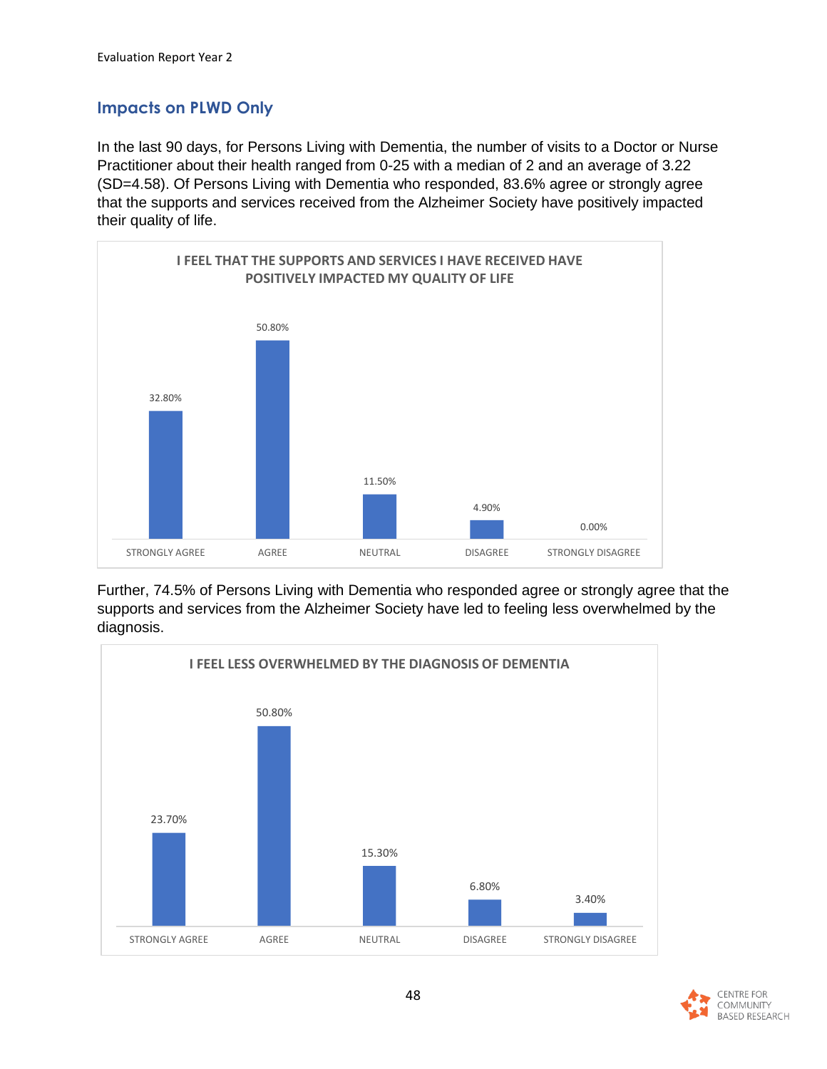## Impacts on PLWD Only

In the last 90 days, for Persons Living with Dementia, the number of visits to a Doctor or Nurse Practitioner about their health ranged from 0-25 with a median of 2 and an average of 3.22 (SD=4.58). Of Persons Living with Dementia who responded, 83.6% agree or strongly agree that the supports and services received from the Alzheimer Society have positively impacted their quality of life.

**I FEEL THAT THE SUPPORTS AND SERVICES I HAVE RECEIVED HAVE POSITIVELY IMPACTED MY QUALITY OF LIFE**

| STRONGLY AGREE | AGREE | NEUTRAL | DISAGREE | STRONGLY DISAGREE |
|---|---|---|---|---|
| 32.80% | 50.80% | 11.50% | 4.90% | 0.00% |

Further, 74.5% of Persons Living with Dementia who responded agree or strongly agree that the supports and services from the Alzheimer Society have led to feeling less overwhelmed by the diagnosis.

**I FEEL LESS OVERWHELMED BY THE DIAGNOSIS OF DEMENTIA**

| STRONGLY AGREE | AGREE | NEUTRAL | DISAGREE | STRONGLY DISAGREE |
|---|---|---|---|---|
| 23.70% | 50.80% | 15.30% | 6.80% | 3.40% |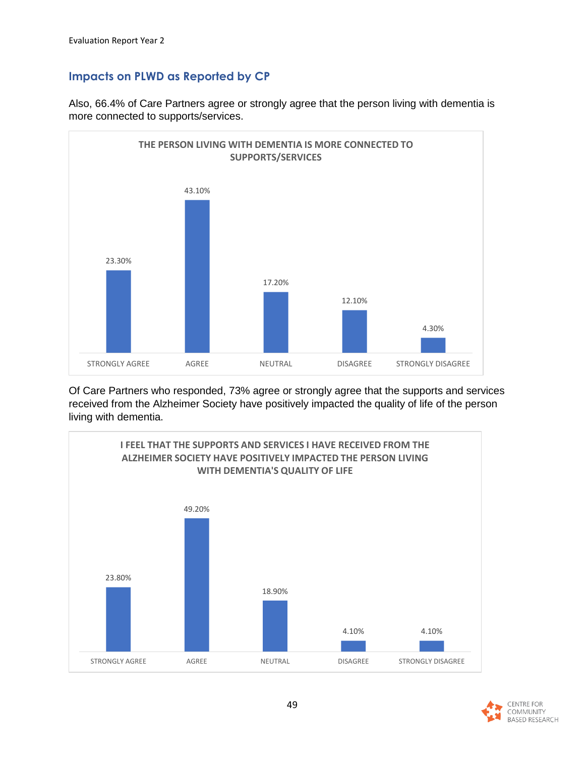## Impacts on PLWD as Reported by CP

Also, 66.4% of Care Partners agree or strongly agree that the person living with dementia is more connected to supports/services.

**THE PERSON LIVING WITH DEMENTIA IS MORE CONNECTED TO SUPPORTS/SERVICES**

| STRONGLY AGREE | AGREE | NEUTRAL | DISAGREE | STRONGLY DISAGREE |
|---|---|---|---|---|
| 23.30% | 43.10% | 17.20% | 12.10% | 4.30% |

Of Care Partners who responded, 73% agree or strongly agree that the supports and services received from the Alzheimer Society have positively impacted the quality of life of the person living with dementia.

**I FEEL THAT THE SUPPORTS AND SERVICES I HAVE RECEIVED FROM THE ALZHEIMER SOCIETY HAVE POSITIVELY IMPACTED THE PERSON LIVING WITH DEMENTIA'S QUALITY OF LIFE**

| STRONGLY AGREE | AGREE | NEUTRAL | DISAGREE | STRONGLY DISAGREE |
|---|---|---|---|---|
| 23.80% | 49.20% | 18.90% | 4.10% | 4.10% |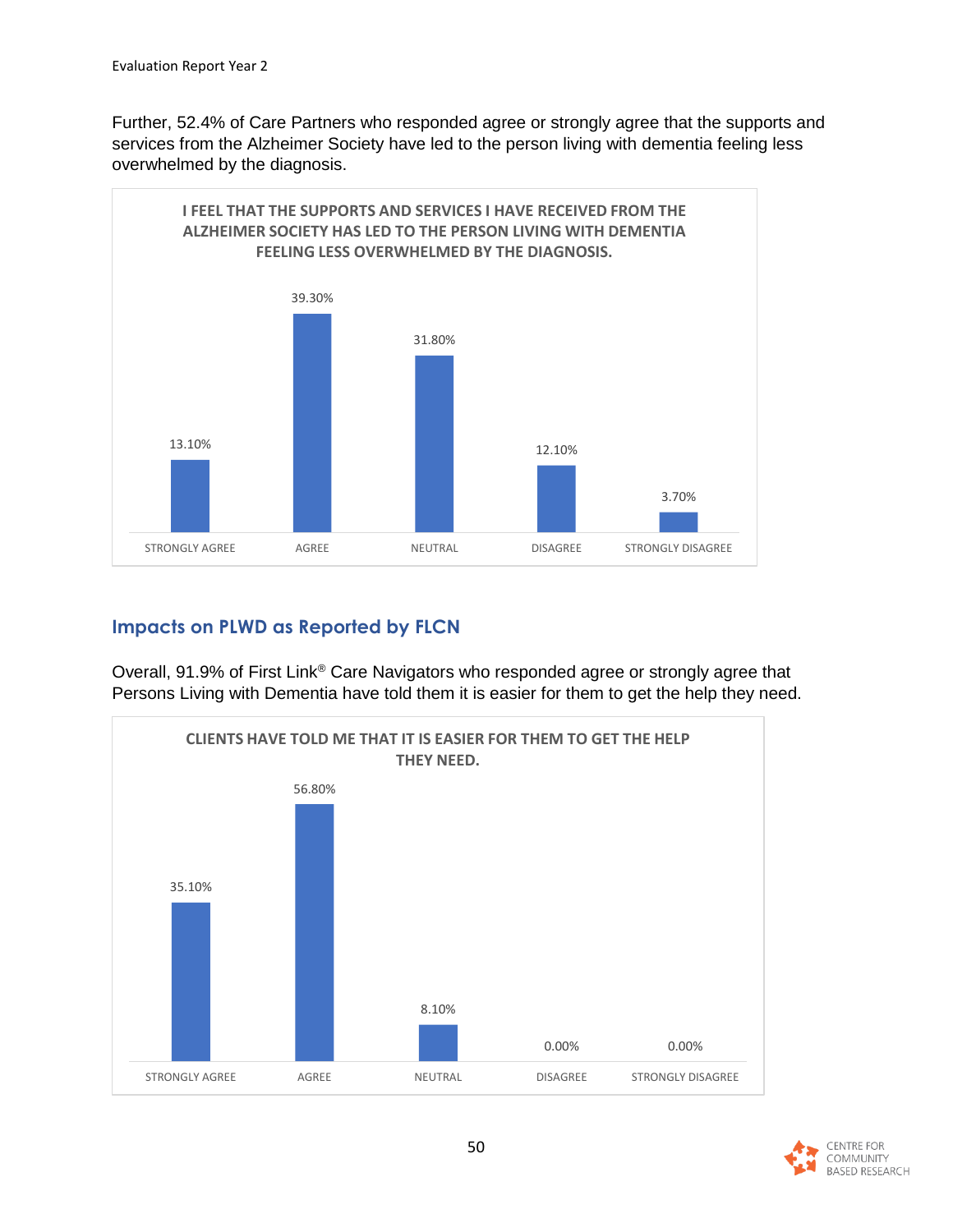Further, 52.4% of Care Partners who responded agree or strongly agree that the supports and services from the Alzheimer Society have led to the person living with dementia feeling less overwhelmed by the diagnosis.

**I FEEL THAT THE SUPPORTS AND SERVICES I HAVE RECEIVED FROM THE ALZHEIMER SOCIETY HAS LED TO THE PERSON LIVING WITH DEMENTIA FEELING LESS OVERWHELMED BY THE DIAGNOSIS.**

| STRONGLY AGREE | AGREE | NEUTRAL | DISAGREE | STRONGLY DISAGREE |
|---|---|---|---|---|
| 13.10% | 39.30% | 31.80% | 12.10% | 3.70% |

## Impacts on PLWD as Reported by FLCN

Overall, 91.9% of First Link® Care Navigators who responded agree or strongly agree that Persons Living with Dementia have told them it is easier for them to get the help they need.

**CLIENTS HAVE TOLD ME THAT IT IS EASIER FOR THEM TO GET THE HELP THEY NEED.**

| STRONGLY AGREE | AGREE | NEUTRAL | DISAGREE | STRONGLY DISAGREE |
|---|---|---|---|---|
| 35.10% | 56.80% | 8.10% | 0.00% | 0.00% |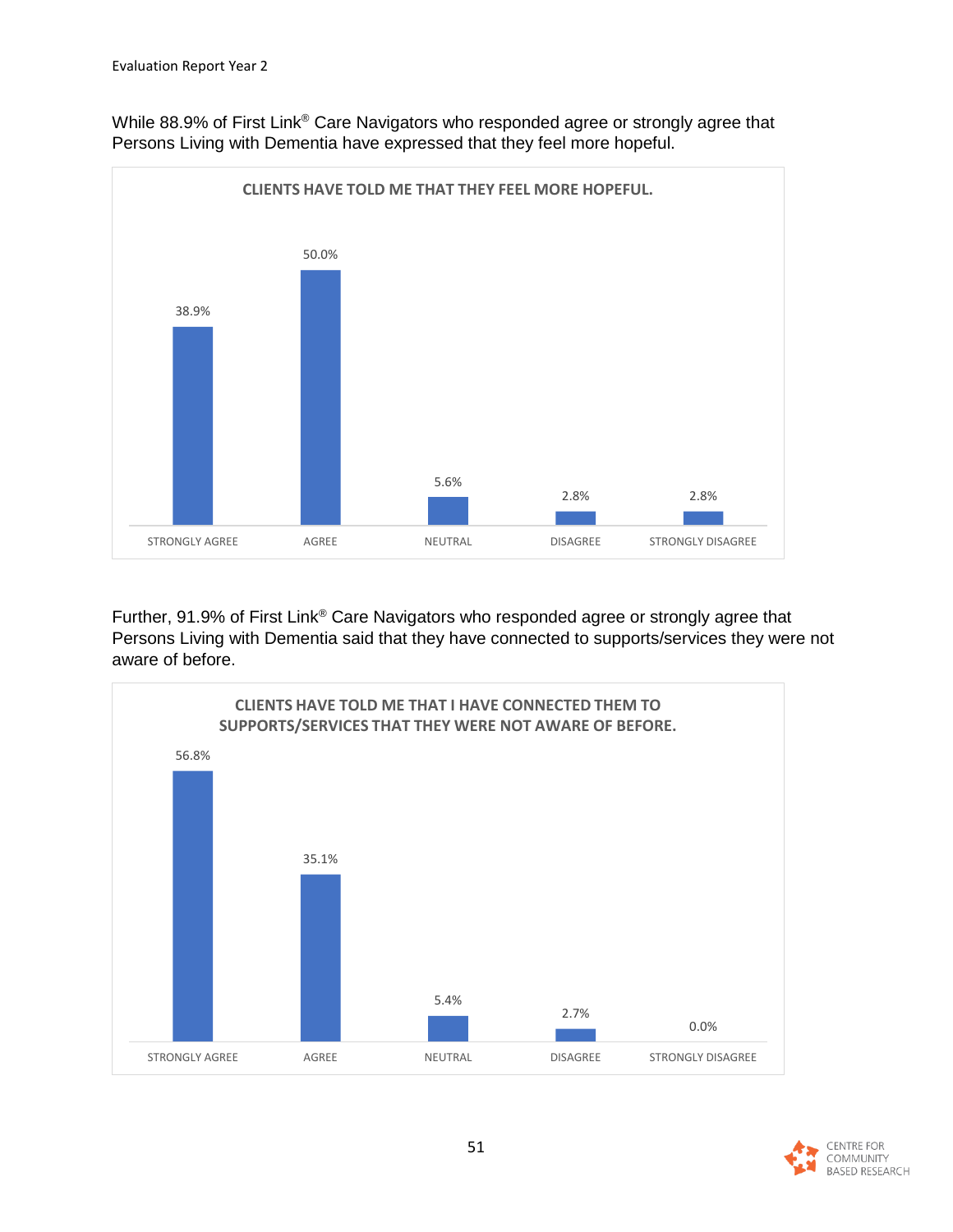While 88.9% of First Link® Care Navigators who responded agree or strongly agree that Persons Living with Dementia have expressed that they feel more hopeful.

**CLIENTS HAVE TOLD ME THAT THEY FEEL MORE HOPEFUL.**

| STRONGLY AGREE | AGREE | NEUTRAL | DISAGREE | STRONGLY DISAGREE |
|---|---|---|---|---|
| 38.9% | 50.0% | 5.6% | 2.8% | 2.8% |

Further, 91.9% of First Link® Care Navigators who responded agree or strongly agree that Persons Living with Dementia said that they have connected to supports/services they were not aware of before.

**CLIENTS HAVE TOLD ME THAT I HAVE CONNECTED THEM TO SUPPORTS/SERVICES THAT THEY WERE NOT AWARE OF BEFORE.**

| STRONGLY AGREE | AGREE | NEUTRAL | DISAGREE | STRONGLY DISAGREE |
|---|---|---|---|---|
| 56.8% | 35.1% | 5.4% | 2.7% | 0.0% |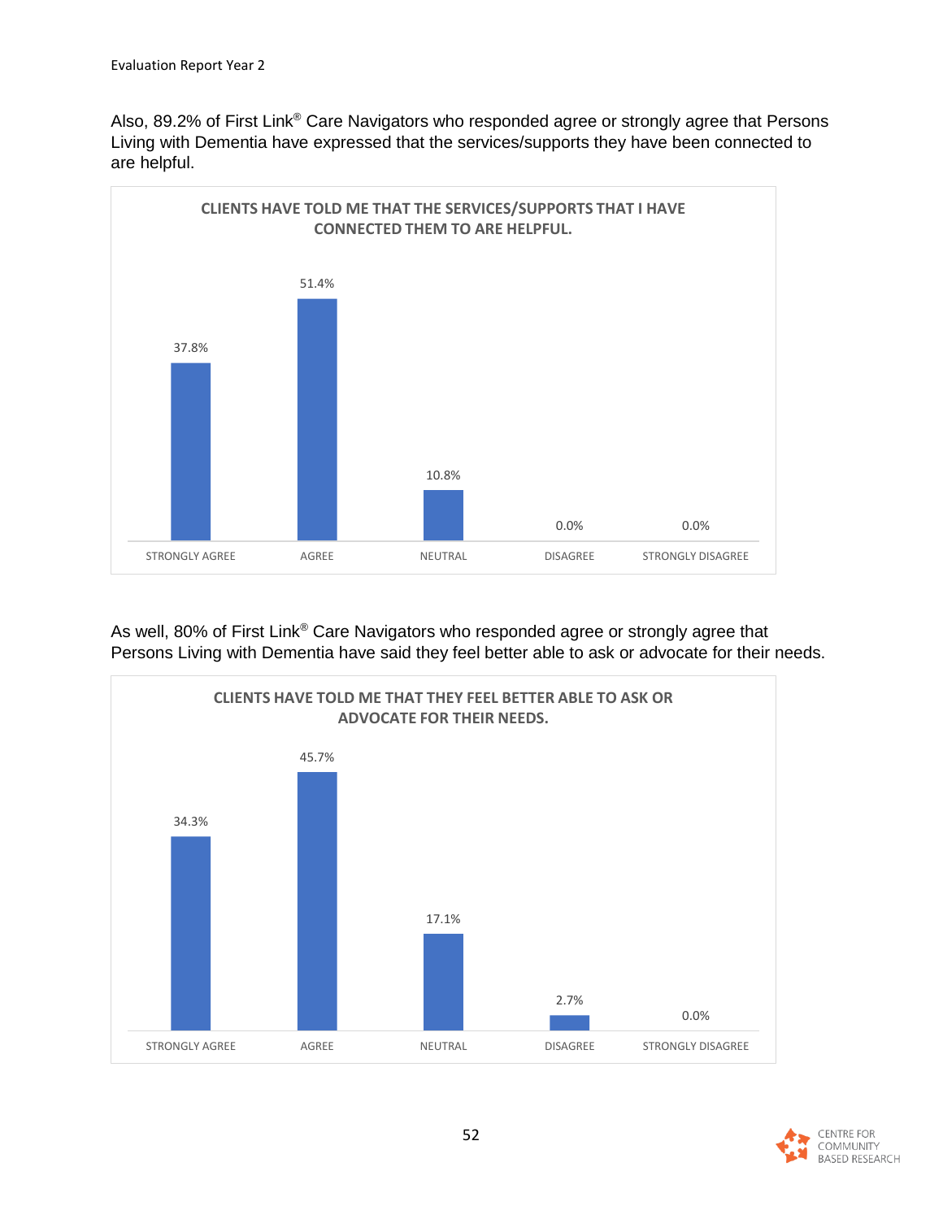Also, 89.2% of First Link® Care Navigators who responded agree or strongly agree that Persons Living with Dementia have expressed that the services/supports they have been connected to are helpful.

**CLIENTS HAVE TOLD ME THAT THE SERVICES/SUPPORTS THAT I HAVE CONNECTED THEM TO ARE HELPFUL.**

| Response | Percentage |
|---|---|
| STRONGLY AGREE | 37.8% |
| AGREE | 51.4% |
| NEUTRAL | 10.8% |
| DISAGREE | 0.0% |
| STRONGLY DISAGREE | 0.0% |

As well, 80% of First Link® Care Navigators who responded agree or strongly agree that Persons Living with Dementia have said they feel better able to ask or advocate for their needs.

**CLIENTS HAVE TOLD ME THAT THEY FEEL BETTER ABLE TO ASK OR ADVOCATE FOR THEIR NEEDS.**

| Response | Percentage |
|---|---|
| STRONGLY AGREE | 34.3% |
| AGREE | 45.7% |
| NEUTRAL | 17.1% |
| DISAGREE | 2.7% |
| STRONGLY DISAGREE | 0.0% |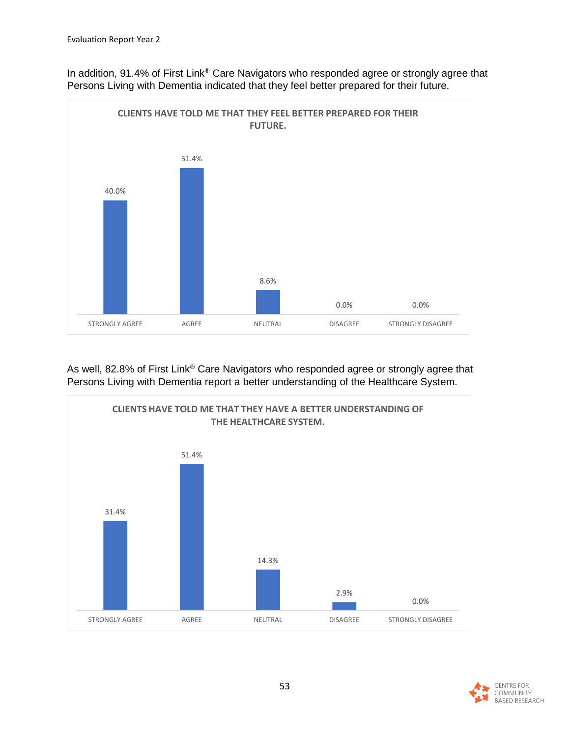In addition, 91.4% of First Link® Care Navigators who responded agree or strongly agree that Persons Living with Dementia indicated that they feel better prepared for their future.

**CLIENTS HAVE TOLD ME THAT THEY FEEL BETTER PREPARED FOR THEIR FUTURE.**

| STRONGLY AGREE | AGREE | NEUTRAL | DISAGREE | STRONGLY DISAGREE |
|---|---|---|---|---|
| 40.0% | 51.4% | 8.6% | 0.0% | 0.0% |

As well, 82.8% of First Link® Care Navigators who responded agree or strongly agree that Persons Living with Dementia report a better understanding of the Healthcare System.

**CLIENTS HAVE TOLD ME THAT THEY HAVE A BETTER UNDERSTANDING OF THE HEALTHCARE SYSTEM.**

| STRONGLY AGREE | AGREE | NEUTRAL | DISAGREE | STRONGLY DISAGREE |
|---|---|---|---|---|
| 31.4% | 51.4% | 14.3% | 2.9% | 0.0% |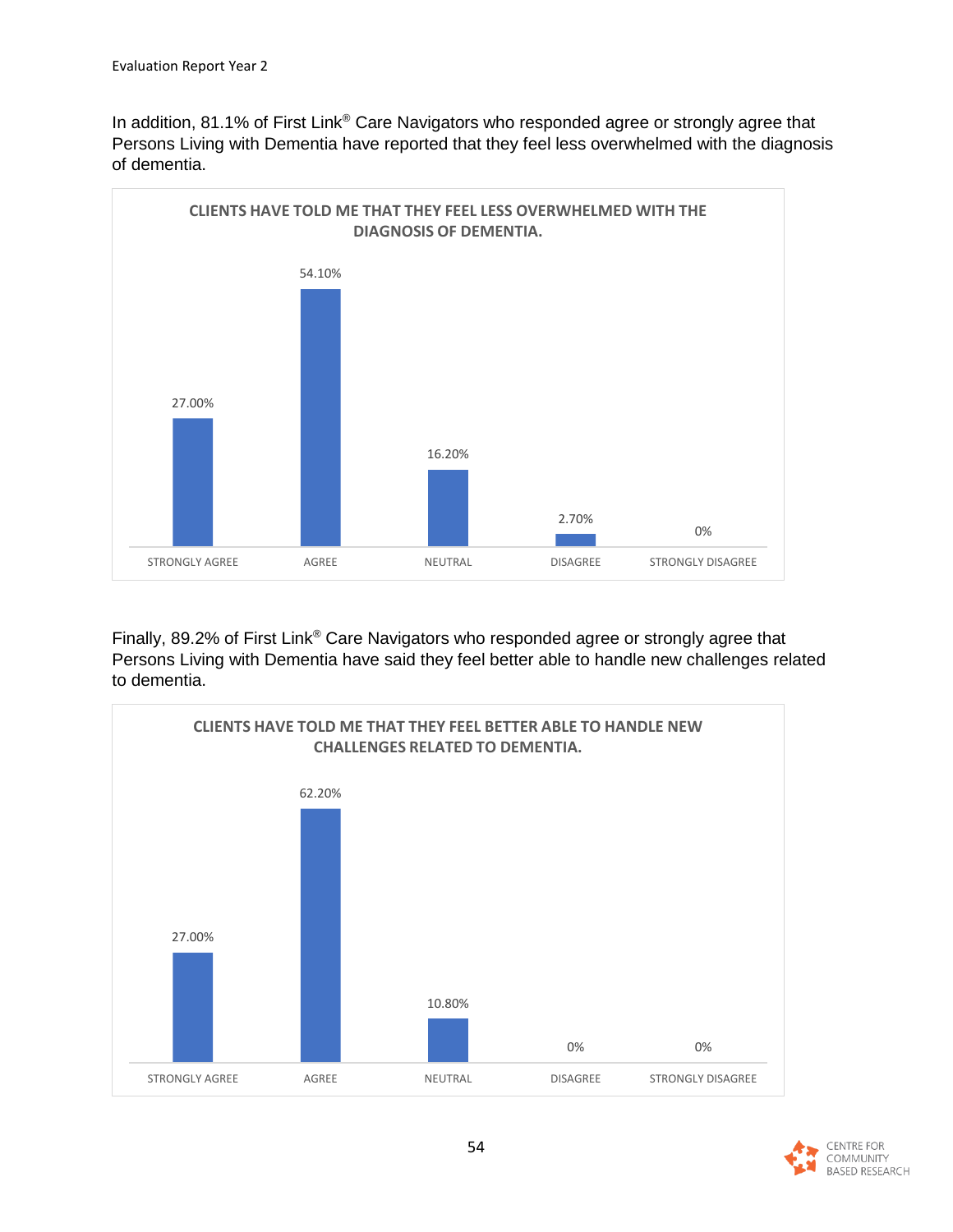In addition, 81.1% of First Link® Care Navigators who responded agree or strongly agree that Persons Living with Dementia have reported that they feel less overwhelmed with the diagnosis of dementia.

**CLIENTS HAVE TOLD ME THAT THEY FEEL LESS OVERWHELMED WITH THE DIAGNOSIS OF DEMENTIA.**

| STRONGLY AGREE | AGREE | NEUTRAL | DISAGREE | STRONGLY DISAGREE |
|---|---|---|---|---|
| 27.00% | 54.10% | 16.20% | 2.70% | 0% |

Finally, 89.2% of First Link® Care Navigators who responded agree or strongly agree that Persons Living with Dementia have said they feel better able to handle new challenges related to dementia.

**CLIENTS HAVE TOLD ME THAT THEY FEEL BETTER ABLE TO HANDLE NEW CHALLENGES RELATED TO DEMENTIA.**

| STRONGLY AGREE | AGREE | NEUTRAL | DISAGREE | STRONGLY DISAGREE |
|---|---|---|---|---|
| 27.00% | 62.20% | 10.80% | 0% | 0% |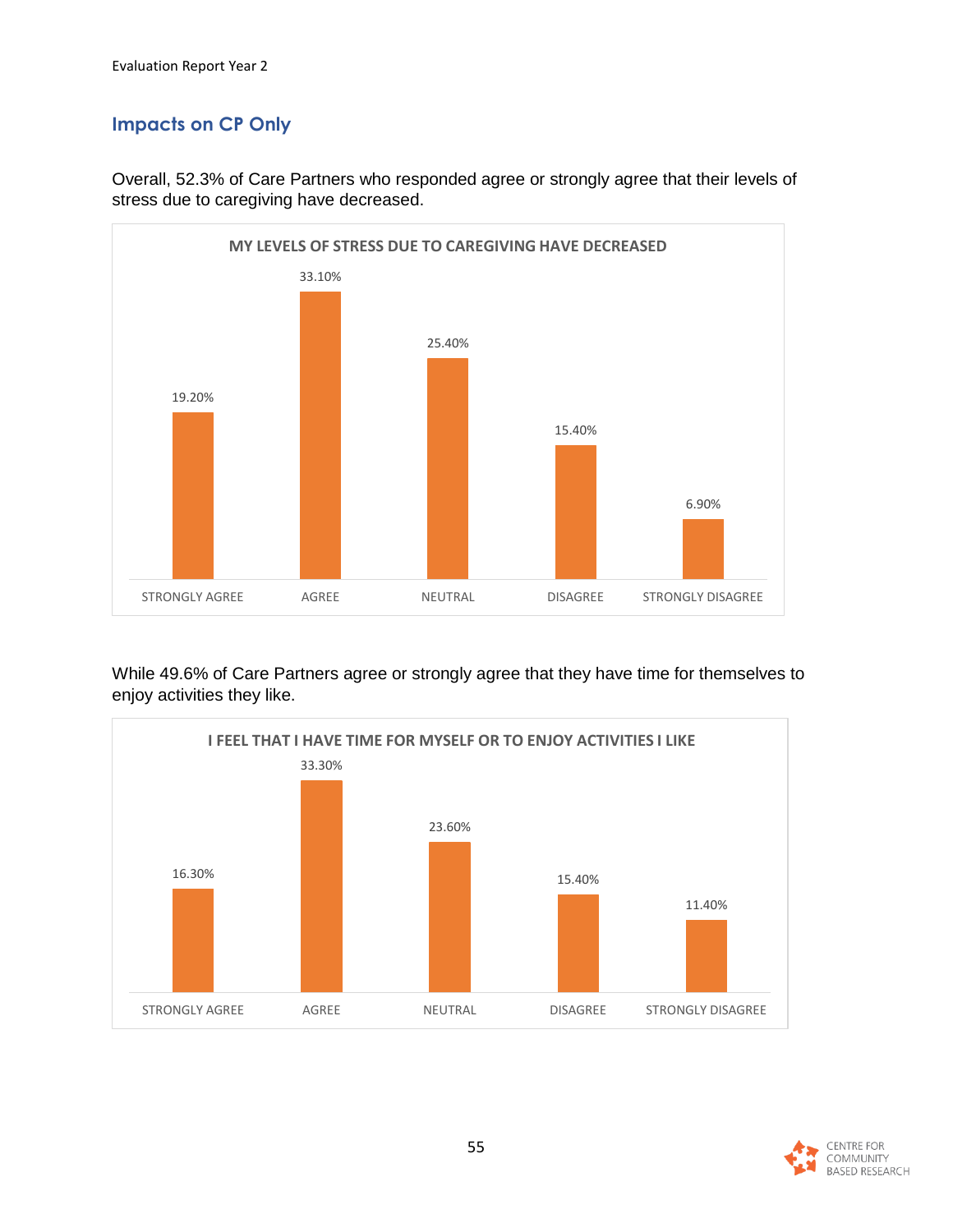## Impacts on CP Only

Overall, 52.3% of Care Partners who responded agree or strongly agree that their levels of stress due to caregiving have decreased.

**MY LEVELS OF STRESS DUE TO CAREGIVING HAVE DECREASED**

| Response | Percentage |
| --- | --- |
| STRONGLY AGREE | 19.20% |
| AGREE | 33.10% |
| NEUTRAL | 25.40% |
| DISAGREE | 15.40% |
| STRONGLY DISAGREE | 6.90% |

While 49.6% of Care Partners agree or strongly agree that they have time for themselves to enjoy activities they like.

**I FEEL THAT I HAVE TIME FOR MYSELF OR TO ENJOY ACTIVITIES I LIKE**

| Response | Percentage |
| --- | --- |
| STRONGLY AGREE | 16.30% |
| AGREE | 33.30% |
| NEUTRAL | 23.60% |
| DISAGREE | 15.40% |
| STRONGLY DISAGREE | 11.40% |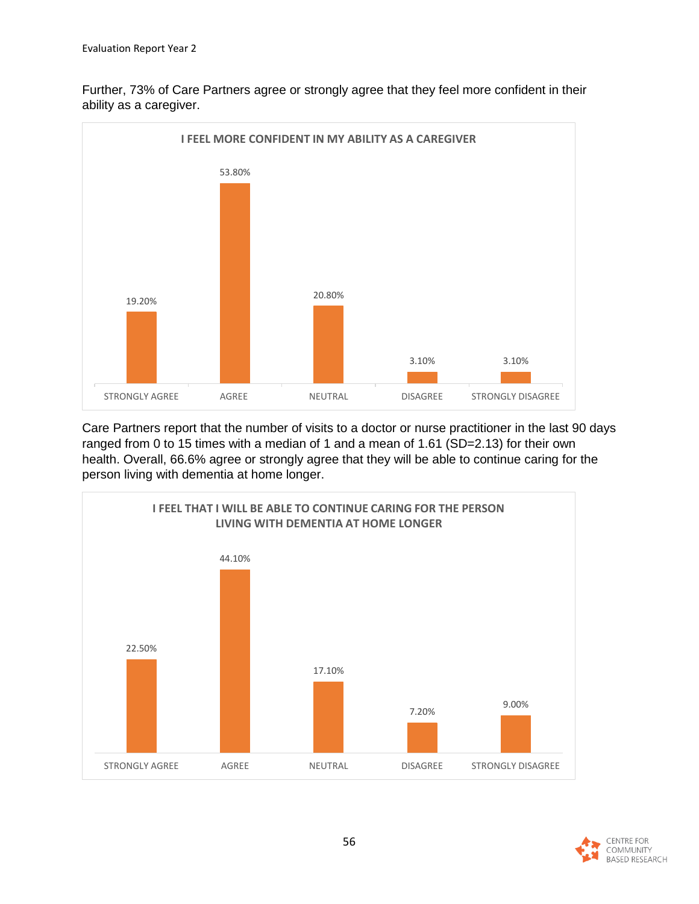Further, 73% of Care Partners agree or strongly agree that they feel more confident in their ability as a caregiver.

**I FEEL MORE CONFIDENT IN MY ABILITY AS A CAREGIVER**

| STRONGLY AGREE | AGREE | NEUTRAL | DISAGREE | STRONGLY DISAGREE |
|---|---|---|---|---|
| 19.20% | 53.80% | 20.80% | 3.10% | 3.10% |

Care Partners report that the number of visits to a doctor or nurse practitioner in the last 90 days ranged from 0 to 15 times with a median of 1 and a mean of 1.61 (SD=2.13) for their own health. Overall, 66.6% agree or strongly agree that they will be able to continue caring for the person living with dementia at home longer.

**I FEEL THAT I WILL BE ABLE TO CONTINUE CARING FOR THE PERSON LIVING WITH DEMENTIA AT HOME LONGER**

| STRONGLY AGREE | AGREE | NEUTRAL | DISAGREE | STRONGLY DISAGREE |
|---|---|---|---|---|
| 22.50% | 44.10% | 17.10% | 7.20% | 9.00% |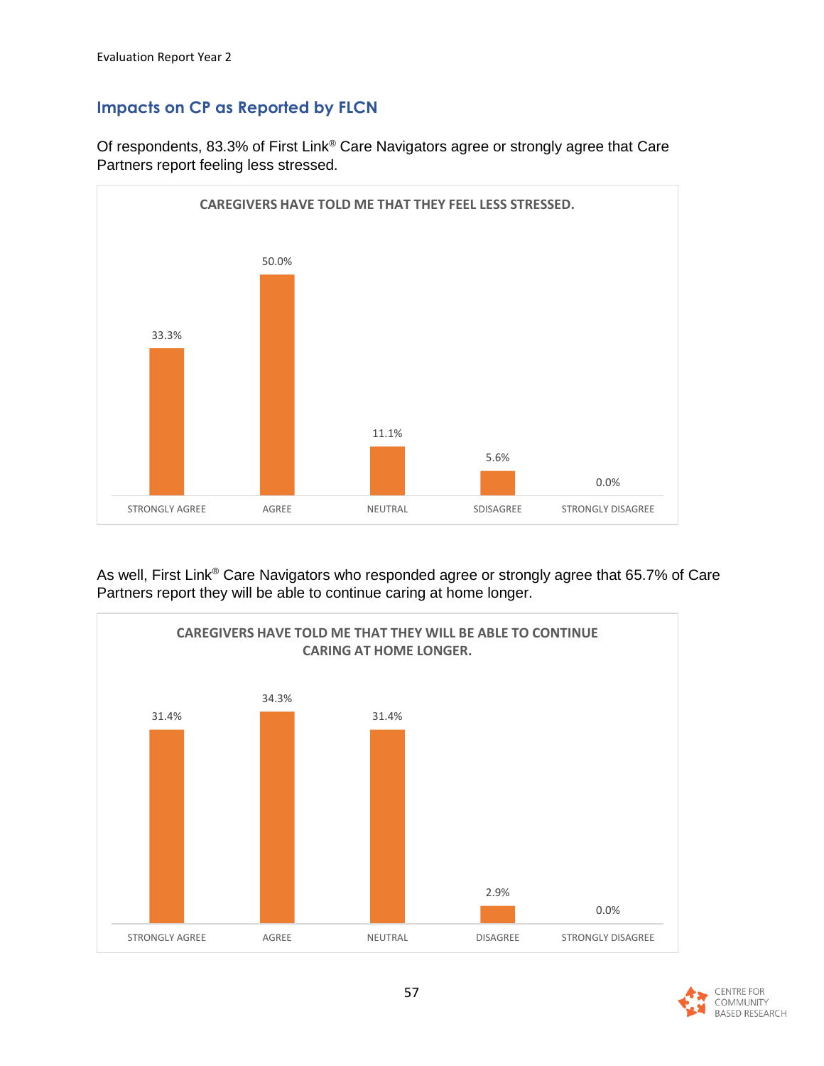## Impacts on CP as Reported by FLCN

Of respondents, 83.3% of First Link® Care Navigators agree or strongly agree that Care Partners report feeling less stressed.

**CAREGIVERS HAVE TOLD ME THAT THEY FEEL LESS STRESSED.**

| STRONGLY AGREE | AGREE | NEUTRAL | SDISAGREE | STRONGLY DISAGREE |
|---|---|---|---|---|
| 33.3% | 50.0% | 11.1% | 5.6% | 0.0% |

As well, First Link® Care Navigators who responded agree or strongly agree that 65.7% of Care Partners report they will be able to continue caring at home longer.

**CAREGIVERS HAVE TOLD ME THAT THEY WILL BE ABLE TO CONTINUE CARING AT HOME LONGER.**

| STRONGLY AGREE | AGREE | NEUTRAL | DISAGREE | STRONGLY DISAGREE |
|---|---|---|---|---|
| 31.4% | 34.3% | 31.4% | 2.9% | 0.0% |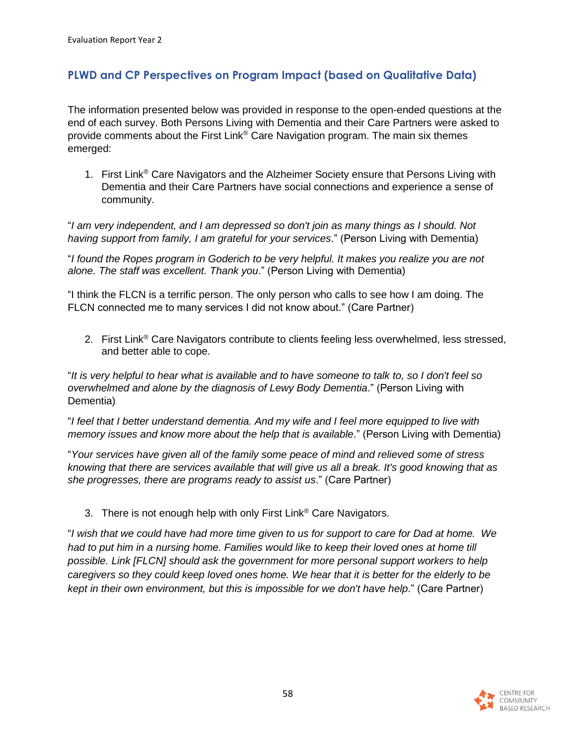## PLWD and CP Perspectives on Program Impact (based on Qualitative Data)

The information presented below was provided in response to the open-ended questions at the end of each survey. Both Persons Living with Dementia and their Care Partners were asked to provide comments about the First Link® Care Navigation program. The main six themes emerged:

1. First Link® Care Navigators and the Alzheimer Society ensure that Persons Living with Dementia and their Care Partners have social connections and experience a sense of community.

"*I am very independent, and I am depressed so don't join as many things as I should. Not having support from family, I am grateful for your services*." (Person Living with Dementia)

"*I found the Ropes program in Goderich to be very helpful. It makes you realize you are not alone. The staff was excellent. Thank you*." (Person Living with Dementia)

"I think the FLCN is a terrific person. The only person who calls to see how I am doing. The FLCN connected me to many services I did not know about." (Care Partner)

2. First Link® Care Navigators contribute to clients feeling less overwhelmed, less stressed, and better able to cope.

"*It is very helpful to hear what is available and to have someone to talk to, so I don't feel so overwhelmed and alone by the diagnosis of Lewy Body Dementia*." (Person Living with Dementia)

"*I feel that I better understand dementia. And my wife and I feel more equipped to live with memory issues and know more about the help that is available*." (Person Living with Dementia)

"*Your services have given all of the family some peace of mind and relieved some of stress knowing that there are services available that will give us all a break. It's good knowing that as she progresses, there are programs ready to assist us*." (Care Partner)

3. There is not enough help with only First Link® Care Navigators.

"*I wish that we could have had more time given to us for support to care for Dad at home. We had to put him in a nursing home. Families would like to keep their loved ones at home till possible. Link [FLCN] should ask the government for more personal support workers to help caregivers so they could keep loved ones home. We hear that it is better for the elderly to be kept in their own environment, but this is impossible for we don't have help*." (Care Partner)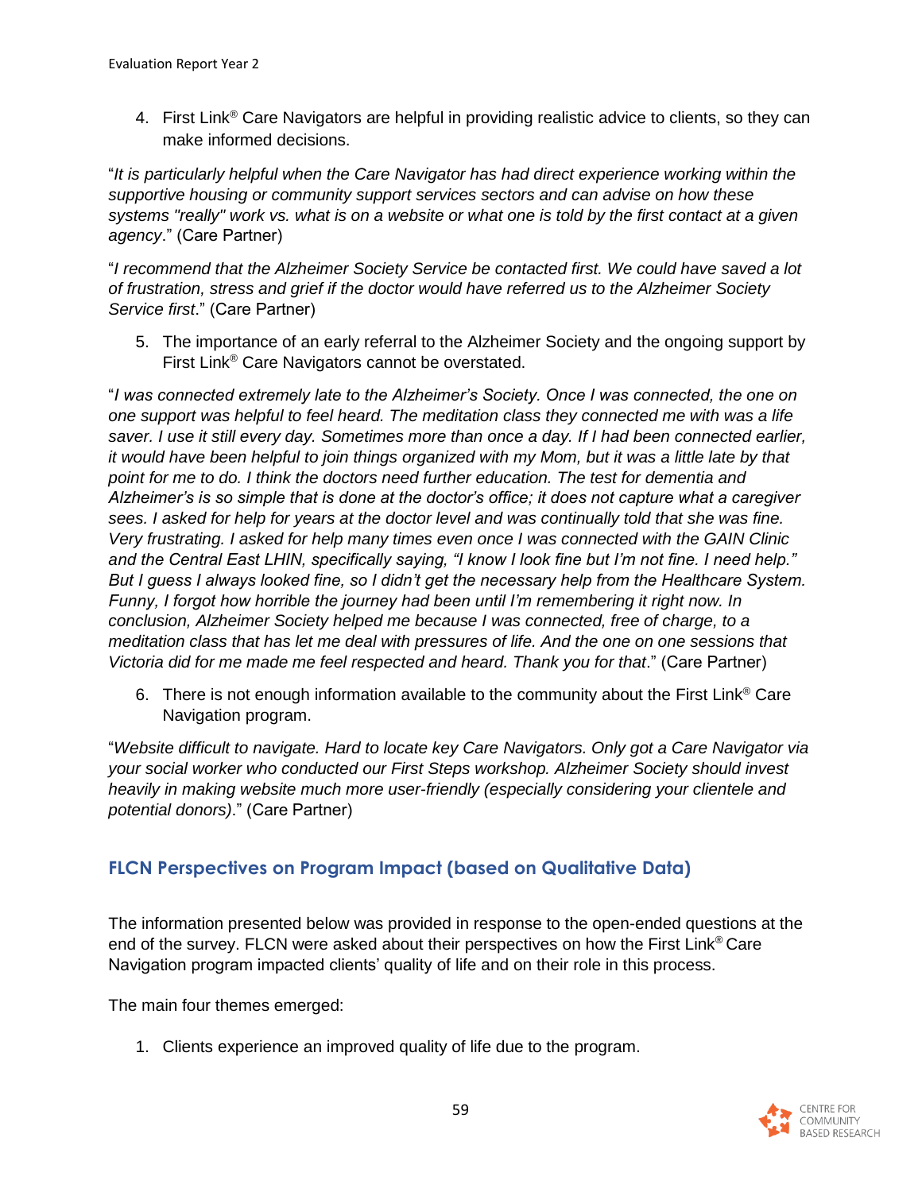4. First Link® Care Navigators are helpful in providing realistic advice to clients, so they can make informed decisions.

"*It is particularly helpful when the Care Navigator has had direct experience working within the supportive housing or community support services sectors and can advise on how these systems "really" work vs. what is on a website or what one is told by the first contact at a given agency*." (Care Partner)

"*I recommend that the Alzheimer Society Service be contacted first. We could have saved a lot of frustration, stress and grief if the doctor would have referred us to the Alzheimer Society Service first*." (Care Partner)

5. The importance of an early referral to the Alzheimer Society and the ongoing support by First Link® Care Navigators cannot be overstated.

"*I was connected extremely late to the Alzheimer's Society. Once I was connected, the one on one support was helpful to feel heard. The meditation class they connected me with was a life saver. I use it still every day. Sometimes more than once a day. If I had been connected earlier, it would have been helpful to join things organized with my Mom, but it was a little late by that point for me to do. I think the doctors need further education. The test for dementia and Alzheimer's is so simple that is done at the doctor's office; it does not capture what a caregiver sees. I asked for help for years at the doctor level and was continually told that she was fine. Very frustrating. I asked for help many times even once I was connected with the GAIN Clinic and the Central East LHIN, specifically saying, "I know I look fine but I'm not fine. I need help." But I guess I always looked fine, so I didn't get the necessary help from the Healthcare System. Funny, I forgot how horrible the journey had been until I'm remembering it right now. In conclusion, Alzheimer Society helped me because I was connected, free of charge, to a meditation class that has let me deal with pressures of life. And the one on one sessions that Victoria did for me made me feel respected and heard. Thank you for that*." (Care Partner)

6. There is not enough information available to the community about the First Link® Care Navigation program.

"*Website difficult to navigate. Hard to locate key Care Navigators. Only got a Care Navigator via your social worker who conducted our First Steps workshop. Alzheimer Society should invest heavily in making website much more user-friendly (especially considering your clientele and potential donors)*." (Care Partner)

## FLCN Perspectives on Program Impact (based on Qualitative Data)

The information presented below was provided in response to the open-ended questions at the end of the survey. FLCN were asked about their perspectives on how the First Link® Care Navigation program impacted clients' quality of life and on their role in this process.

The main four themes emerged:

1. Clients experience an improved quality of life due to the program.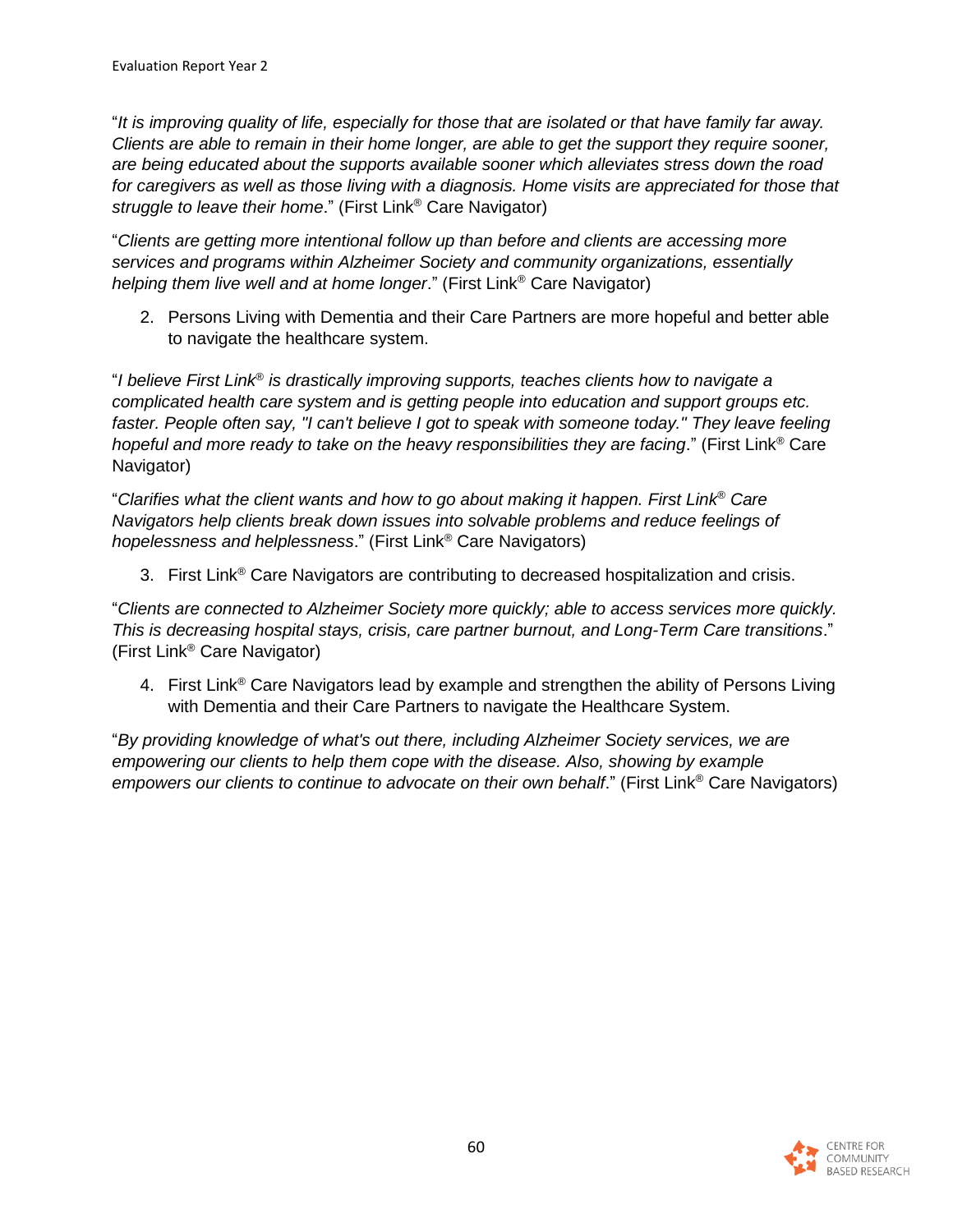"*It is improving quality of life, especially for those that are isolated or that have family far away. Clients are able to remain in their home longer, are able to get the support they require sooner, are being educated about the supports available sooner which alleviates stress down the road for caregivers as well as those living with a diagnosis. Home visits are appreciated for those that struggle to leave their home*." (First Link® Care Navigator)

"*Clients are getting more intentional follow up than before and clients are accessing more services and programs within Alzheimer Society and community organizations, essentially helping them live well and at home longer*." (First Link® Care Navigator)

2. Persons Living with Dementia and their Care Partners are more hopeful and better able to navigate the healthcare system.

"*I believe First Link® is drastically improving supports, teaches clients how to navigate a complicated health care system and is getting people into education and support groups etc. faster. People often say, "I can't believe I got to speak with someone today." They leave feeling hopeful and more ready to take on the heavy responsibilities they are facing*." (First Link® Care Navigator)

"*Clarifies what the client wants and how to go about making it happen. First Link® Care Navigators help clients break down issues into solvable problems and reduce feelings of hopelessness and helplessness*." (First Link® Care Navigators)

3. First Link® Care Navigators are contributing to decreased hospitalization and crisis.

"*Clients are connected to Alzheimer Society more quickly; able to access services more quickly. This is decreasing hospital stays, crisis, care partner burnout, and Long-Term Care transitions*." (First Link® Care Navigator)

4. First Link® Care Navigators lead by example and strengthen the ability of Persons Living with Dementia and their Care Partners to navigate the Healthcare System.

"*By providing knowledge of what's out there, including Alzheimer Society services, we are empowering our clients to help them cope with the disease. Also, showing by example empowers our clients to continue to advocate on their own behalf*." (First Link® Care Navigators)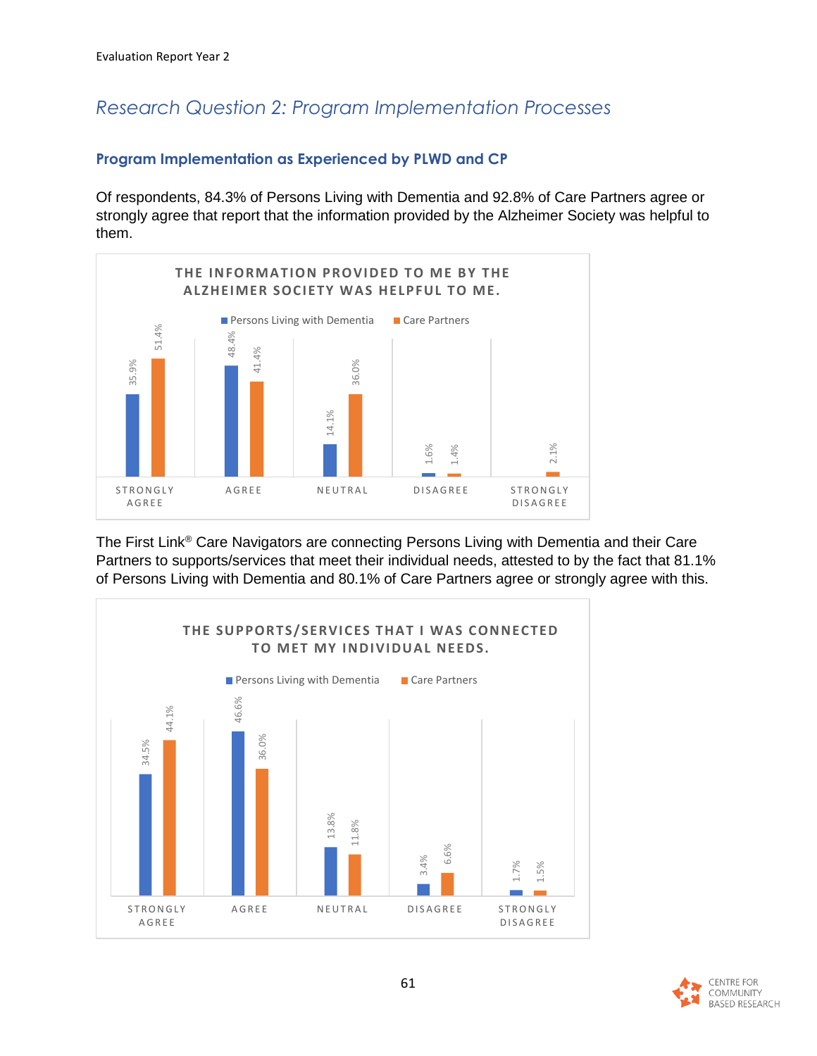## Research Question 2: Program Implementation Processes

### Program Implementation as Experienced by PLWD and CP

Of respondents, 84.3% of Persons Living with Dementia and 92.8% of Care Partners agree or strongly agree that report that the information provided by the Alzheimer Society was helpful to them.

**THE INFORMATION PROVIDED TO ME BY THE ALZHEIMER SOCIETY WAS HELPFUL TO ME.**

| | Persons Living with Dementia | Care Partners |
|---|---|---|
| STRONGLY AGREE | 35.9% | 51.4% |
| AGREE | 48.4% | 41.4% |
| NEUTRAL | 14.1% | 36.0% |
| DISAGREE | 1.6% | 1.4% |
| STRONGLY DISAGREE | | 2.1% |

The First Link® Care Navigators are connecting Persons Living with Dementia and their Care Partners to supports/services that meet their individual needs, attested to by the fact that 81.1% of Persons Living with Dementia and 80.1% of Care Partners agree or strongly agree with this.

**THE SUPPORTS/SERVICES THAT I WAS CONNECTED TO MET MY INDIVIDUAL NEEDS.**

| | Persons Living with Dementia | Care Partners |
|---|---|---|
| STRONGLY AGREE | 34.5% | 44.1% |
| AGREE | 46.6% | 36.0% |
| NEUTRAL | 13.8% | 11.8% |
| DISAGREE | 3.4% | 6.6% |
| STRONGLY DISAGREE | 1.7% | 1.5% |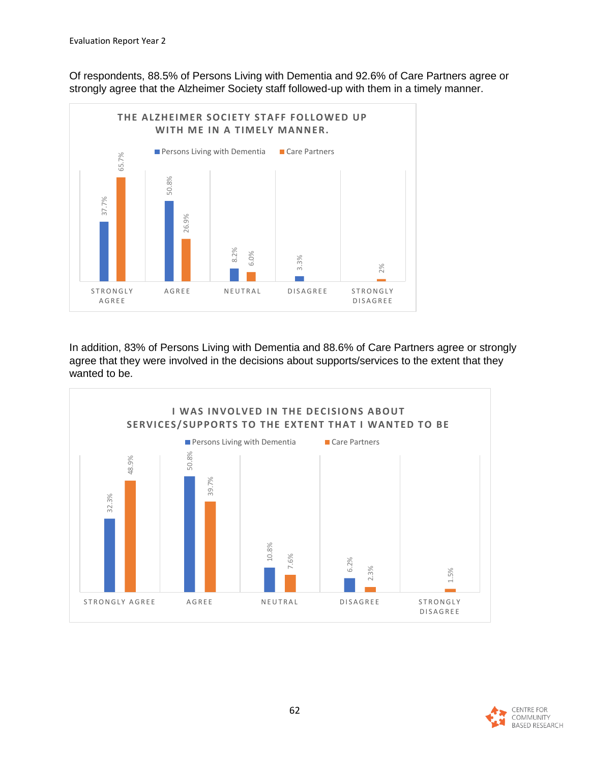Of respondents, 88.5% of Persons Living with Dementia and 92.6% of Care Partners agree or strongly agree that the Alzheimer Society staff followed-up with them in a timely manner.

**THE ALZHEIMER SOCIETY STAFF FOLLOWED UP WITH ME IN A TIMELY MANNER.**

| | Persons Living with Dementia | Care Partners |
|---|---|---|
| Strongly Agree | 37.7% | 65.7% |
| Agree | 50.8% | 26.9% |
| Neutral | 8.2% | 6.0% |
| Disagree | 3.3% | |
| Strongly Disagree | | 2% |

In addition, 83% of Persons Living with Dementia and 88.6% of Care Partners agree or strongly agree that they were involved in the decisions about supports/services to the extent that they wanted to be.

**I WAS INVOLVED IN THE DECISIONS ABOUT SERVICES/SUPPORTS TO THE EXTENT THAT I WANTED TO BE**

| | Persons Living with Dementia | Care Partners |
|---|---|---|
| Strongly Agree | 32.3% | 48.9% |
| Agree | 50.8% | 39.7% |
| Neutral | 10.8% | 7.6% |
| Disagree | 6.2% | 2.3% |
| Strongly Disagree | | 1.5% |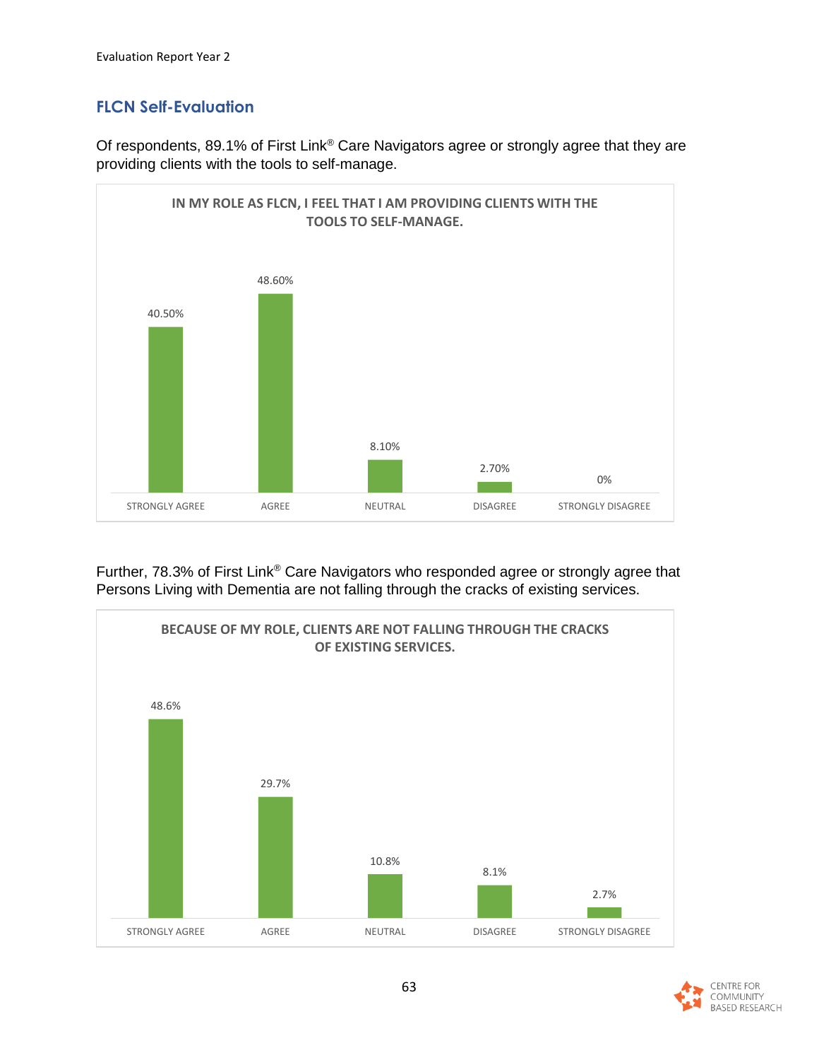## FLCN Self-Evaluation

Of respondents, 89.1% of First Link® Care Navigators agree or strongly agree that they are providing clients with the tools to self-manage.

**IN MY ROLE AS FLCN, I FEEL THAT I AM PROVIDING CLIENTS WITH THE TOOLS TO SELF-MANAGE.**

| STRONGLY AGREE | AGREE | NEUTRAL | DISAGREE | STRONGLY DISAGREE |
|---|---|---|---|---|
| 40.50% | 48.60% | 8.10% | 2.70% | 0% |

Further, 78.3% of First Link® Care Navigators who responded agree or strongly agree that Persons Living with Dementia are not falling through the cracks of existing services.

**BECAUSE OF MY ROLE, CLIENTS ARE NOT FALLING THROUGH THE CRACKS OF EXISTING SERVICES.**

| STRONGLY AGREE | AGREE | NEUTRAL | DISAGREE | STRONGLY DISAGREE |
|---|---|---|---|---|
| 48.6% | 29.7% | 10.8% | 8.1% | 2.7% |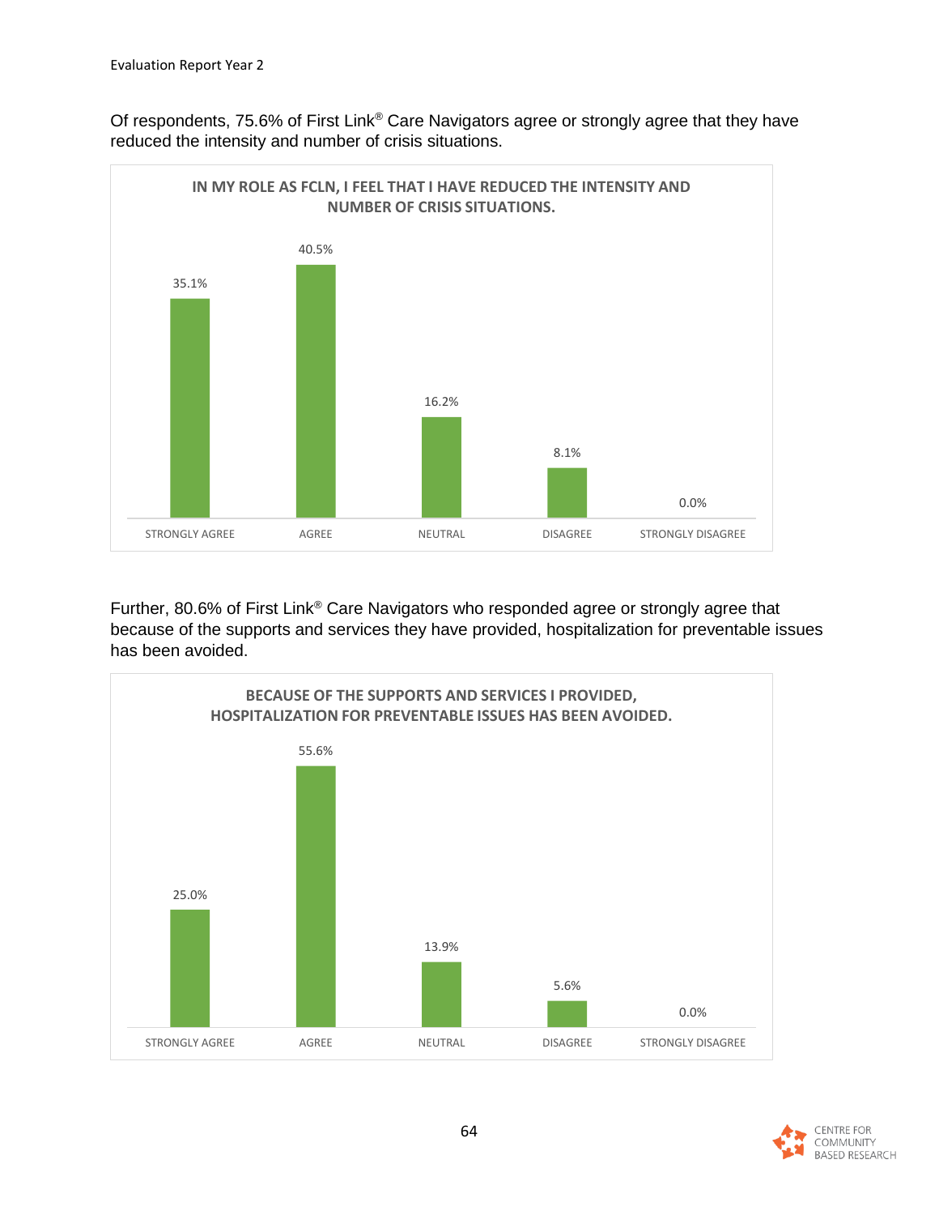Of respondents, 75.6% of First Link® Care Navigators agree or strongly agree that they have reduced the intensity and number of crisis situations.

**IN MY ROLE AS FCLN, I FEEL THAT I HAVE REDUCED THE INTENSITY AND NUMBER OF CRISIS SITUATIONS.**

| STRONGLY AGREE | AGREE | NEUTRAL | DISAGREE | STRONGLY DISAGREE |
|---|---|---|---|---|
| 35.1% | 40.5% | 16.2% | 8.1% | 0.0% |

Further, 80.6% of First Link® Care Navigators who responded agree or strongly agree that because of the supports and services they have provided, hospitalization for preventable issues has been avoided.

**BECAUSE OF THE SUPPORTS AND SERVICES I PROVIDED, HOSPITALIZATION FOR PREVENTABLE ISSUES HAS BEEN AVOIDED.**

| STRONGLY AGREE | AGREE | NEUTRAL | DISAGREE | STRONGLY DISAGREE |
|---|---|---|---|---|
| 25.0% | 55.6% | 13.9% | 5.6% | 0.0% |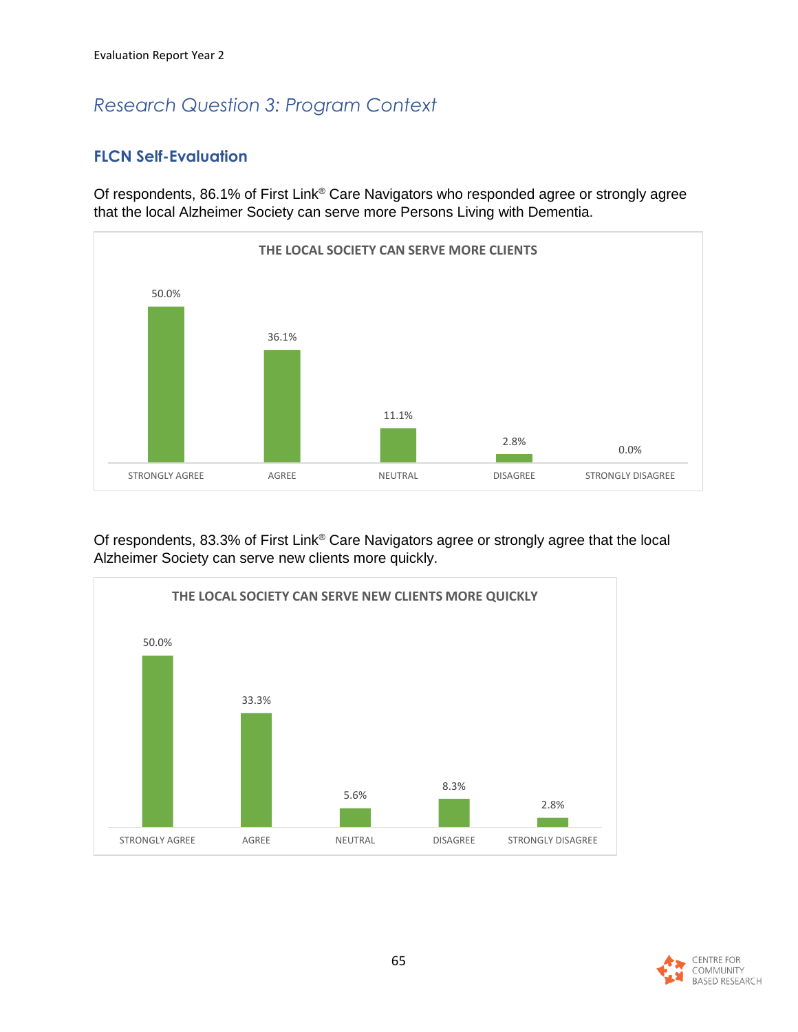# Research Question 3: Program Context

## FLCN Self-Evaluation

Of respondents, 86.1% of First Link® Care Navigators who responded agree or strongly agree that the local Alzheimer Society can serve more Persons Living with Dementia.

**THE LOCAL SOCIETY CAN SERVE MORE CLIENTS**

| Response | Percentage |
|---|---|
| STRONGLY AGREE | 50.0% |
| AGREE | 36.1% |
| NEUTRAL | 11.1% |
| DISAGREE | 2.8% |
| STRONGLY DISAGREE | 0.0% |

Of respondents, 83.3% of First Link® Care Navigators agree or strongly agree that the local Alzheimer Society can serve new clients more quickly.

**THE LOCAL SOCIETY CAN SERVE NEW CLIENTS MORE QUICKLY**

| Response | Percentage |
|---|---|
| STRONGLY AGREE | 50.0% |
| AGREE | 33.3% |
| NEUTRAL | 5.6% |
| DISAGREE | 8.3% |
| STRONGLY DISAGREE | 2.8% |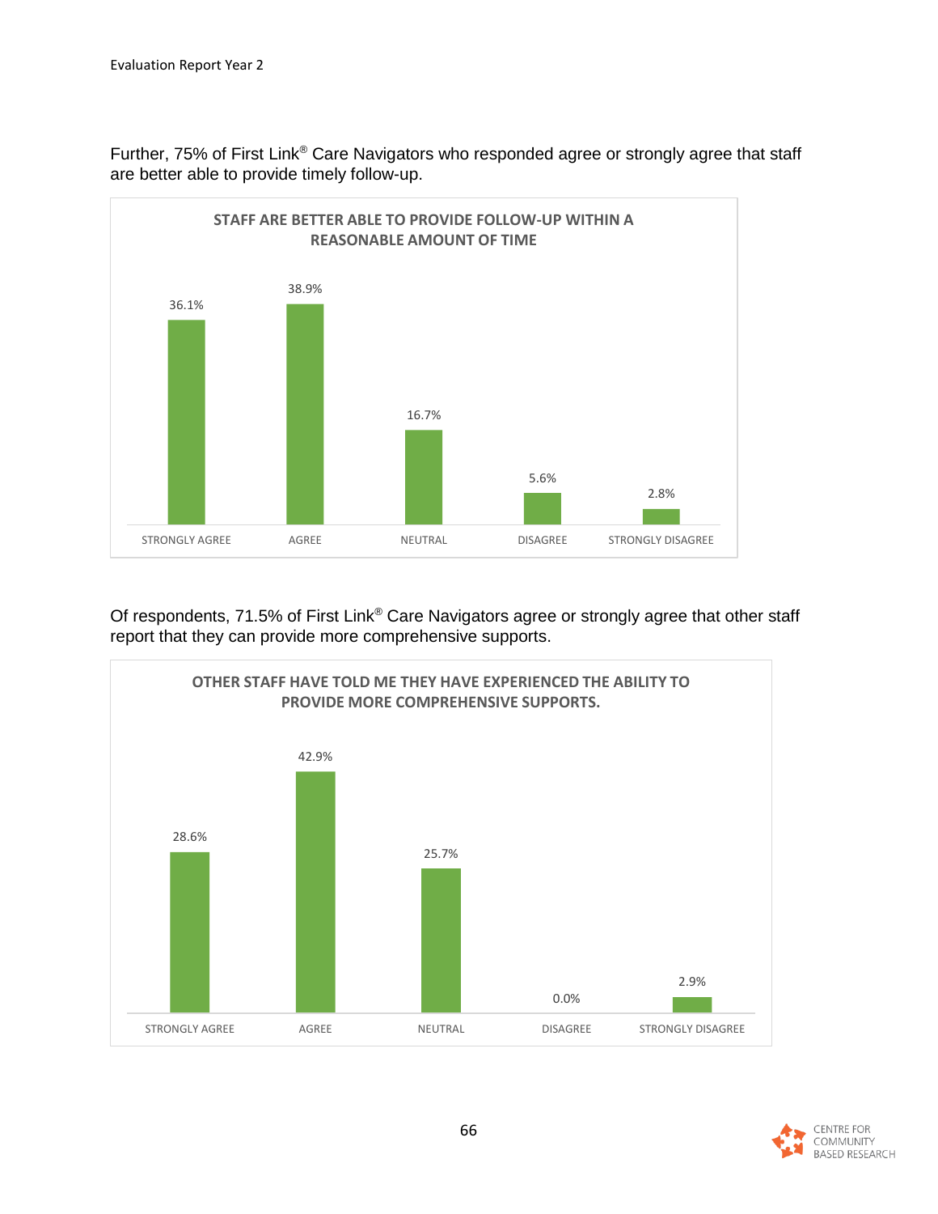Further, 75% of First Link® Care Navigators who responded agree or strongly agree that staff are better able to provide timely follow-up.

**STAFF ARE BETTER ABLE TO PROVIDE FOLLOW-UP WITHIN A REASONABLE AMOUNT OF TIME**

| STRONGLY AGREE | AGREE | NEUTRAL | DISAGREE | STRONGLY DISAGREE |
| --- | --- | --- | --- | --- |
| 36.1% | 38.9% | 16.7% | 5.6% | 2.8% |

Of respondents, 71.5% of First Link® Care Navigators agree or strongly agree that other staff report that they can provide more comprehensive supports.

**OTHER STAFF HAVE TOLD ME THEY HAVE EXPERIENCED THE ABILITY TO PROVIDE MORE COMPREHENSIVE SUPPORTS.**

| STRONGLY AGREE | AGREE | NEUTRAL | DISAGREE | STRONGLY DISAGREE |
| --- | --- | --- | --- | --- |
| 28.6% | 42.9% | 25.7% | 0.0% | 2.9% |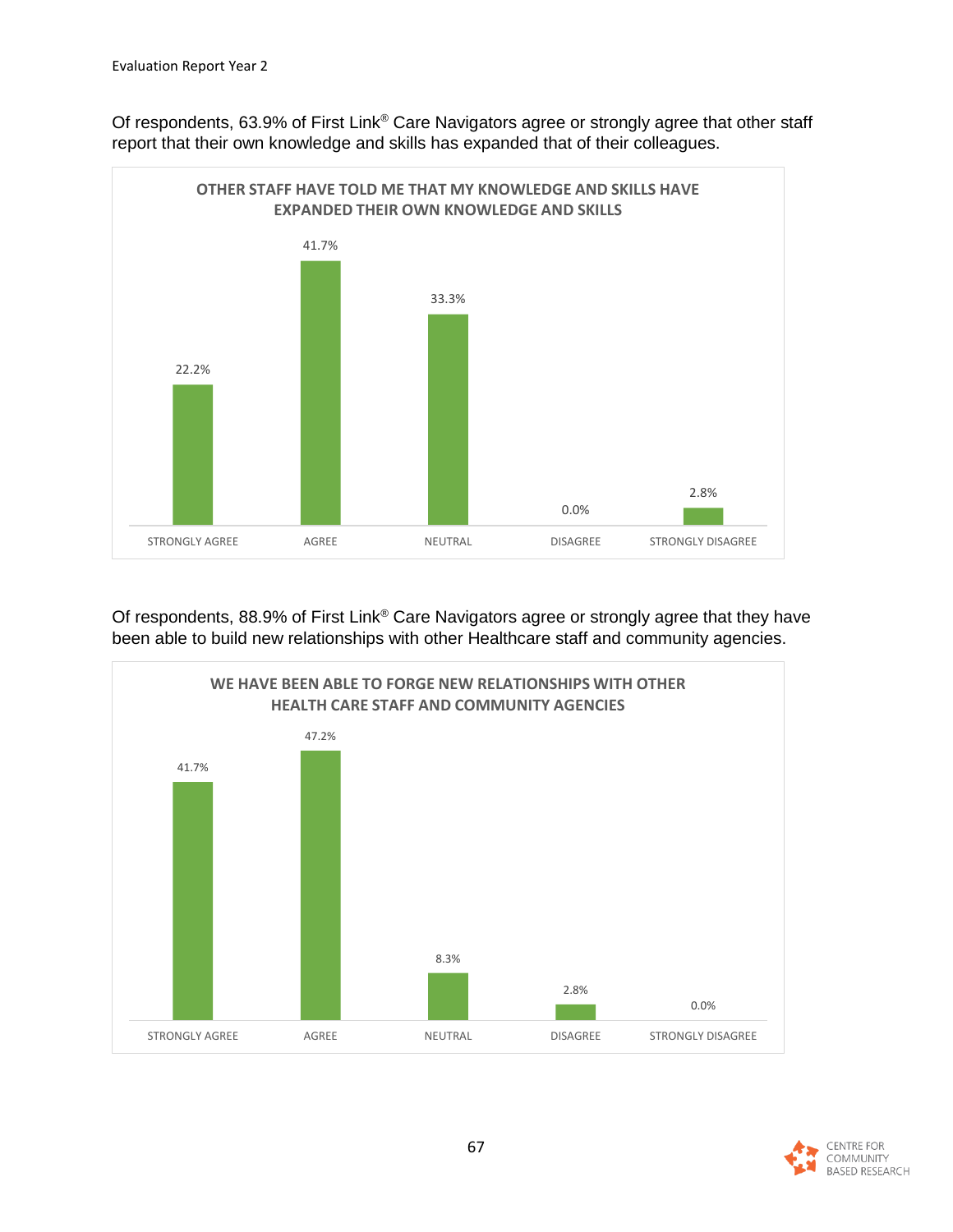Of respondents, 63.9% of First Link® Care Navigators agree or strongly agree that other staff report that their own knowledge and skills has expanded that of their colleagues.

**OTHER STAFF HAVE TOLD ME THAT MY KNOWLEDGE AND SKILLS HAVE EXPANDED THEIR OWN KNOWLEDGE AND SKILLS**

| STRONGLY AGREE | AGREE | NEUTRAL | DISAGREE | STRONGLY DISAGREE |
|---|---|---|---|---|
| 22.2% | 41.7% | 33.3% | 0.0% | 2.8% |

Of respondents, 88.9% of First Link® Care Navigators agree or strongly agree that they have been able to build new relationships with other Healthcare staff and community agencies.

**WE HAVE BEEN ABLE TO FORGE NEW RELATIONSHIPS WITH OTHER HEALTH CARE STAFF AND COMMUNITY AGENCIES**

| STRONGLY AGREE | AGREE | NEUTRAL | DISAGREE | STRONGLY DISAGREE |
|---|---|---|---|---|
| 41.7% | 47.2% | 8.3% | 2.8% | 0.0% |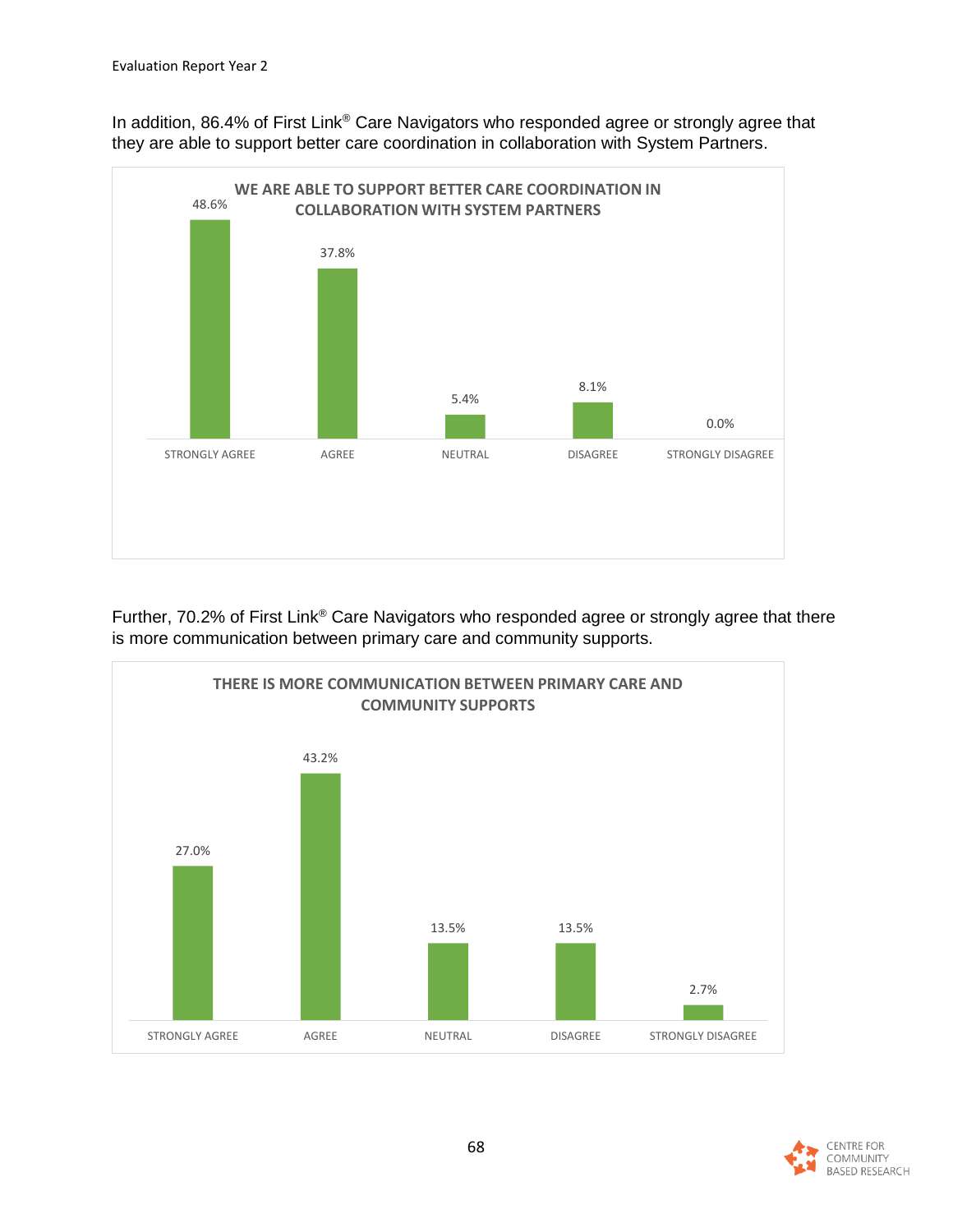In addition, 86.4% of First Link® Care Navigators who responded agree or strongly agree that they are able to support better care coordination in collaboration with System Partners.

**WE ARE ABLE TO SUPPORT BETTER CARE COORDINATION IN COLLABORATION WITH SYSTEM PARTNERS**

| STRONGLY AGREE | AGREE | NEUTRAL | DISAGREE | STRONGLY DISAGREE |
|---|---|---|---|---|
| 48.6% | 37.8% | 5.4% | 8.1% | 0.0% |

Further, 70.2% of First Link® Care Navigators who responded agree or strongly agree that there is more communication between primary care and community supports.

**THERE IS MORE COMMUNICATION BETWEEN PRIMARY CARE AND COMMUNITY SUPPORTS**

| STRONGLY AGREE | AGREE | NEUTRAL | DISAGREE | STRONGLY DISAGREE |
|---|---|---|---|---|
| 27.0% | 43.2% | 13.5% | 13.5% | 2.7% |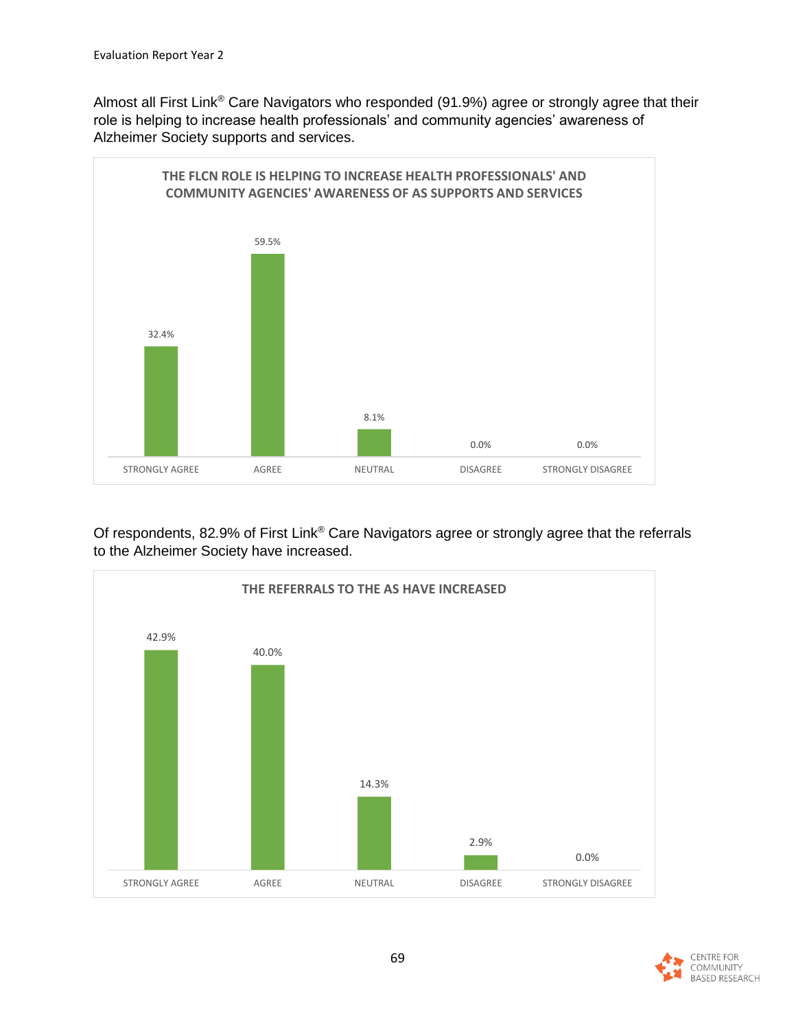Almost all First Link® Care Navigators who responded (91.9%) agree or strongly agree that their role is helping to increase health professionals' and community agencies' awareness of Alzheimer Society supports and services.

**THE FLCN ROLE IS HELPING TO INCREASE HEALTH PROFESSIONALS' AND COMMUNITY AGENCIES' AWARENESS OF AS SUPPORTS AND SERVICES**

| STRONGLY AGREE | AGREE | NEUTRAL | DISAGREE | STRONGLY DISAGREE |
|---|---|---|---|---|
| 32.4% | 59.5% | 8.1% | 0.0% | 0.0% |

Of respondents, 82.9% of First Link® Care Navigators agree or strongly agree that the referrals to the Alzheimer Society have increased.

**THE REFERRALS TO THE AS HAVE INCREASED**

| STRONGLY AGREE | AGREE | NEUTRAL | DISAGREE | STRONGLY DISAGREE |
|---|---|---|---|---|
| 42.9% | 40.0% | 14.3% | 2.9% | 0.0% |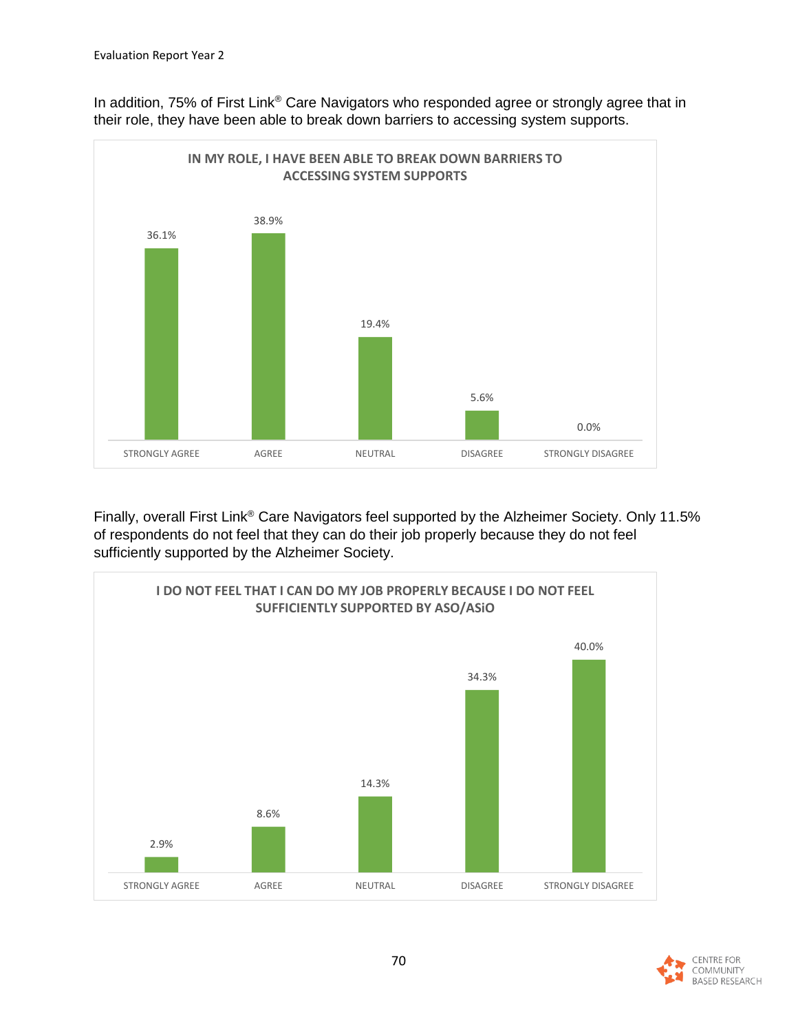In addition, 75% of First Link® Care Navigators who responded agree or strongly agree that in their role, they have been able to break down barriers to accessing system supports.

**IN MY ROLE, I HAVE BEEN ABLE TO BREAK DOWN BARRIERS TO ACCESSING SYSTEM SUPPORTS**

| STRONGLY AGREE | AGREE | NEUTRAL | DISAGREE | STRONGLY DISAGREE |
|---|---|---|---|---|
| 36.1% | 38.9% | 19.4% | 5.6% | 0.0% |

Finally, overall First Link® Care Navigators feel supported by the Alzheimer Society. Only 11.5% of respondents do not feel that they can do their job properly because they do not feel sufficiently supported by the Alzheimer Society.

**I DO NOT FEEL THAT I CAN DO MY JOB PROPERLY BECAUSE I DO NOT FEEL SUFFICIENTLY SUPPORTED BY ASO/ASiO**

| STRONGLY AGREE | AGREE | NEUTRAL | DISAGREE | STRONGLY DISAGREE |
|---|---|---|---|---|
| 2.9% | 8.6% | 14.3% | 34.3% | 40.0% |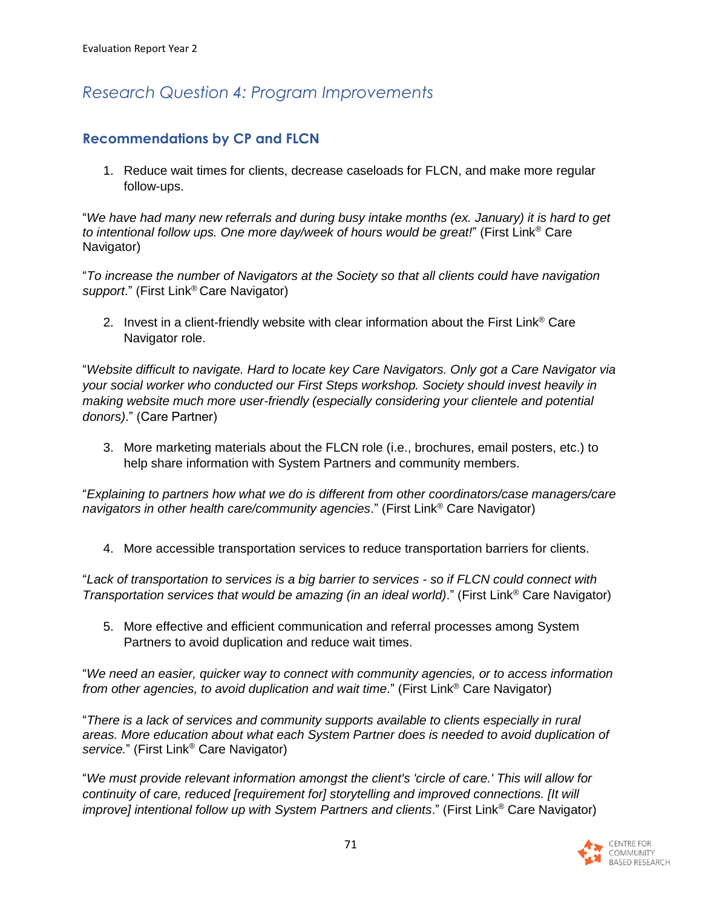## *Research Question 4: Program Improvements*

### Recommendations by CP and FLCN

1. Reduce wait times for clients, decrease caseloads for FLCN, and make more regular follow-ups.

"*We have had many new referrals and during busy intake months (ex. January) it is hard to get to intentional follow ups. One more day/week of hours would be great!*" (First Link® Care Navigator)

"*To increase the number of Navigators at the Society so that all clients could have navigation support*." (First Link® Care Navigator)

2. Invest in a client-friendly website with clear information about the First Link® Care Navigator role.

"*Website difficult to navigate. Hard to locate key Care Navigators. Only got a Care Navigator via your social worker who conducted our First Steps workshop. Society should invest heavily in making website much more user-friendly (especially considering your clientele and potential donors)*." (Care Partner)

3. More marketing materials about the FLCN role (i.e., brochures, email posters, etc.) to help share information with System Partners and community members.

"*Explaining to partners how what we do is different from other coordinators/case managers/care navigators in other health care/community agencies*." (First Link® Care Navigator)

4. More accessible transportation services to reduce transportation barriers for clients.

"*Lack of transportation to services is a big barrier to services - so if FLCN could connect with Transportation services that would be amazing (in an ideal world)*." (First Link® Care Navigator)

5. More effective and efficient communication and referral processes among System Partners to avoid duplication and reduce wait times.

"*We need an easier, quicker way to connect with community agencies, or to access information from other agencies, to avoid duplication and wait time*." (First Link® Care Navigator)

"*There is a lack of services and community supports available to clients especially in rural areas. More education about what each System Partner does is needed to avoid duplication of service.*" (First Link® Care Navigator)

"*We must provide relevant information amongst the client's 'circle of care.' This will allow for continuity of care, reduced [requirement for] storytelling and improved connections. [It will improve] intentional follow up with System Partners and clients*." (First Link® Care Navigator)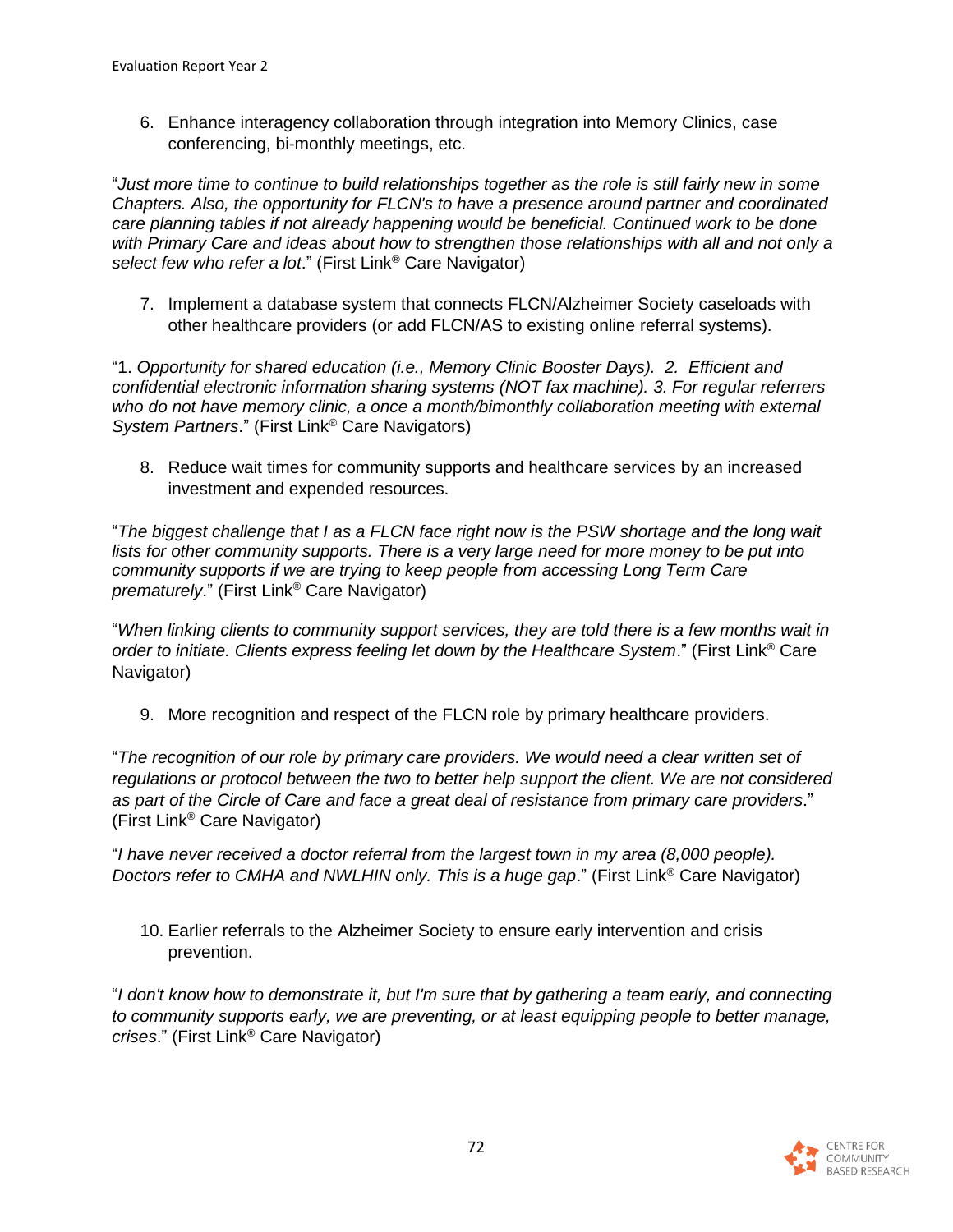6. Enhance interagency collaboration through integration into Memory Clinics, case conferencing, bi-monthly meetings, etc.

"*Just more time to continue to build relationships together as the role is still fairly new in some Chapters. Also, the opportunity for FLCN's to have a presence around partner and coordinated care planning tables if not already happening would be beneficial. Continued work to be done with Primary Care and ideas about how to strengthen those relationships with all and not only a select few who refer a lot*." (First Link® Care Navigator)

7. Implement a database system that connects FLCN/Alzheimer Society caseloads with other healthcare providers (or add FLCN/AS to existing online referral systems).

"1. *Opportunity for shared education (i.e., Memory Clinic Booster Days). 2. Efficient and confidential electronic information sharing systems (NOT fax machine). 3. For regular referrers who do not have memory clinic, a once a month/bimonthly collaboration meeting with external System Partners*." (First Link® Care Navigators)

8. Reduce wait times for community supports and healthcare services by an increased investment and expended resources.

"*The biggest challenge that I as a FLCN face right now is the PSW shortage and the long wait lists for other community supports. There is a very large need for more money to be put into community supports if we are trying to keep people from accessing Long Term Care prematurely*." (First Link® Care Navigator)

"*When linking clients to community support services, they are told there is a few months wait in order to initiate. Clients express feeling let down by the Healthcare System*." (First Link® Care Navigator)

9. More recognition and respect of the FLCN role by primary healthcare providers.

"*The recognition of our role by primary care providers. We would need a clear written set of regulations or protocol between the two to better help support the client. We are not considered as part of the Circle of Care and face a great deal of resistance from primary care providers*." (First Link® Care Navigator)

"*I have never received a doctor referral from the largest town in my area (8,000 people). Doctors refer to CMHA and NWLHIN only. This is a huge gap*." (First Link® Care Navigator)

10. Earlier referrals to the Alzheimer Society to ensure early intervention and crisis prevention.

"*I don't know how to demonstrate it, but I'm sure that by gathering a team early, and connecting to community supports early, we are preventing, or at least equipping people to better manage, crises*." (First Link® Care Navigator)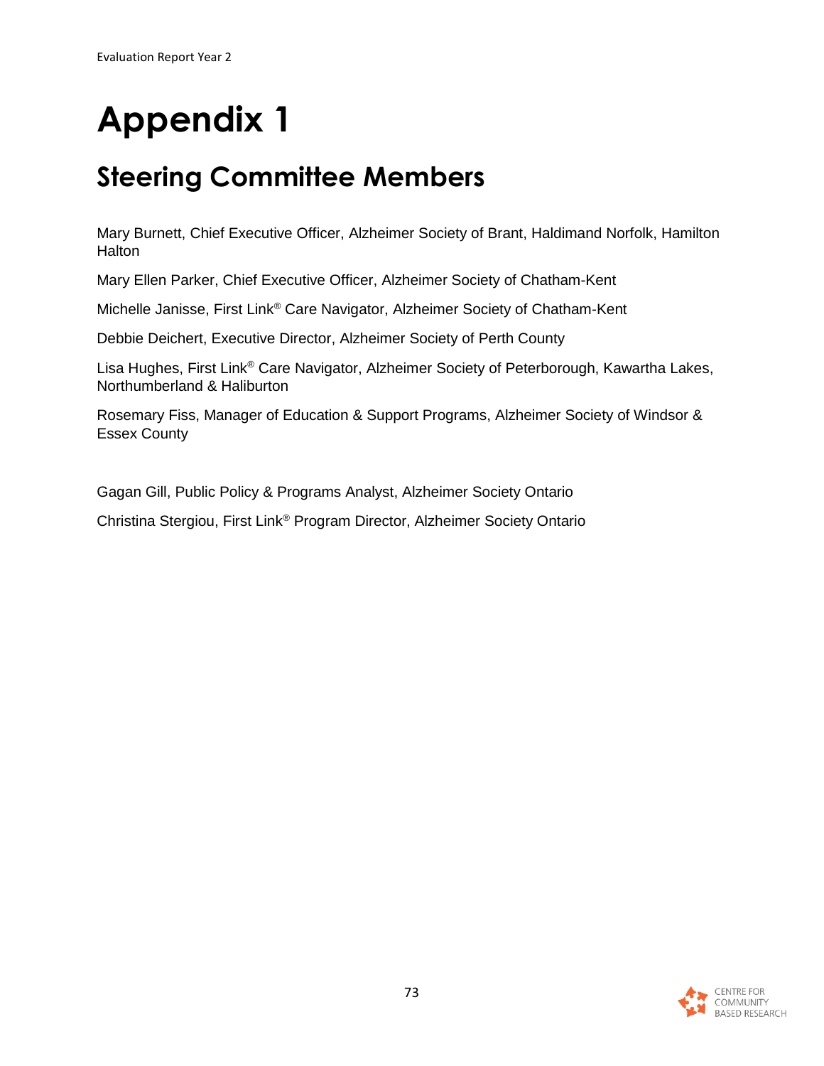# Appendix 1

## Steering Committee Members

Mary Burnett, Chief Executive Officer, Alzheimer Society of Brant, Haldimand Norfolk, Hamilton Halton

Mary Ellen Parker, Chief Executive Officer, Alzheimer Society of Chatham-Kent

Michelle Janisse, First Link® Care Navigator, Alzheimer Society of Chatham-Kent

Debbie Deichert, Executive Director, Alzheimer Society of Perth County

Lisa Hughes, First Link® Care Navigator, Alzheimer Society of Peterborough, Kawartha Lakes, Northumberland & Haliburton

Rosemary Fiss, Manager of Education & Support Programs, Alzheimer Society of Windsor & Essex County

Gagan Gill, Public Policy & Programs Analyst, Alzheimer Society Ontario

Christina Stergiou, First Link® Program Director, Alzheimer Society Ontario